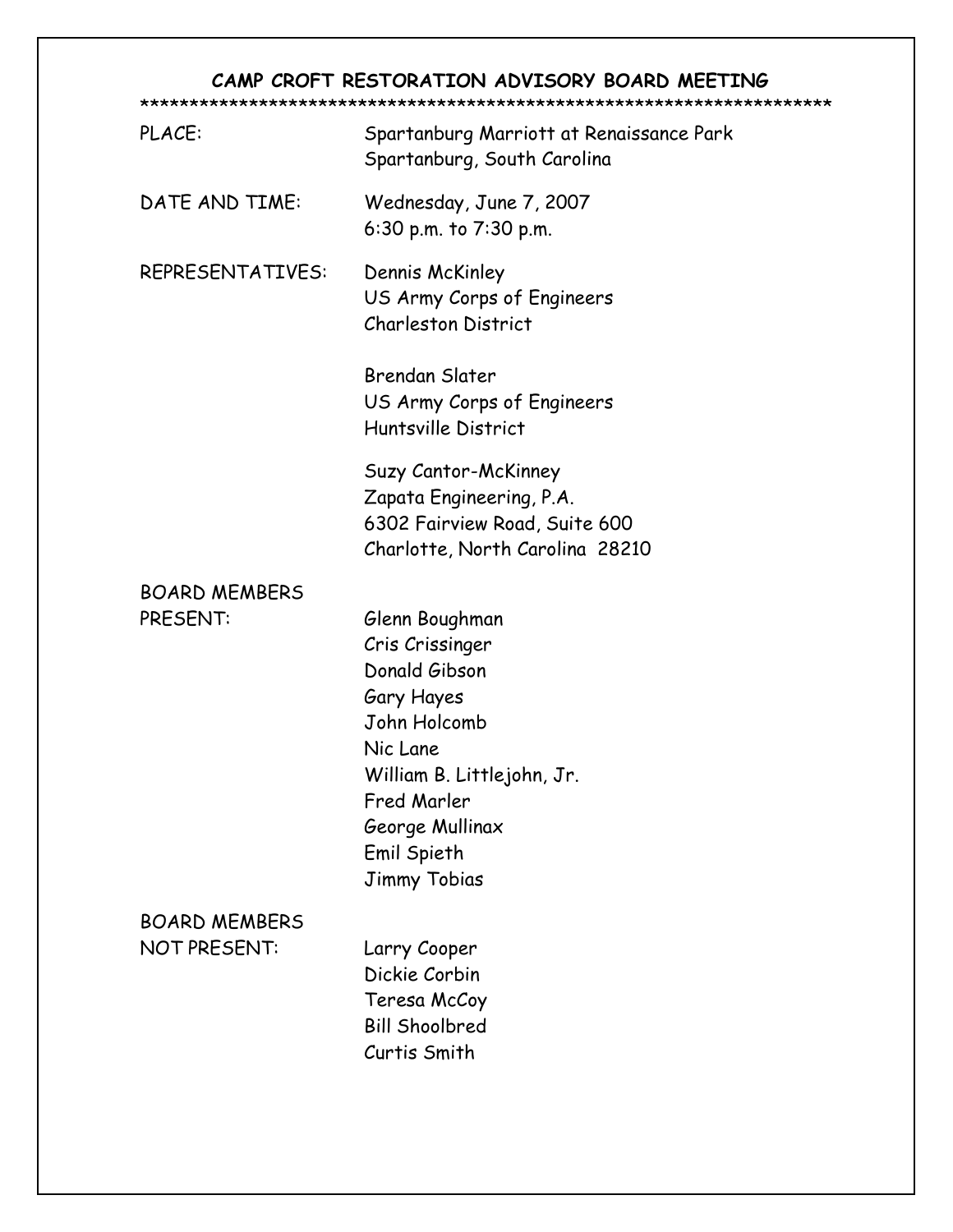# CAMP CROFT RESTORATION ADVISORY BOARD MEETING

************************************************************************

| | |
|---|---|
| PLACE: | Spartanburg Marriott at Renaissance Park<br>Spartanburg, South Carolina |
| DATE AND TIME: | Wednesday, June 7, 2007<br>6:30 p.m. to 7:30 p.m. |
| REPRESENTATIVES: | Dennis McKinley<br>US Army Corps of Engineers<br>Charleston District |
| | Brendan Slater<br>US Army Corps of Engineers<br>Huntsville District |
| | Suzy Cantor-McKinney<br>Zapata Engineering, P.A.<br>6302 Fairview Road, Suite 600<br>Charlotte, North Carolina 28210 |
| BOARD MEMBERS PRESENT: | Glenn Boughman<br>Cris Crissinger<br>Donald Gibson<br>Gary Hayes<br>John Holcomb<br>Nic Lane<br>William B. Littlejohn, Jr.<br>Fred Marler<br>George Mullinax<br>Emil Spieth<br>Jimmy Tobias |
| BOARD MEMBERS NOT PRESENT: | Larry Cooper<br>Dickie Corbin<br>Teresa McCoy<br>Bill Shoolbred<br>Curtis Smith |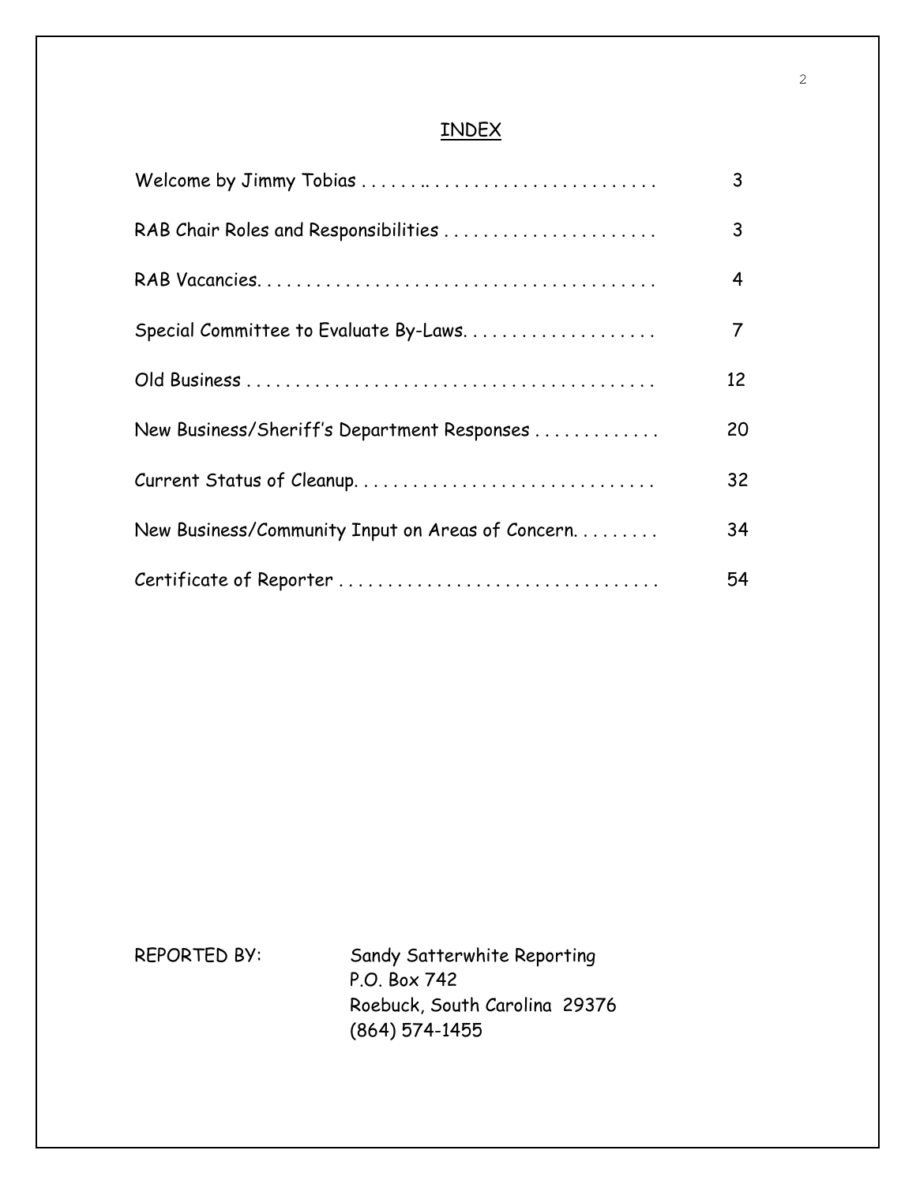# INDEX

| | |
|---|---|
| Welcome by Jimmy Tobias | 3 |
| RAB Chair Roles and Responsibilities | 3 |
| RAB Vacancies | 4 |
| Special Committee to Evaluate By-Laws | 7 |
| Old Business | 12 |
| New Business/Sheriff's Department Responses | 20 |
| Current Status of Cleanup | 32 |
| New Business/Community Input on Areas of Concern | 34 |
| Certificate of Reporter | 54 |

REPORTED BY: Sandy Satterwhite Reporting
P.O. Box 742
Roebuck, South Carolina 29376
(864) 574-1455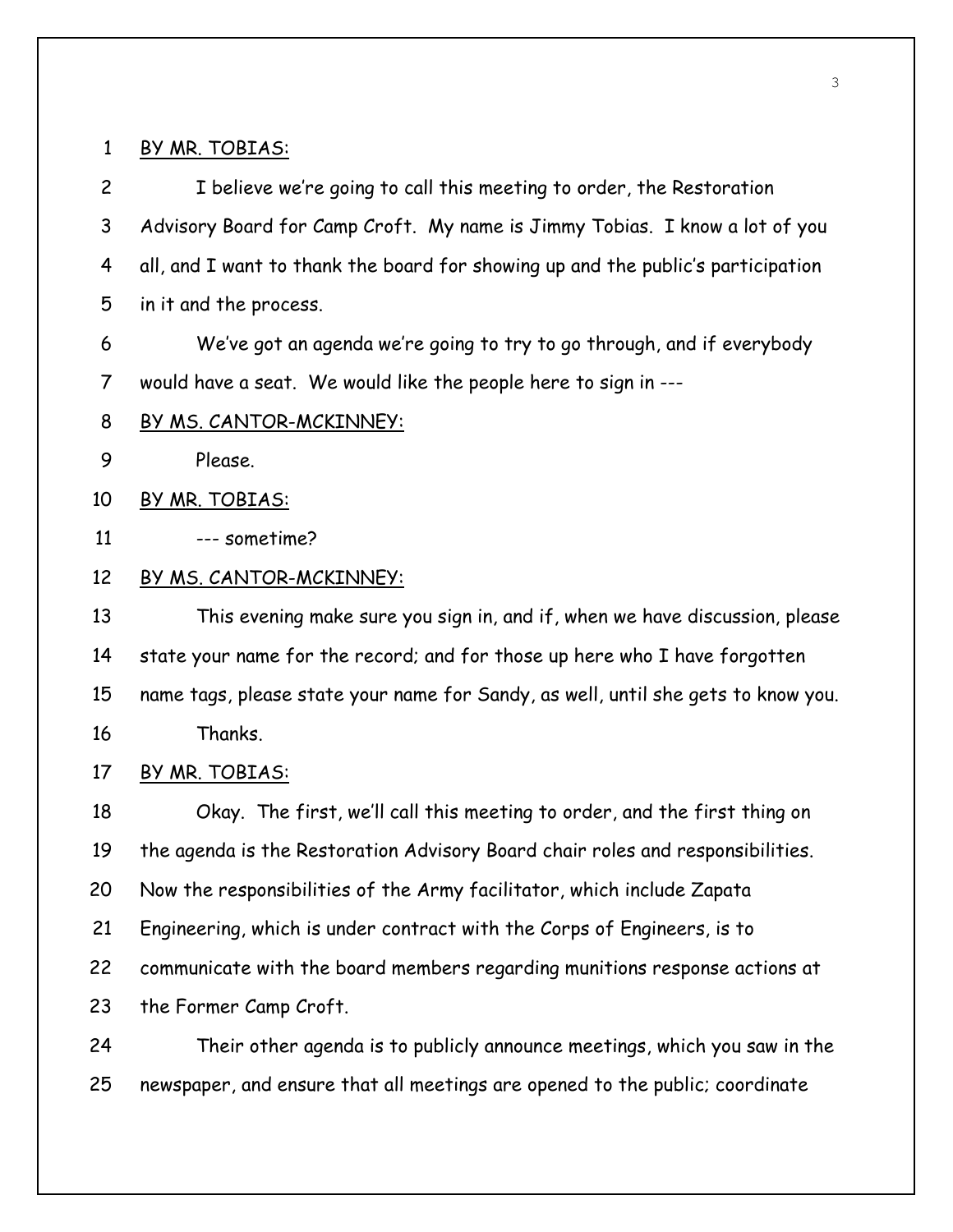BY MR. TOBIAS:

I believe we're going to call this meeting to order, the Restoration Advisory Board for Camp Croft. My name is Jimmy Tobias. I know a lot of you all, and I want to thank the board for showing up and the public's participation in it and the process.

We've got an agenda we're going to try to go through, and if everybody would have a seat. We would like the people here to sign in ---

BY MS. CANTOR-MCKINNEY:

Please.

BY MR. TOBIAS:

--- sometime?

BY MS. CANTOR-MCKINNEY:

This evening make sure you sign in, and if, when we have discussion, please state your name for the record; and for those up here who I have forgotten name tags, please state your name for Sandy, as well, until she gets to know you.

Thanks.

BY MR. TOBIAS:

Okay. The first, we'll call this meeting to order, and the first thing on the agenda is the Restoration Advisory Board chair roles and responsibilities. Now the responsibilities of the Army facilitator, which include Zapata Engineering, which is under contract with the Corps of Engineers, is to communicate with the board members regarding munitions response actions at the Former Camp Croft.

Their other agenda is to publicly announce meetings, which you saw in the newspaper, and ensure that all meetings are opened to the public; coordinate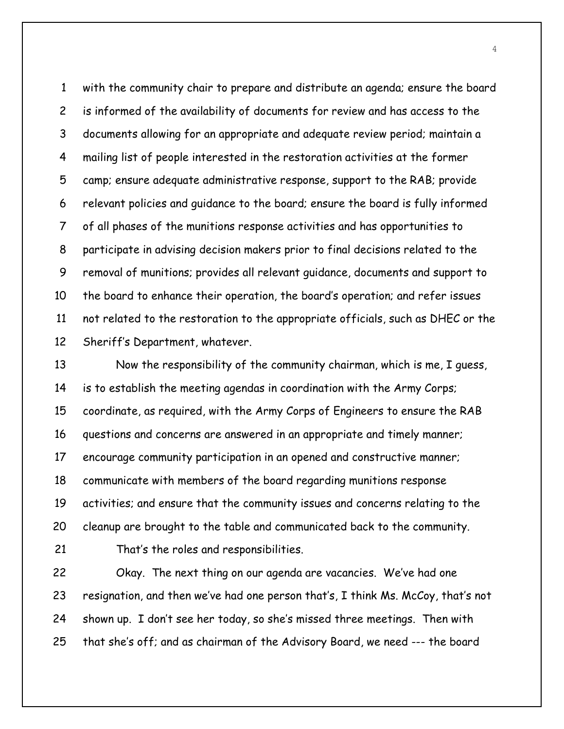with the community chair to prepare and distribute an agenda; ensure the board is informed of the availability of documents for review and has access to the documents allowing for an appropriate and adequate review period; maintain a mailing list of people interested in the restoration activities at the former camp; ensure adequate administrative response, support to the RAB; provide relevant policies and guidance to the board; ensure the board is fully informed of all phases of the munitions response activities and has opportunities to participate in advising decision makers prior to final decisions related to the removal of munitions; provides all relevant guidance, documents and support to the board to enhance their operation, the board's operation; and refer issues not related to the restoration to the appropriate officials, such as DHEC or the Sheriff's Department, whatever.

Now the responsibility of the community chairman, which is me, I guess, is to establish the meeting agendas in coordination with the Army Corps; coordinate, as required, with the Army Corps of Engineers to ensure the RAB questions and concerns are answered in an appropriate and timely manner; encourage community participation in an opened and constructive manner; communicate with members of the board regarding munitions response activities; and ensure that the community issues and concerns relating to the cleanup are brought to the table and communicated back to the community.

That's the roles and responsibilities.

Okay. The next thing on our agenda are vacancies. We've had one resignation, and then we've had one person that's, I think Ms. McCoy, that's not shown up. I don't see her today, so she's missed three meetings. Then with that she's off; and as chairman of the Advisory Board, we need --- the board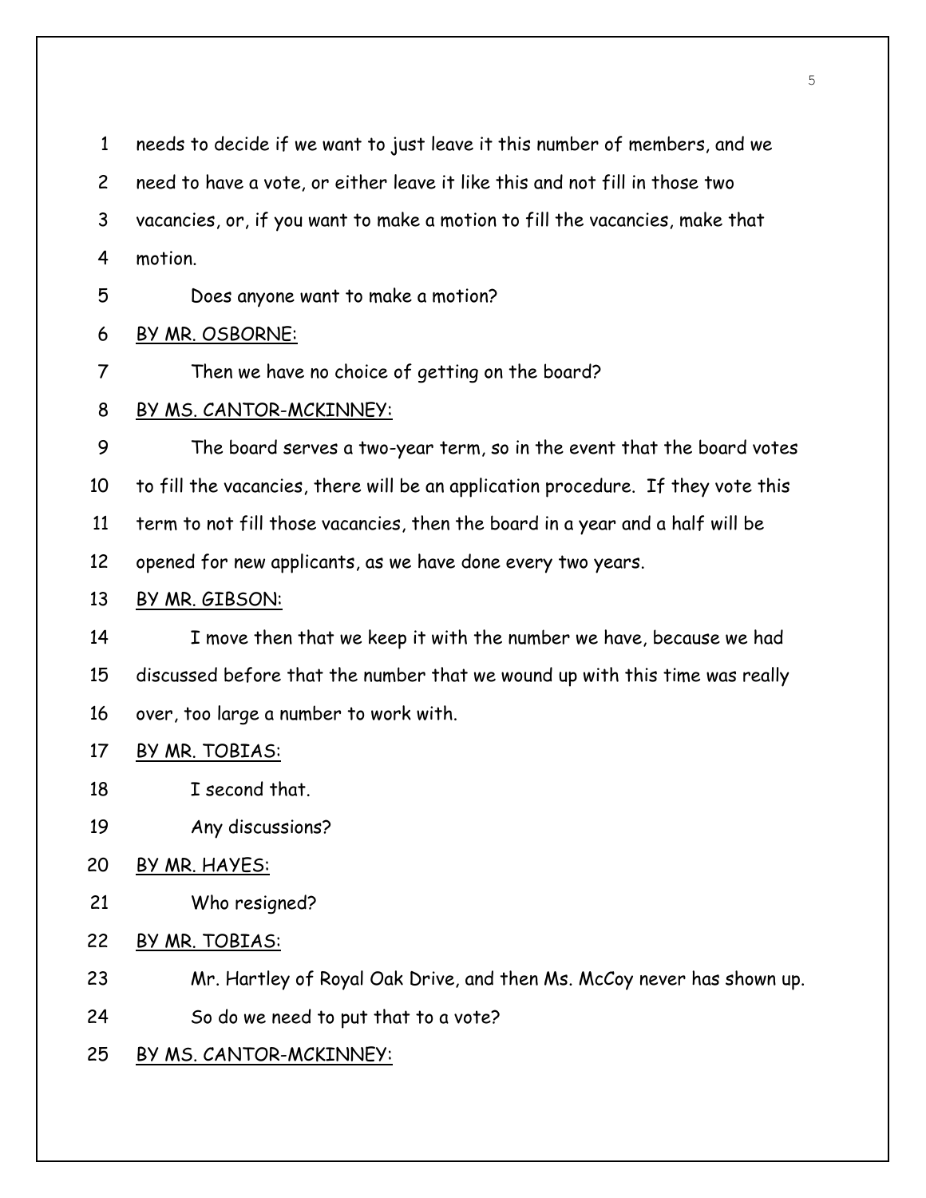1 needs to decide if we want to just leave it this number of members, and we

2 need to have a vote, or either leave it like this and not fill in those two

3 vacancies, or, if you want to make a motion to fill the vacancies, make that

4 motion.

5 Does anyone want to make a motion?

6 BY MR. OSBORNE:

7 Then we have no choice of getting on the board?

8 BY MS. CANTOR-MCKINNEY:

9 The board serves a two-year term, so in the event that the board votes

10 to fill the vacancies, there will be an application procedure. If they vote this

11 term to not fill those vacancies, then the board in a year and a half will be

12 opened for new applicants, as we have done every two years.

13 BY MR. GIBSON:

14 I move then that we keep it with the number we have, because we had

15 discussed before that the number that we wound up with this time was really

16 over, too large a number to work with.

17 BY MR. TOBIAS:

18 I second that.

19 Any discussions?

20 BY MR. HAYES:

21 Who resigned?

22 BY MR. TOBIAS:

23 Mr. Hartley of Royal Oak Drive, and then Ms. McCoy never has shown up.

24 So do we need to put that to a vote?

25 BY MS. CANTOR-MCKINNEY: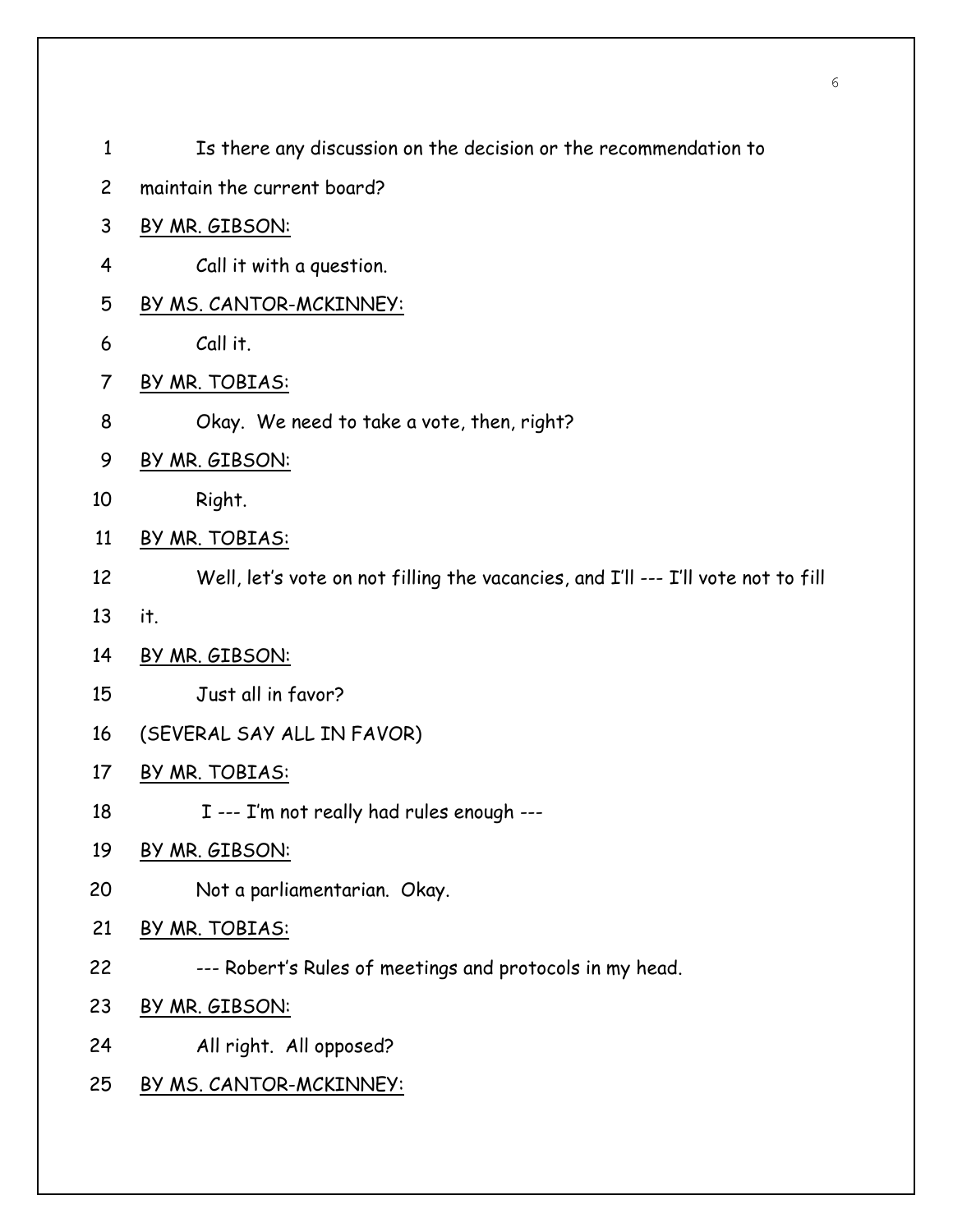Is there any discussion on the decision or the recommendation to maintain the current board?

BY MR. GIBSON:

Call it with a question.

BY MS. CANTOR-MCKINNEY:

Call it.

BY MR. TOBIAS:

Okay. We need to take a vote, then, right?

BY MR. GIBSON:

Right.

BY MR. TOBIAS:

Well, let's vote on not filling the vacancies, and I'll --- I'll vote not to fill it.

BY MR. GIBSON:

Just all in favor?

(SEVERAL SAY ALL IN FAVOR)

BY MR. TOBIAS:

I --- I'm not really had rules enough ---

BY MR. GIBSON:

Not a parliamentarian. Okay.

BY MR. TOBIAS:

--- Robert's Rules of meetings and protocols in my head.

BY MR. GIBSON:

All right. All opposed?

BY MS. CANTOR-MCKINNEY: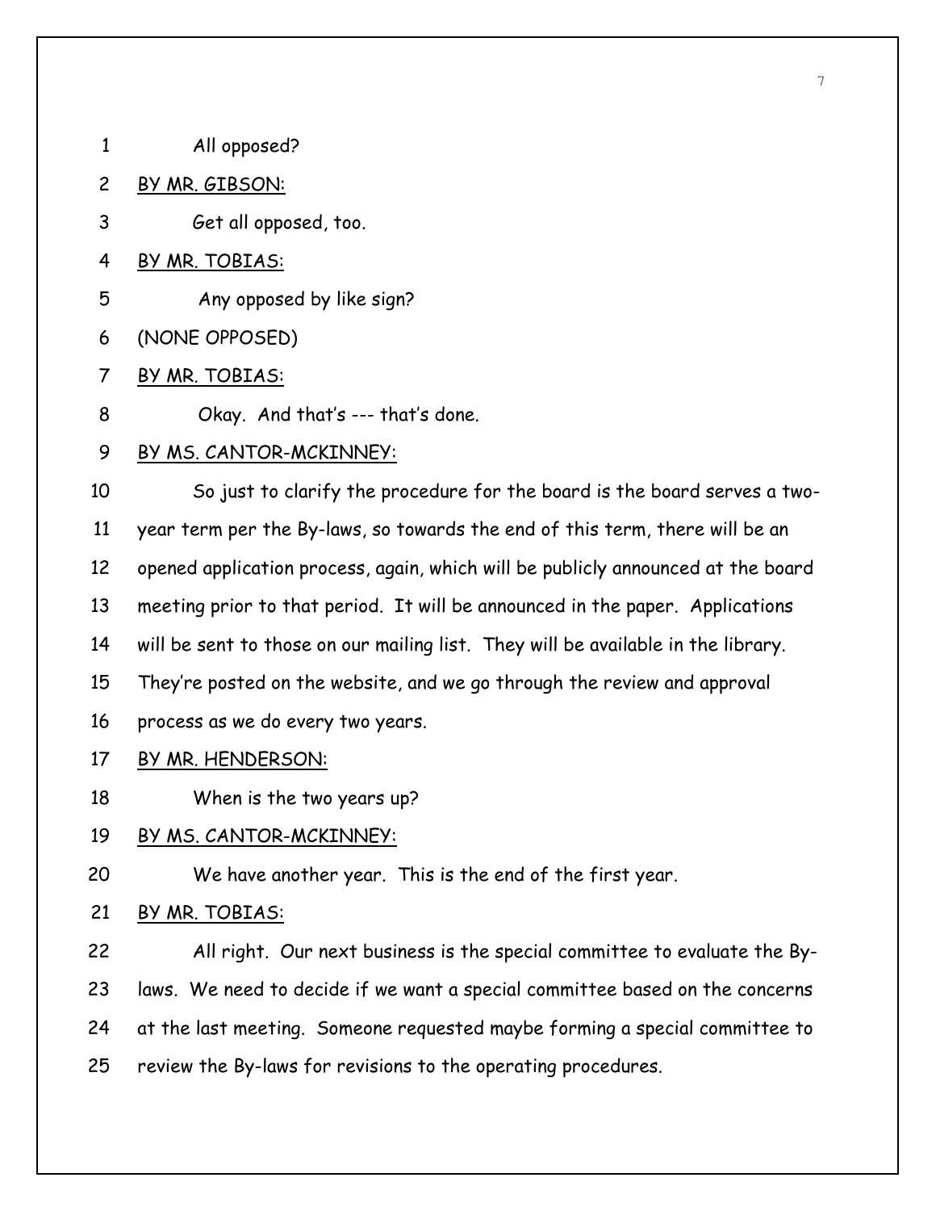1 All opposed?

2 BY MR. GIBSON:

3 Get all opposed, too.

4 BY MR. TOBIAS:

5 Any opposed by like sign?

6 (NONE OPPOSED)

7 BY MR. TOBIAS:

8 Okay. And that's --- that's done.

9 BY MS. CANTOR-MCKINNEY:

10 So just to clarify the procedure for the board is the board serves a two-

11 year term per the By-laws, so towards the end of this term, there will be an

12 opened application process, again, which will be publicly announced at the board

13 meeting prior to that period. It will be announced in the paper. Applications

14 will be sent to those on our mailing list. They will be available in the library.

15 They're posted on the website, and we go through the review and approval

16 process as we do every two years.

17 BY MR. HENDERSON:

18 When is the two years up?

19 BY MS. CANTOR-MCKINNEY:

20 We have another year. This is the end of the first year.

21 BY MR. TOBIAS:

22 All right. Our next business is the special committee to evaluate the By-

23 laws. We need to decide if we want a special committee based on the concerns

24 at the last meeting. Someone requested maybe forming a special committee to

25 review the By-laws for revisions to the operating procedures.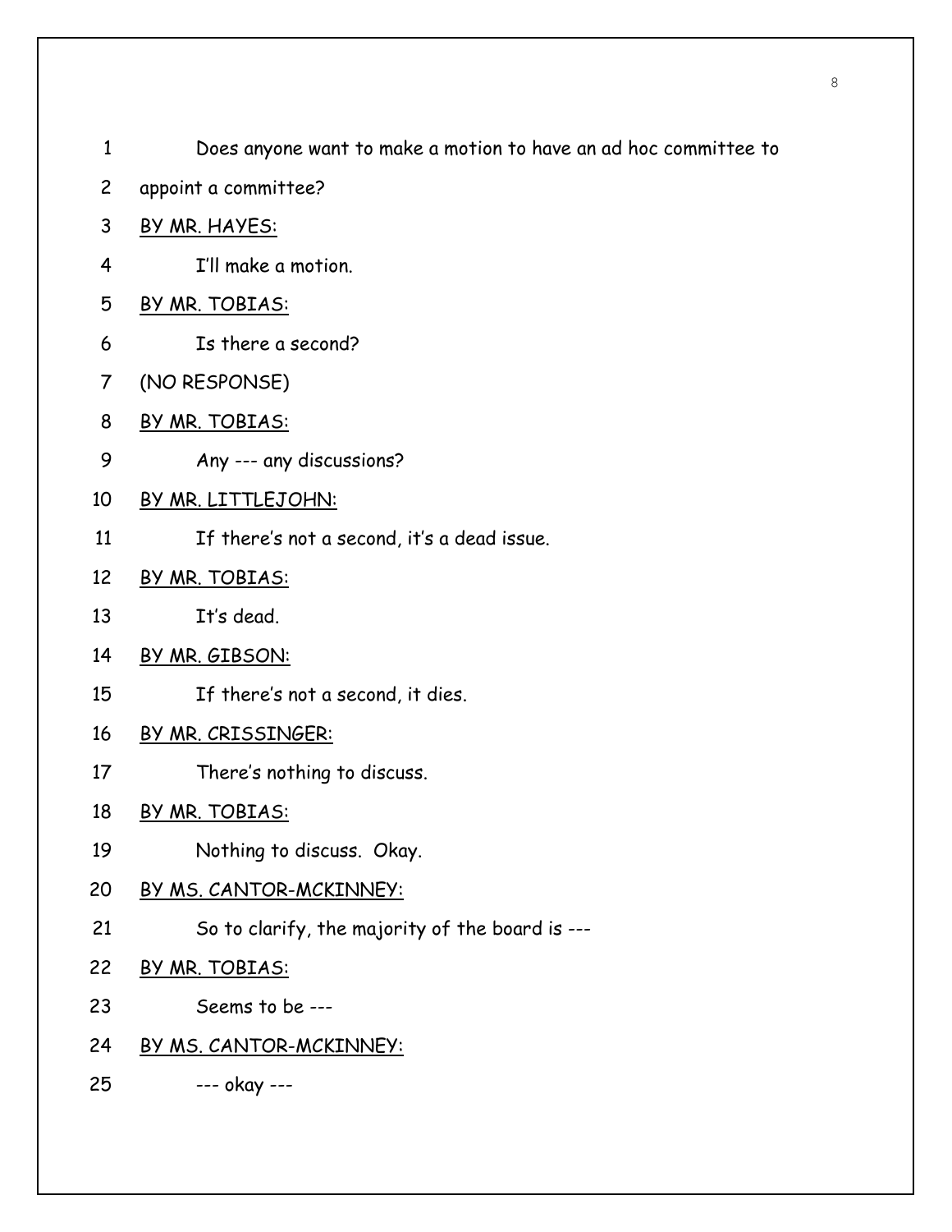1 Does anyone want to make a motion to have an ad hoc committee to

2 appoint a committee?

3 BY MR. HAYES:

4 I'll make a motion.

5 BY MR. TOBIAS:

6 Is there a second?

7 (NO RESPONSE)

8 BY MR. TOBIAS:

9 Any --- any discussions?

10 BY MR. LITTLEJOHN:

11 If there's not a second, it's a dead issue.

12 BY MR. TOBIAS:

13 It's dead.

14 BY MR. GIBSON:

15 If there's not a second, it dies.

16 BY MR. CRISSINGER:

17 There's nothing to discuss.

18 BY MR. TOBIAS:

19 Nothing to discuss. Okay.

20 BY MS. CANTOR-MCKINNEY:

21 So to clarify, the majority of the board is ---

22 BY MR. TOBIAS:

23 Seems to be ---

24 BY MS. CANTOR-MCKINNEY:

25 --- okay ---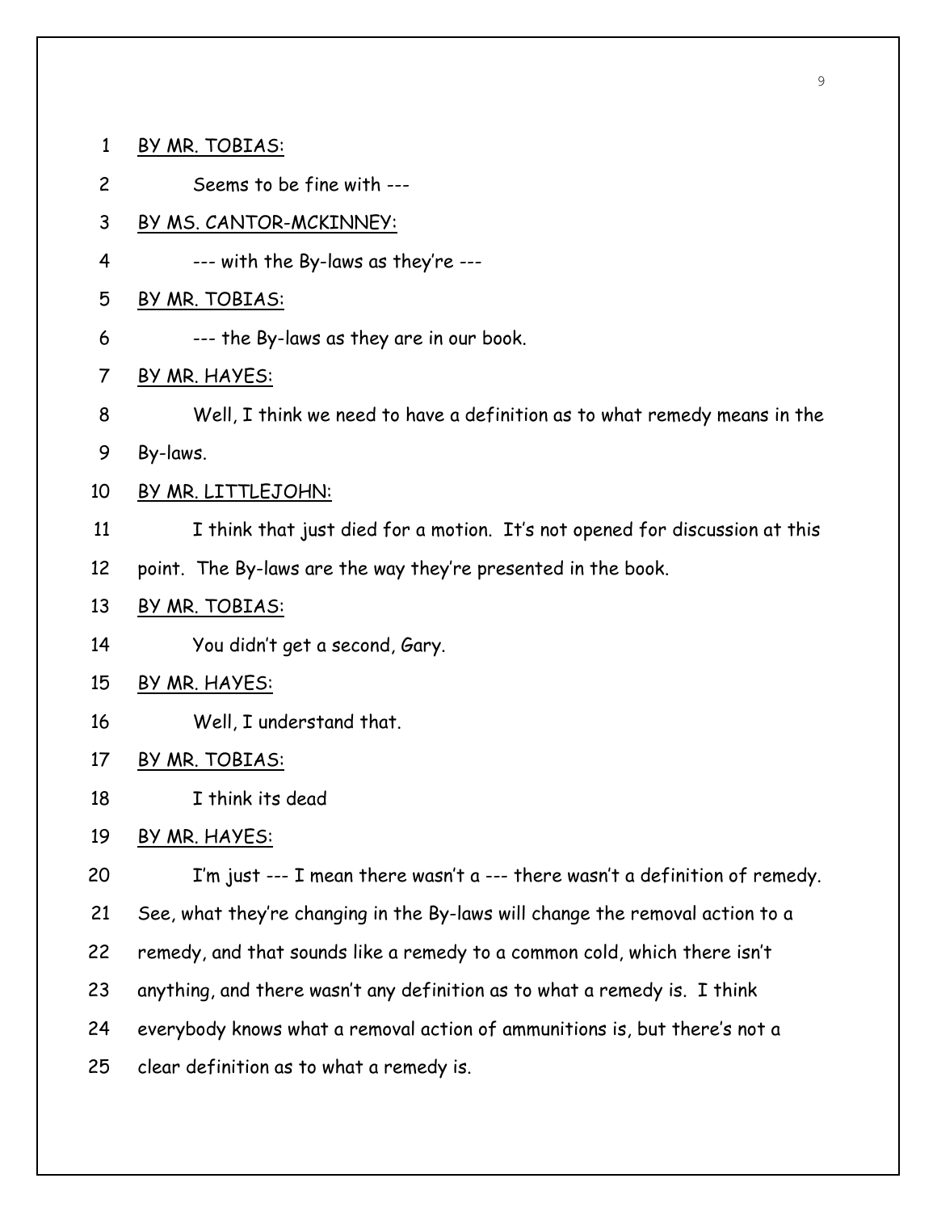1 BY MR. TOBIAS:

2 Seems to be fine with ---

3 BY MS. CANTOR-MCKINNEY:

4 --- with the By-laws as they're ---

5 BY MR. TOBIAS:

6 --- the By-laws as they are in our book.

7 BY MR. HAYES:

8 Well, I think we need to have a definition as to what remedy means in the

9 By-laws.

10 BY MR. LITTLEJOHN:

11 I think that just died for a motion. It's not opened for discussion at this

12 point. The By-laws are the way they're presented in the book.

13 BY MR. TOBIAS:

14 You didn't get a second, Gary.

15 BY MR. HAYES:

16 Well, I understand that.

17 BY MR. TOBIAS:

18 I think its dead

19 BY MR. HAYES:

20 I'm just --- I mean there wasn't a --- there wasn't a definition of remedy.

21 See, what they're changing in the By-laws will change the removal action to a

22 remedy, and that sounds like a remedy to a common cold, which there isn't

23 anything, and there wasn't any definition as to what a remedy is. I think

24 everybody knows what a removal action of ammunitions is, but there's not a

25 clear definition as to what a remedy is.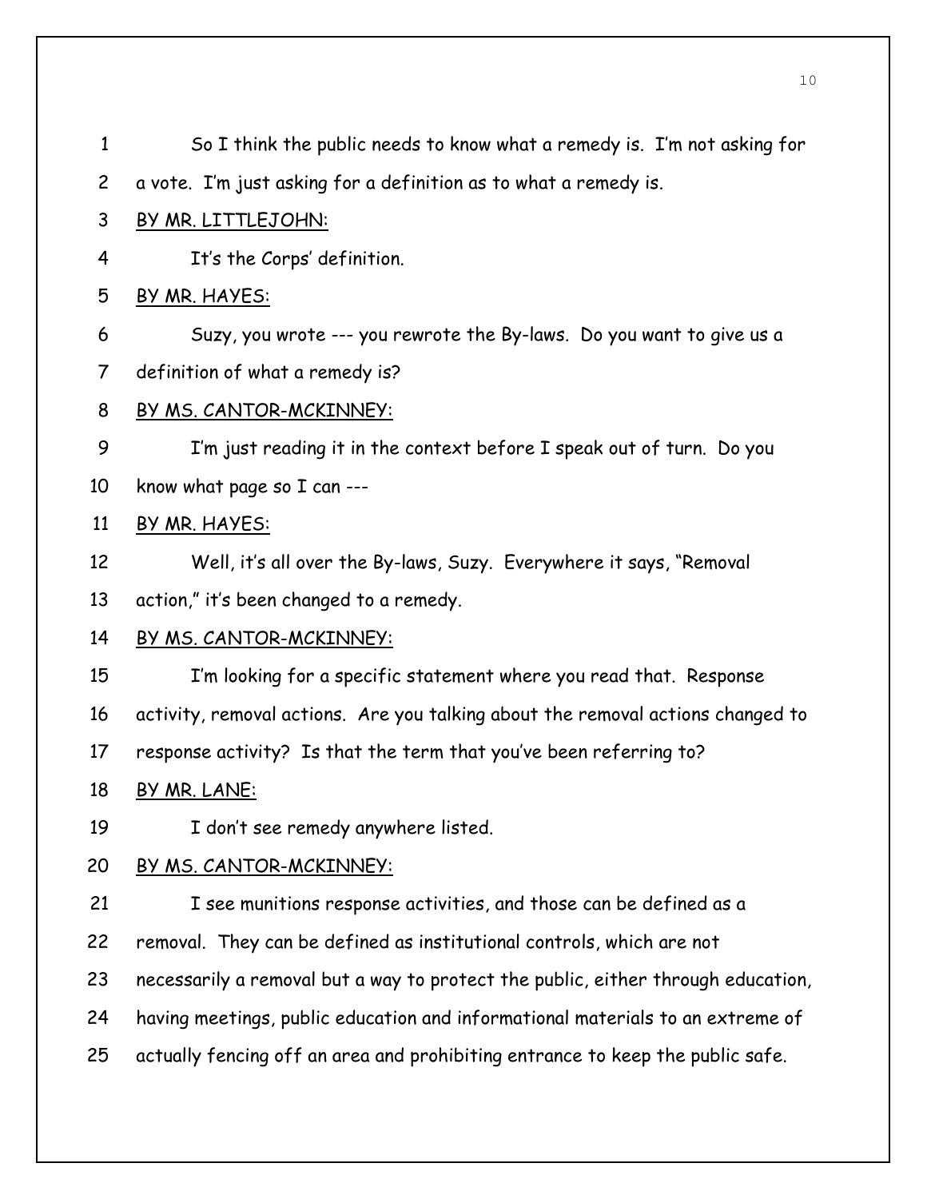So I think the public needs to know what a remedy is. I'm not asking for a vote. I'm just asking for a definition as to what a remedy is.

BY MR. LITTLEJOHN:

It's the Corps' definition.

BY MR. HAYES:

Suzy, you wrote --- you rewrote the By-laws. Do you want to give us a definition of what a remedy is?

BY MS. CANTOR-MCKINNEY:

I'm just reading it in the context before I speak out of turn. Do you know what page so I can ---

BY MR. HAYES:

Well, it's all over the By-laws, Suzy. Everywhere it says, "Removal action," it's been changed to a remedy.

BY MS. CANTOR-MCKINNEY:

I'm looking for a specific statement where you read that. Response activity, removal actions. Are you talking about the removal actions changed to response activity? Is that the term that you've been referring to?

BY MR. LANE:

I don't see remedy anywhere listed.

BY MS. CANTOR-MCKINNEY:

I see munitions response activities, and those can be defined as a removal. They can be defined as institutional controls, which are not necessarily a removal but a way to protect the public, either through education, having meetings, public education and informational materials to an extreme of actually fencing off an area and prohibiting entrance to keep the public safe.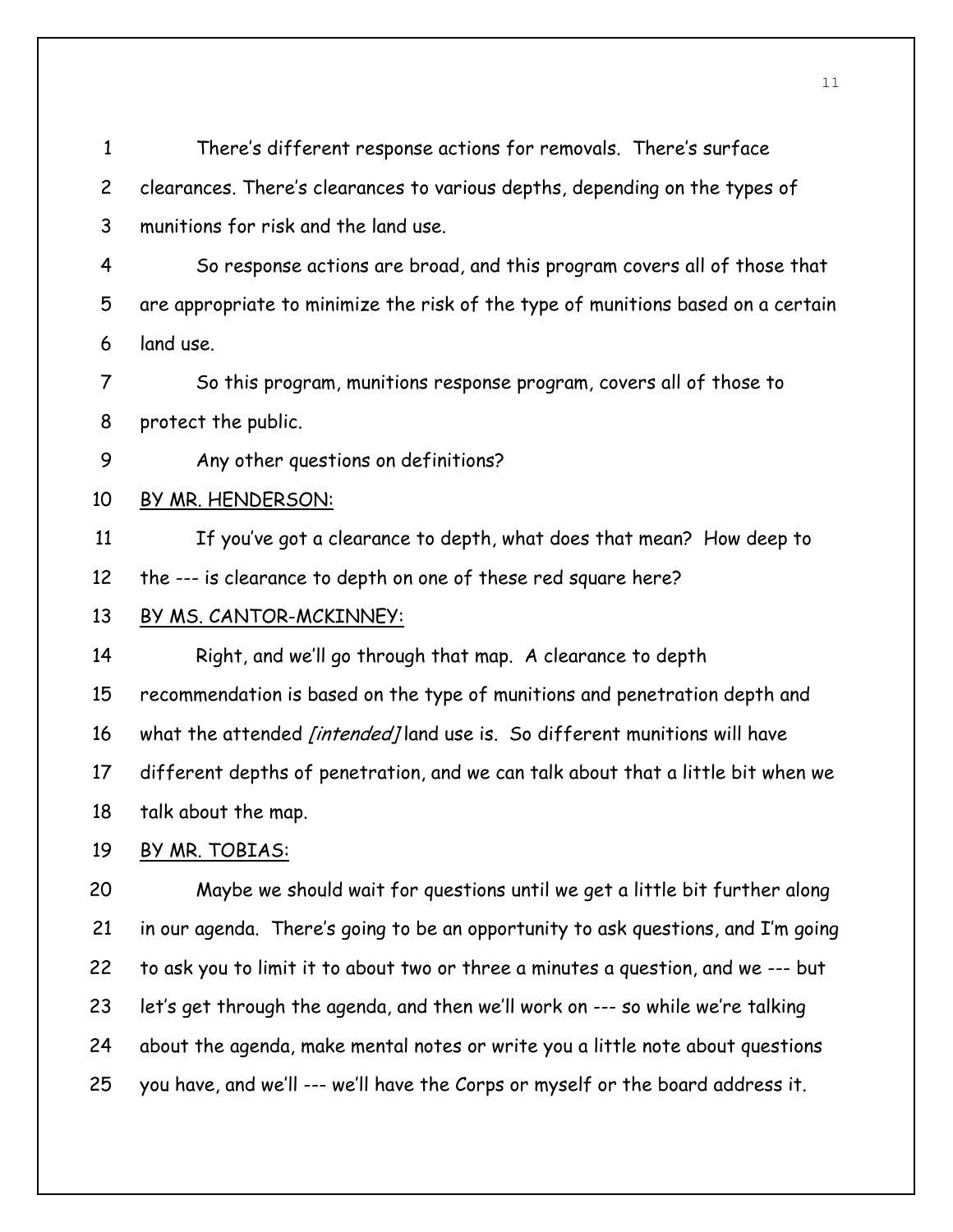There's different response actions for removals. There's surface clearances. There's clearances to various depths, depending on the types of munitions for risk and the land use.

So response actions are broad, and this program covers all of those that are appropriate to minimize the risk of the type of munitions based on a certain land use.

So this program, munitions response program, covers all of those to protect the public.

Any other questions on definitions?

<u>BY MR. HENDERSON:</u>

If you've got a clearance to depth, what does that mean? How deep to the --- is clearance to depth on one of these red square here?

<u>BY MS. CANTOR-MCKINNEY:</u>

Right, and we'll go through that map. A clearance to depth recommendation is based on the type of munitions and penetration depth and what the attended *[intended]* land use is. So different munitions will have different depths of penetration, and we can talk about that a little bit when we talk about the map.

<u>BY MR. TOBIAS:</u>

Maybe we should wait for questions until we get a little bit further along in our agenda. There's going to be an opportunity to ask questions, and I'm going to ask you to limit it to about two or three a minutes a question, and we --- but let's get through the agenda, and then we'll work on --- so while we're talking about the agenda, make mental notes or write you a little note about questions you have, and we'll --- we'll have the Corps or myself or the board address it.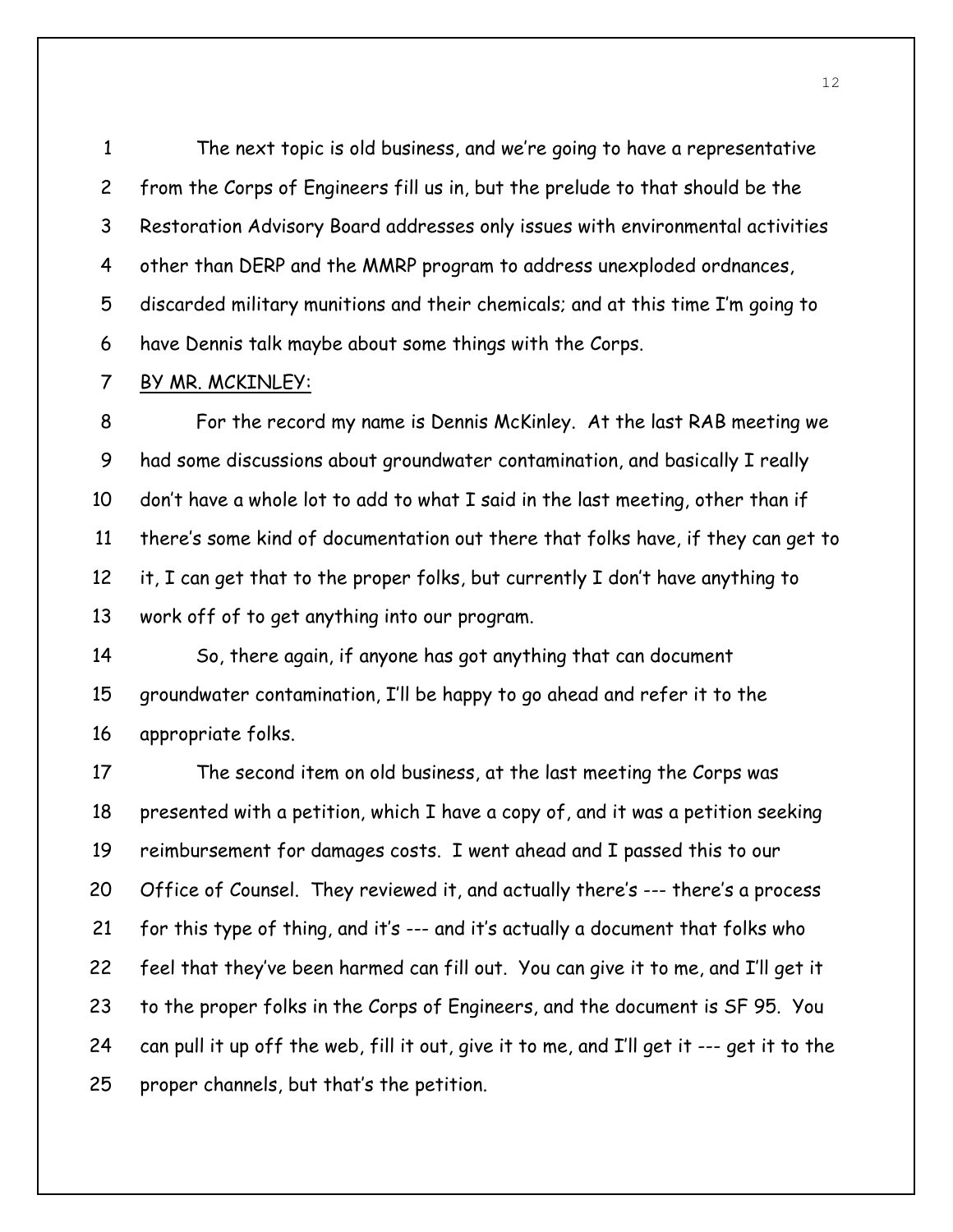The next topic is old business, and we're going to have a representative from the Corps of Engineers fill us in, but the prelude to that should be the Restoration Advisory Board addresses only issues with environmental activities other than DERP and the MMRP program to address unexploded ordnances, discarded military munitions and their chemicals; and at this time I'm going to have Dennis talk maybe about some things with the Corps.

BY MR. MCKINLEY:

For the record my name is Dennis McKinley. At the last RAB meeting we had some discussions about groundwater contamination, and basically I really don't have a whole lot to add to what I said in the last meeting, other than if there's some kind of documentation out there that folks have, if they can get to it, I can get that to the proper folks, but currently I don't have anything to work off of to get anything into our program.

So, there again, if anyone has got anything that can document groundwater contamination, I'll be happy to go ahead and refer it to the appropriate folks.

The second item on old business, at the last meeting the Corps was presented with a petition, which I have a copy of, and it was a petition seeking reimbursement for damages costs. I went ahead and I passed this to our Office of Counsel. They reviewed it, and actually there's --- there's a process for this type of thing, and it's --- and it's actually a document that folks who feel that they've been harmed can fill out. You can give it to me, and I'll get it to the proper folks in the Corps of Engineers, and the document is SF 95. You can pull it up off the web, fill it out, give it to me, and I'll get it --- get it to the proper channels, but that's the petition.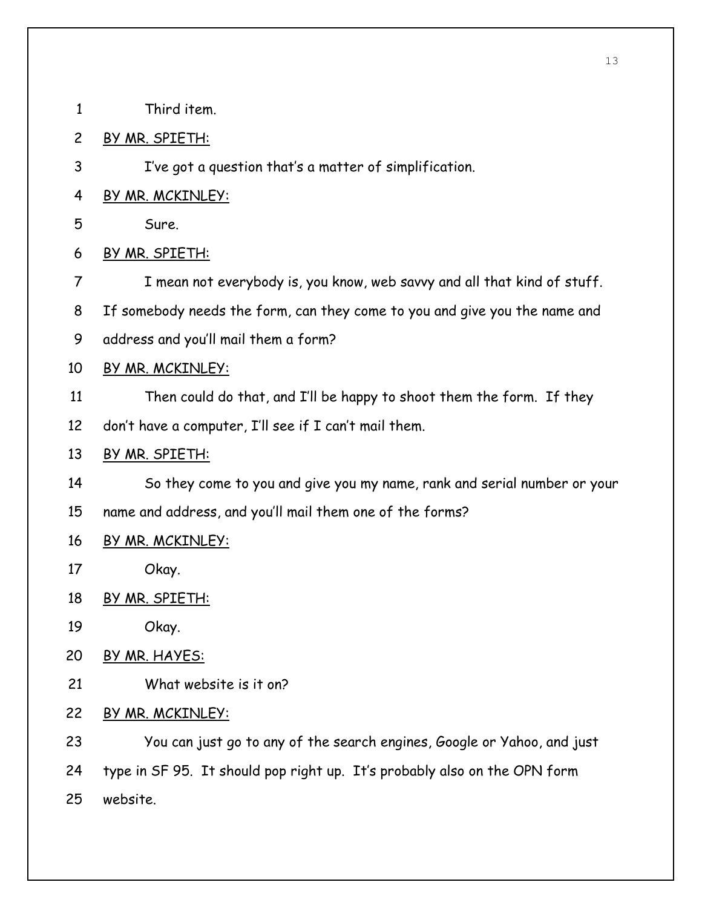Third item.

BY MR. SPIETH:

I've got a question that's a matter of simplification.

BY MR. MCKINLEY:

Sure.

BY MR. SPIETH:

I mean not everybody is, you know, web savvy and all that kind of stuff. If somebody needs the form, can they come to you and give you the name and address and you'll mail them a form?

BY MR. MCKINLEY:

Then could do that, and I'll be happy to shoot them the form. If they don't have a computer, I'll see if I can't mail them.

BY MR. SPIETH:

So they come to you and give you my name, rank and serial number or your name and address, and you'll mail them one of the forms?

BY MR. MCKINLEY:

Okay.

BY MR. SPIETH:

Okay.

BY MR. HAYES:

What website is it on?

BY MR. MCKINLEY:

You can just go to any of the search engines, Google or Yahoo, and just type in SF 95. It should pop right up. It's probably also on the OPN form website.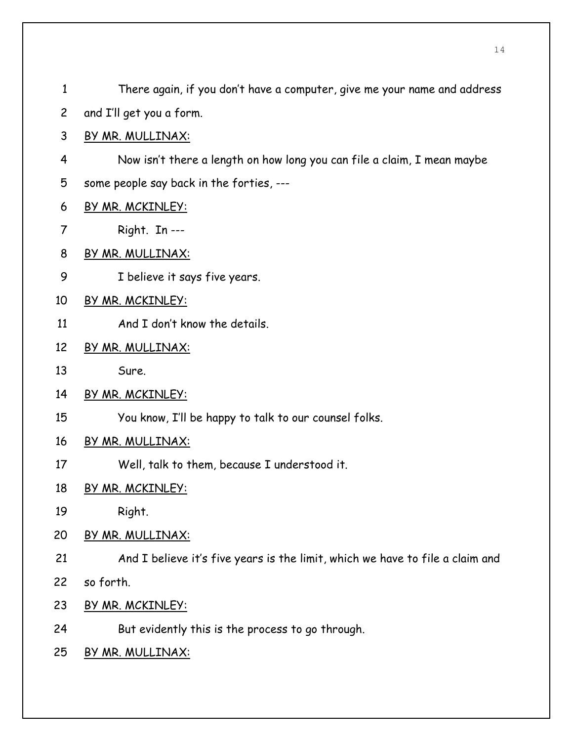There again, if you don't have a computer, give me your name and address and I'll get you a form.

BY MR. MULLINAX:

Now isn't there a length on how long you can file a claim, I mean maybe some people say back in the forties, ---

BY MR. MCKINLEY:

Right. In ---

BY MR. MULLINAX:

I believe it says five years.

BY MR. MCKINLEY:

And I don't know the details.

BY MR. MULLINAX:

Sure.

BY MR. MCKINLEY:

You know, I'll be happy to talk to our counsel folks.

BY MR. MULLINAX:

Well, talk to them, because I understood it.

BY MR. MCKINLEY:

Right.

BY MR. MULLINAX:

And I believe it's five years is the limit, which we have to file a claim and so forth.

BY MR. MCKINLEY:

But evidently this is the process to go through.

BY MR. MULLINAX: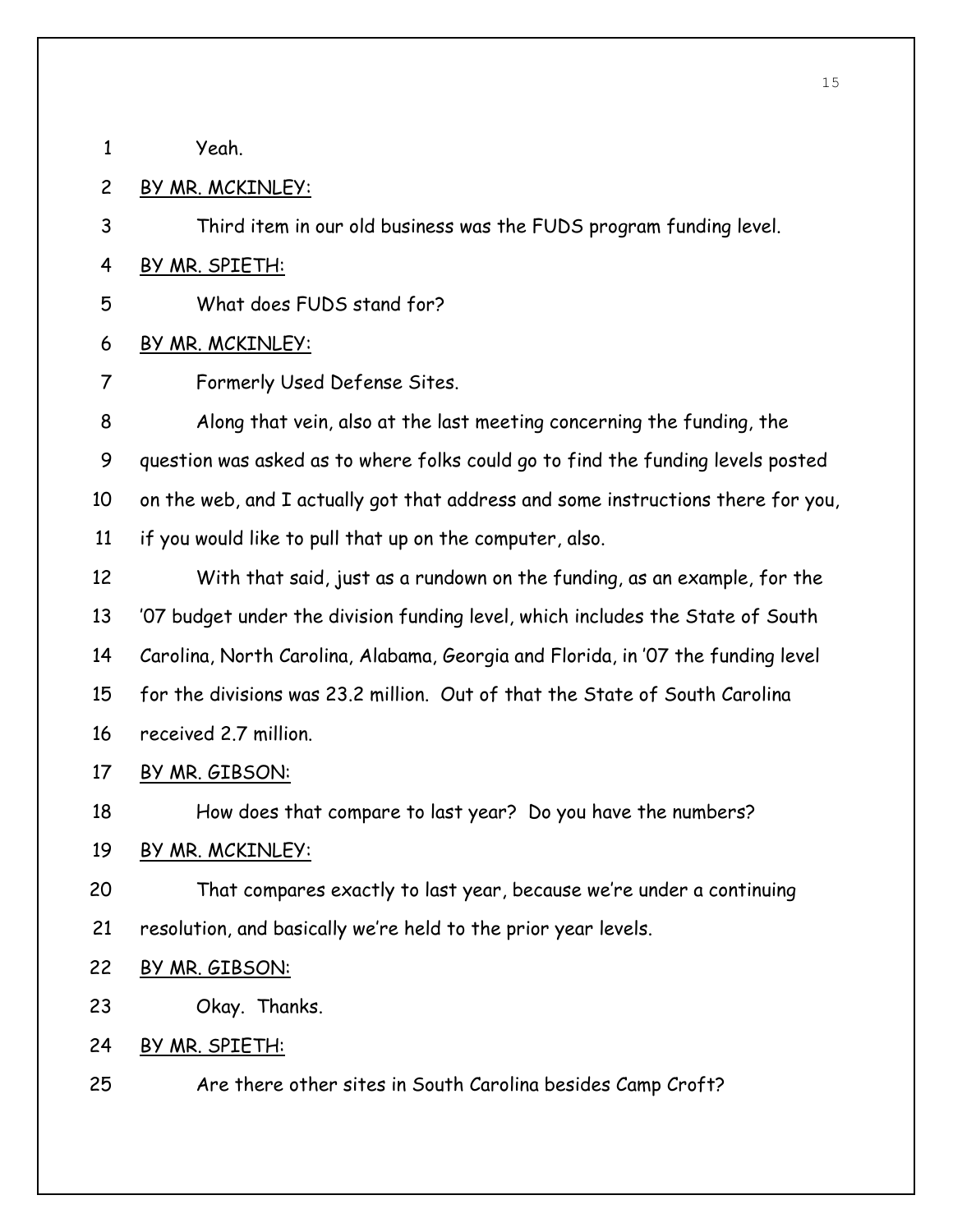Yeah.

BY MR. MCKINLEY:

Third item in our old business was the FUDS program funding level.

BY MR. SPIETH:

What does FUDS stand for?

BY MR. MCKINLEY:

Formerly Used Defense Sites.

Along that vein, also at the last meeting concerning the funding, the question was asked as to where folks could go to find the funding levels posted on the web, and I actually got that address and some instructions there for you, if you would like to pull that up on the computer, also.

With that said, just as a rundown on the funding, as an example, for the '07 budget under the division funding level, which includes the State of South Carolina, North Carolina, Alabama, Georgia and Florida, in '07 the funding level for the divisions was 23.2 million. Out of that the State of South Carolina received 2.7 million.

BY MR. GIBSON:

How does that compare to last year? Do you have the numbers?

BY MR. MCKINLEY:

That compares exactly to last year, because we're under a continuing resolution, and basically we're held to the prior year levels.

BY MR. GIBSON:

Okay. Thanks.

BY MR. SPIETH:

Are there other sites in South Carolina besides Camp Croft?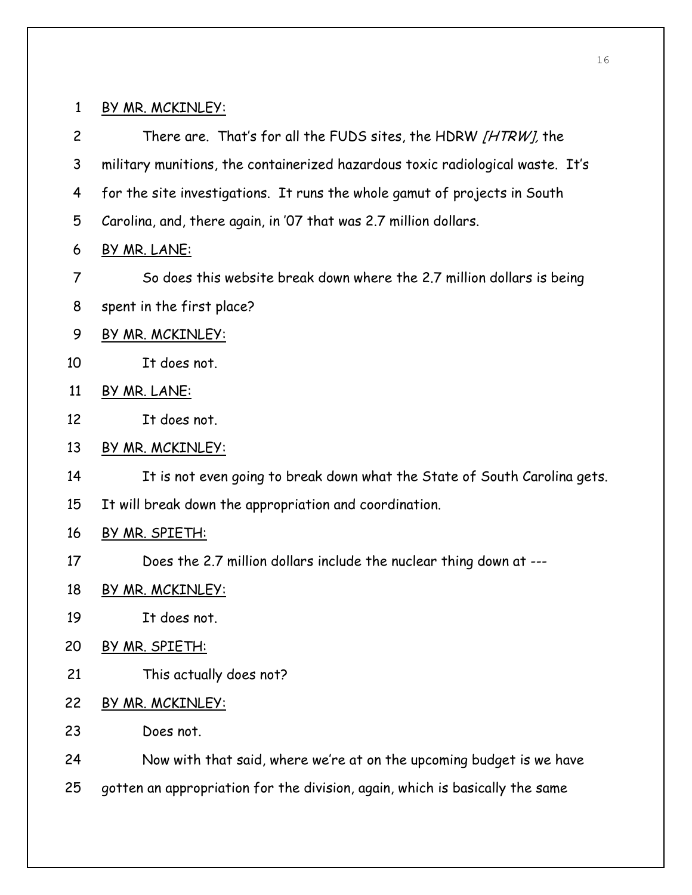1 BY MR. MCKINLEY:

2 There are. That's for all the FUDS sites, the HDRW *[HTRW]*, the
3 military munitions, the containerized hazardous toxic radiological waste. It's
4 for the site investigations. It runs the whole gamut of projects in South
5 Carolina, and, there again, in '07 that was 2.7 million dollars.

6 BY MR. LANE:

7 So does this website break down where the 2.7 million dollars is being
8 spent in the first place?

9 BY MR. MCKINLEY:

10 It does not.

11 BY MR. LANE:

12 It does not.

13 BY MR. MCKINLEY:

14 It is not even going to break down what the State of South Carolina gets.
15 It will break down the appropriation and coordination.

16 BY MR. SPIETH:

17 Does the 2.7 million dollars include the nuclear thing down at ---

18 BY MR. MCKINLEY:

19 It does not.

20 BY MR. SPIETH:

21 This actually does not?

22 BY MR. MCKINLEY:

23 Does not.

24 Now with that said, where we're at on the upcoming budget is we have
25 gotten an appropriation for the division, again, which is basically the same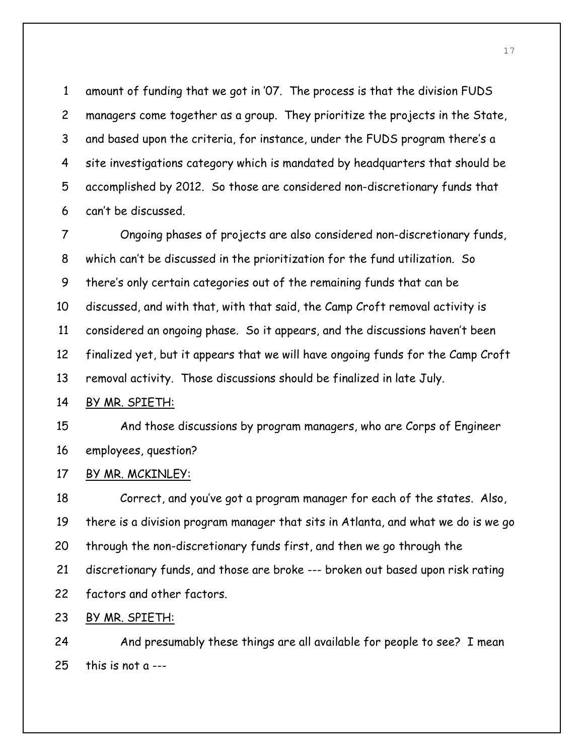amount of funding that we got in '07. The process is that the division FUDS managers come together as a group. They prioritize the projects in the State, and based upon the criteria, for instance, under the FUDS program there's a site investigations category which is mandated by headquarters that should be accomplished by 2012. So those are considered non-discretionary funds that can't be discussed.

Ongoing phases of projects are also considered non-discretionary funds, which can't be discussed in the prioritization for the fund utilization. So there's only certain categories out of the remaining funds that can be discussed, and with that, with that said, the Camp Croft removal activity is considered an ongoing phase. So it appears, and the discussions haven't been finalized yet, but it appears that we will have ongoing funds for the Camp Croft removal activity. Those discussions should be finalized in late July.

BY MR. SPIETH:

And those discussions by program managers, who are Corps of Engineer employees, question?

BY MR. MCKINLEY:

Correct, and you've got a program manager for each of the states. Also, there is a division program manager that sits in Atlanta, and what we do is we go through the non-discretionary funds first, and then we go through the discretionary funds, and those are broke --- broken out based upon risk rating factors and other factors.

BY MR. SPIETH:

And presumably these things are all available for people to see? I mean this is not a ---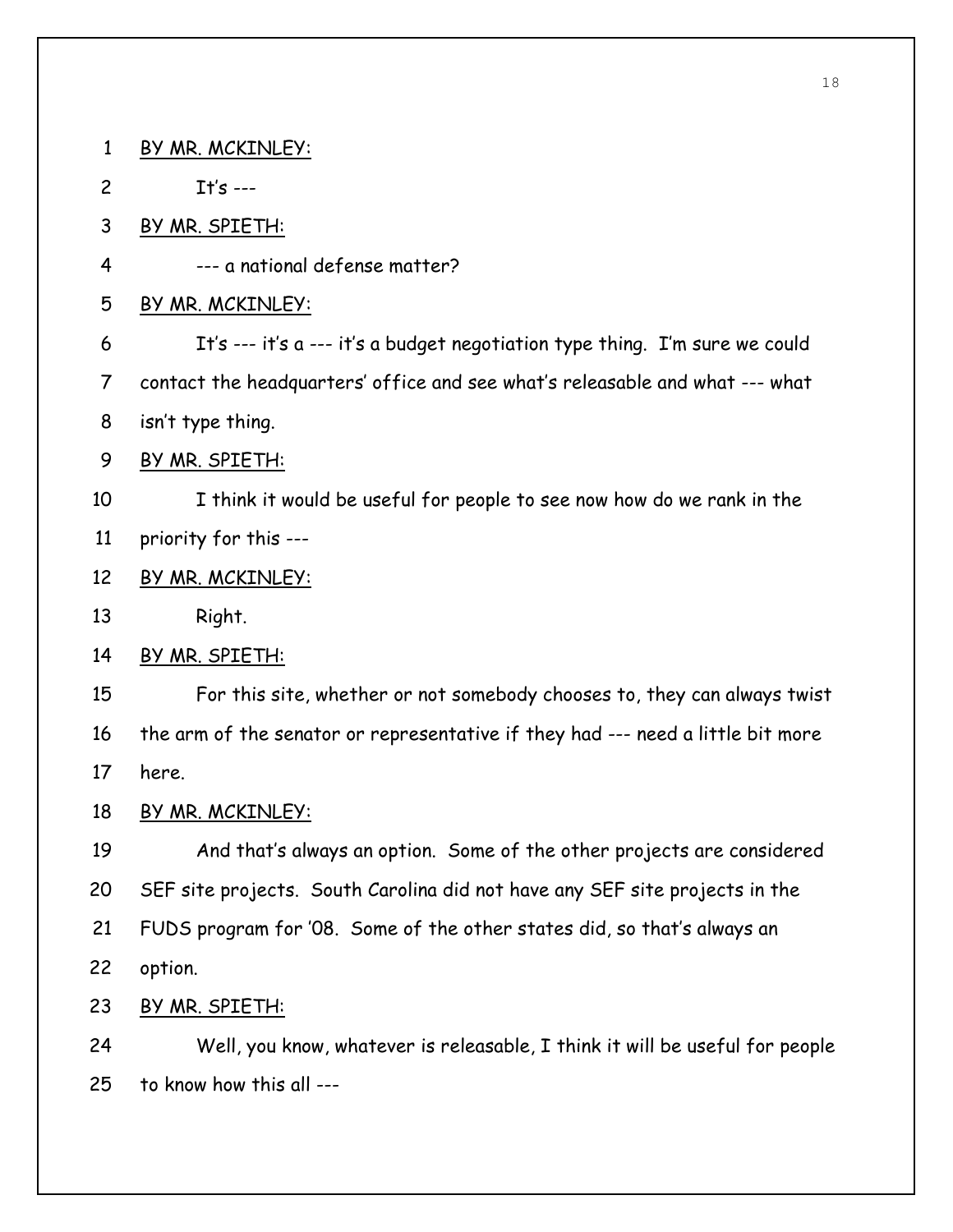BY MR. MCKINLEY:

It's ---

BY MR. SPIETH:

--- a national defense matter?

BY MR. MCKINLEY:

It's --- it's a --- it's a budget negotiation type thing. I'm sure we could contact the headquarters' office and see what's releasable and what --- what isn't type thing.

BY MR. SPIETH:

I think it would be useful for people to see now how do we rank in the priority for this ---

BY MR. MCKINLEY:

Right.

BY MR. SPIETH:

For this site, whether or not somebody chooses to, they can always twist the arm of the senator or representative if they had --- need a little bit more here.

BY MR. MCKINLEY:

And that's always an option. Some of the other projects are considered SEF site projects. South Carolina did not have any SEF site projects in the FUDS program for '08. Some of the other states did, so that's always an option.

BY MR. SPIETH:

Well, you know, whatever is releasable, I think it will be useful for people to know how this all ---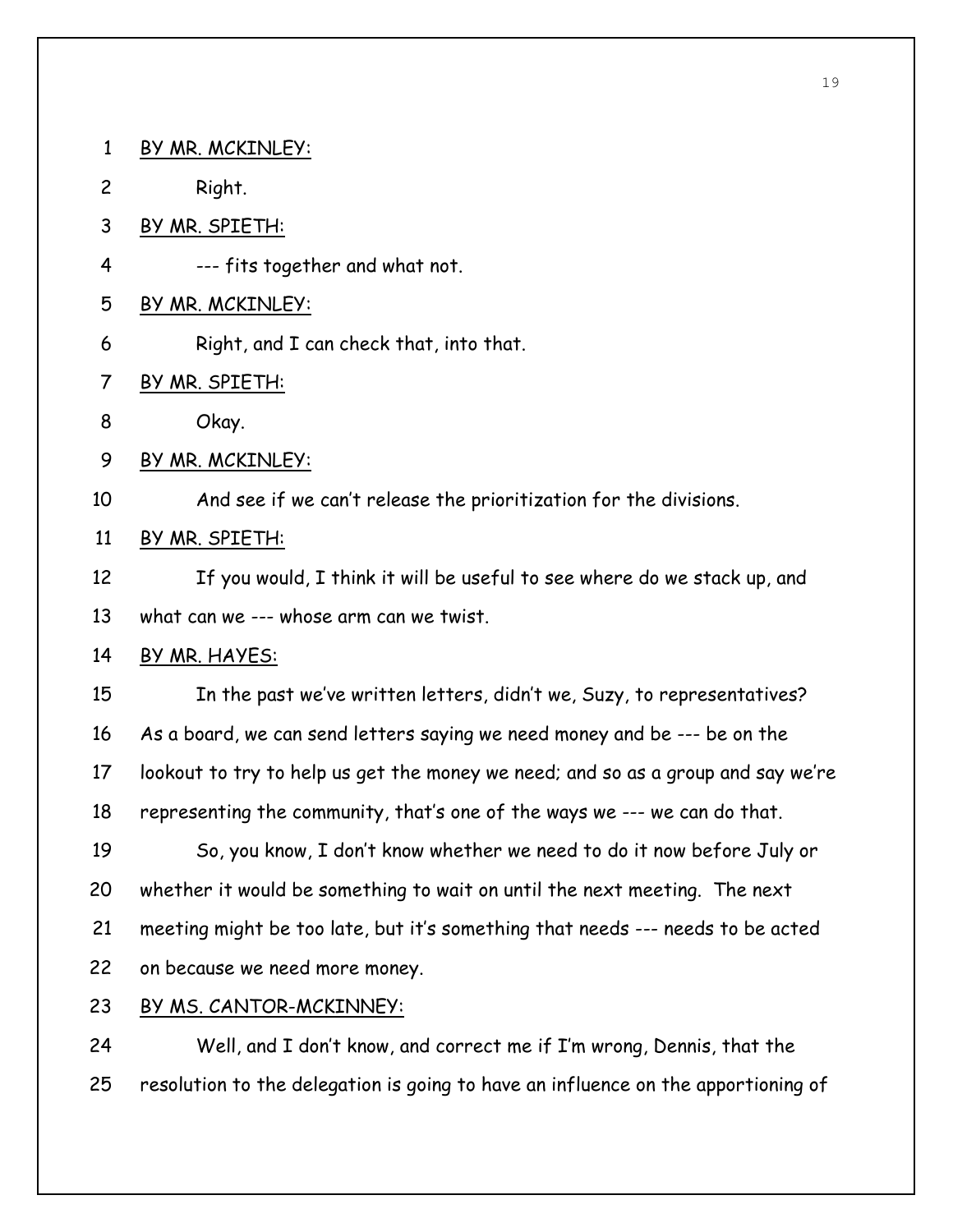BY MR. MCKINLEY:

Right.

BY MR. SPIETH:

--- fits together and what not.

BY MR. MCKINLEY:

Right, and I can check that, into that.

BY MR. SPIETH:

Okay.

BY MR. MCKINLEY:

And see if we can't release the prioritization for the divisions.

BY MR. SPIETH:

If you would, I think it will be useful to see where do we stack up, and what can we --- whose arm can we twist.

BY MR. HAYES:

In the past we've written letters, didn't we, Suzy, to representatives? As a board, we can send letters saying we need money and be --- be on the lookout to try to help us get the money we need; and so as a group and say we're representing the community, that's one of the ways we --- we can do that.

So, you know, I don't know whether we need to do it now before July or whether it would be something to wait on until the next meeting. The next meeting might be too late, but it's something that needs --- needs to be acted on because we need more money.

BY MS. CANTOR-MCKINNEY:

Well, and I don't know, and correct me if I'm wrong, Dennis, that the resolution to the delegation is going to have an influence on the apportioning of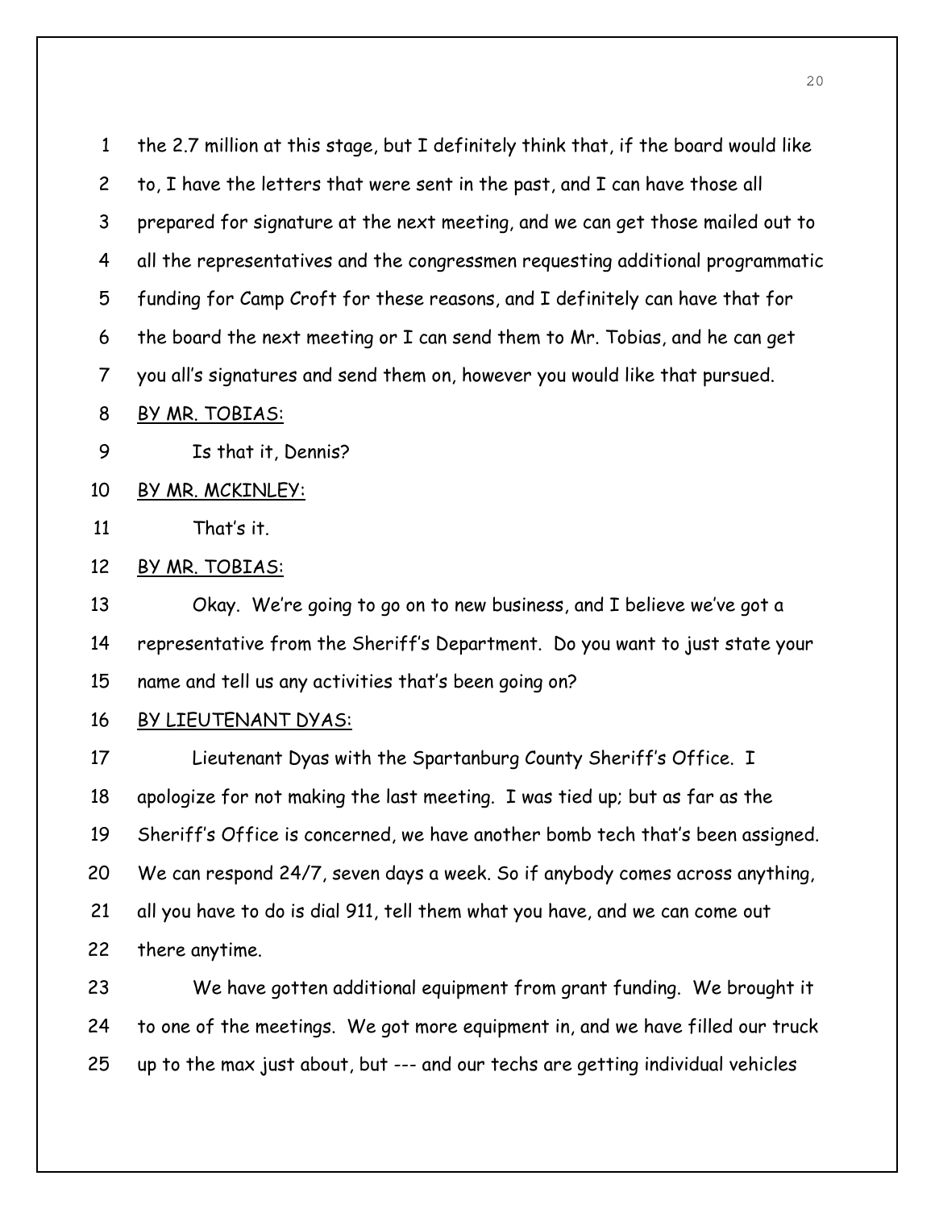the 2.7 million at this stage, but I definitely think that, if the board would like to, I have the letters that were sent in the past, and I can have those all prepared for signature at the next meeting, and we can get those mailed out to all the representatives and the congressmen requesting additional programmatic funding for Camp Croft for these reasons, and I definitely can have that for the board the next meeting or I can send them to Mr. Tobias, and he can get you all's signatures and send them on, however you would like that pursued.

BY MR. TOBIAS:

Is that it, Dennis?

BY MR. MCKINLEY:

That's it.

BY MR. TOBIAS:

Okay. We're going to go on to new business, and I believe we've got a representative from the Sheriff's Department. Do you want to just state your name and tell us any activities that's been going on?

BY LIEUTENANT DYAS:

Lieutenant Dyas with the Spartanburg County Sheriff's Office. I apologize for not making the last meeting. I was tied up; but as far as the Sheriff's Office is concerned, we have another bomb tech that's been assigned. We can respond 24/7, seven days a week. So if anybody comes across anything, all you have to do is dial 911, tell them what you have, and we can come out there anytime.

We have gotten additional equipment from grant funding. We brought it to one of the meetings. We got more equipment in, and we have filled our truck up to the max just about, but --- and our techs are getting individual vehicles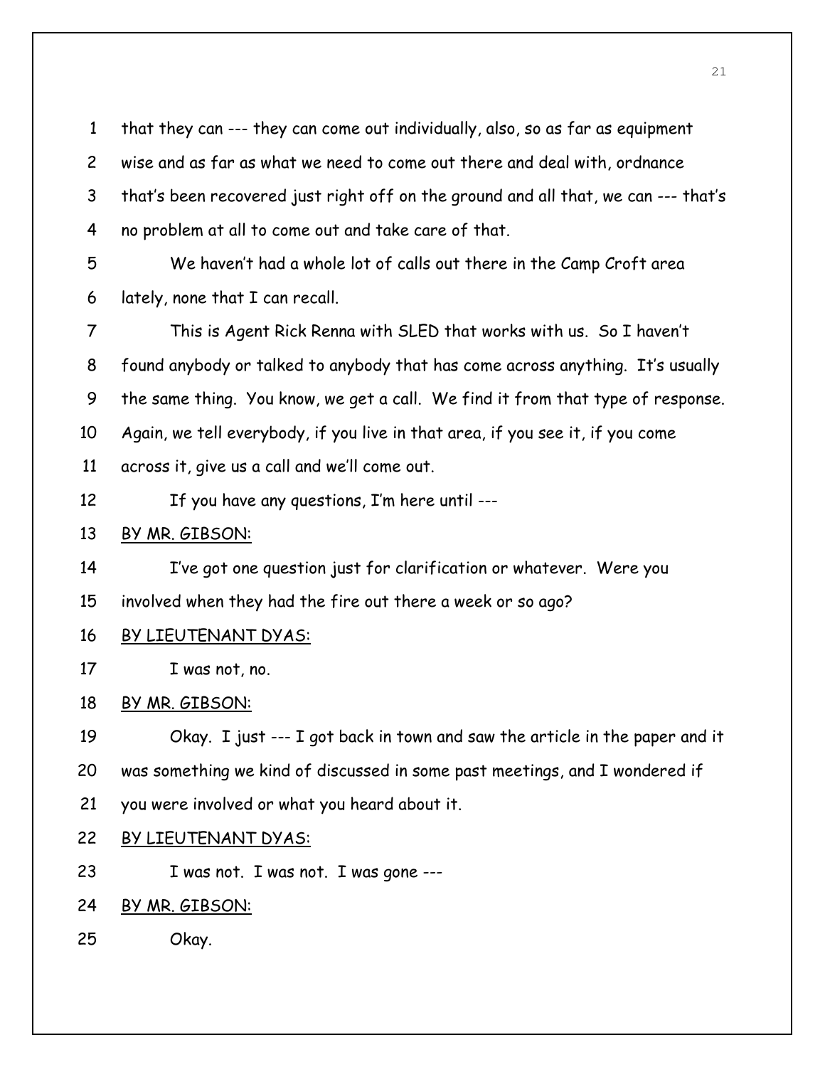that they can --- they can come out individually, also, so as far as equipment wise and as far as what we need to come out there and deal with, ordnance that's been recovered just right off on the ground and all that, we can --- that's no problem at all to come out and take care of that.

We haven't had a whole lot of calls out there in the Camp Croft area lately, none that I can recall.

This is Agent Rick Renna with SLED that works with us. So I haven't found anybody or talked to anybody that has come across anything. It's usually the same thing. You know, we get a call. We find it from that type of response. Again, we tell everybody, if you live in that area, if you see it, if you come across it, give us a call and we'll come out.

If you have any questions, I'm here until ---

BY MR. GIBSON:

I've got one question just for clarification or whatever. Were you involved when they had the fire out there a week or so ago?

BY LIEUTENANT DYAS:

I was not, no.

BY MR. GIBSON:

Okay. I just --- I got back in town and saw the article in the paper and it was something we kind of discussed in some past meetings, and I wondered if you were involved or what you heard about it.

BY LIEUTENANT DYAS:

I was not. I was not. I was gone ---

BY MR. GIBSON:

Okay.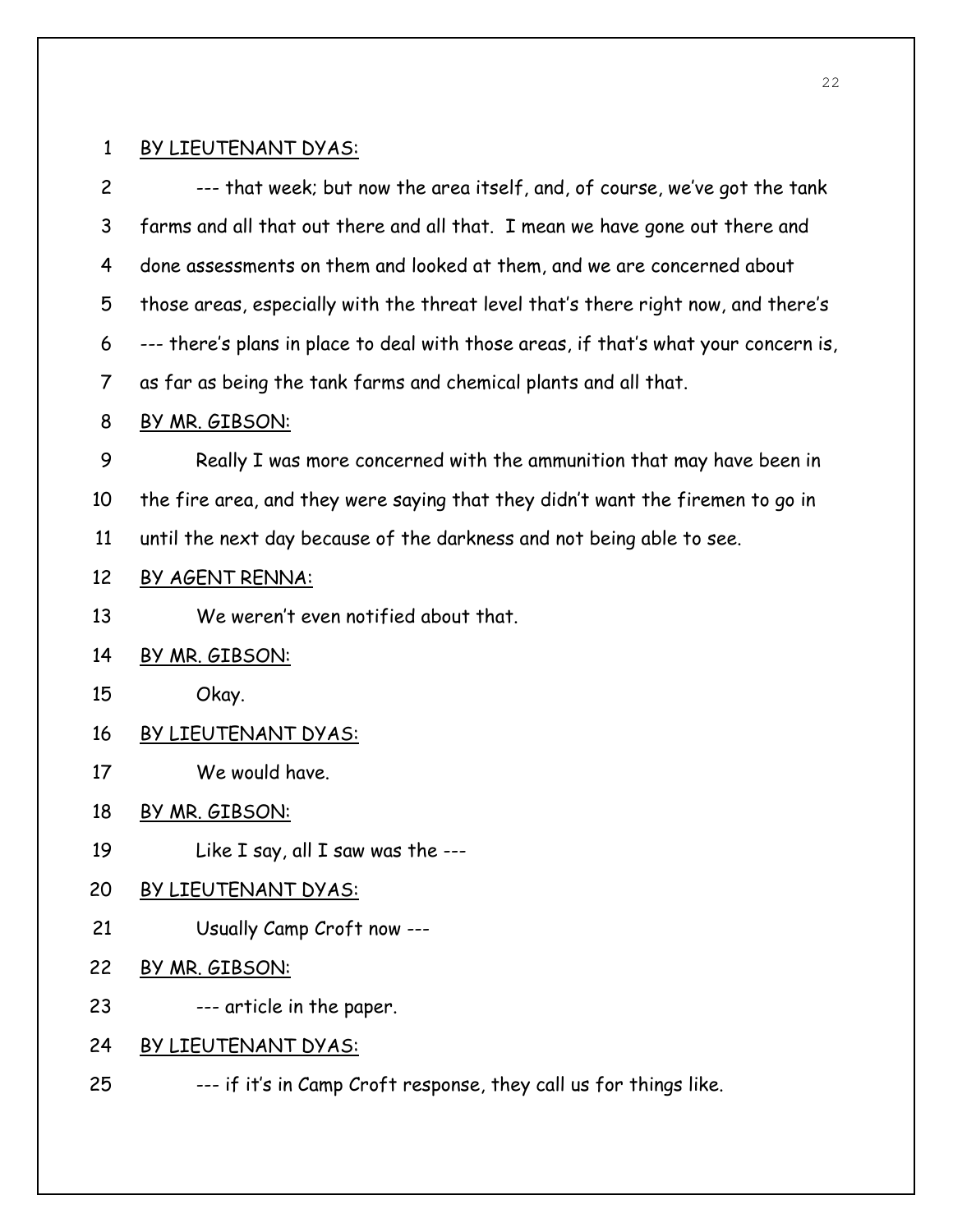BY LIEUTENANT DYAS:

--- that week; but now the area itself, and, of course, we've got the tank farms and all that out there and all that. I mean we have gone out there and done assessments on them and looked at them, and we are concerned about those areas, especially with the threat level that's there right now, and there's --- there's plans in place to deal with those areas, if that's what your concern is, as far as being the tank farms and chemical plants and all that.

BY MR. GIBSON:

Really I was more concerned with the ammunition that may have been in the fire area, and they were saying that they didn't want the firemen to go in until the next day because of the darkness and not being able to see.

BY AGENT RENNA:

We weren't even notified about that.

BY MR. GIBSON:

Okay.

BY LIEUTENANT DYAS:

We would have.

BY MR. GIBSON:

Like I say, all I saw was the ---

BY LIEUTENANT DYAS:

Usually Camp Croft now ---

BY MR. GIBSON:

--- article in the paper.

BY LIEUTENANT DYAS:

--- if it's in Camp Croft response, they call us for things like.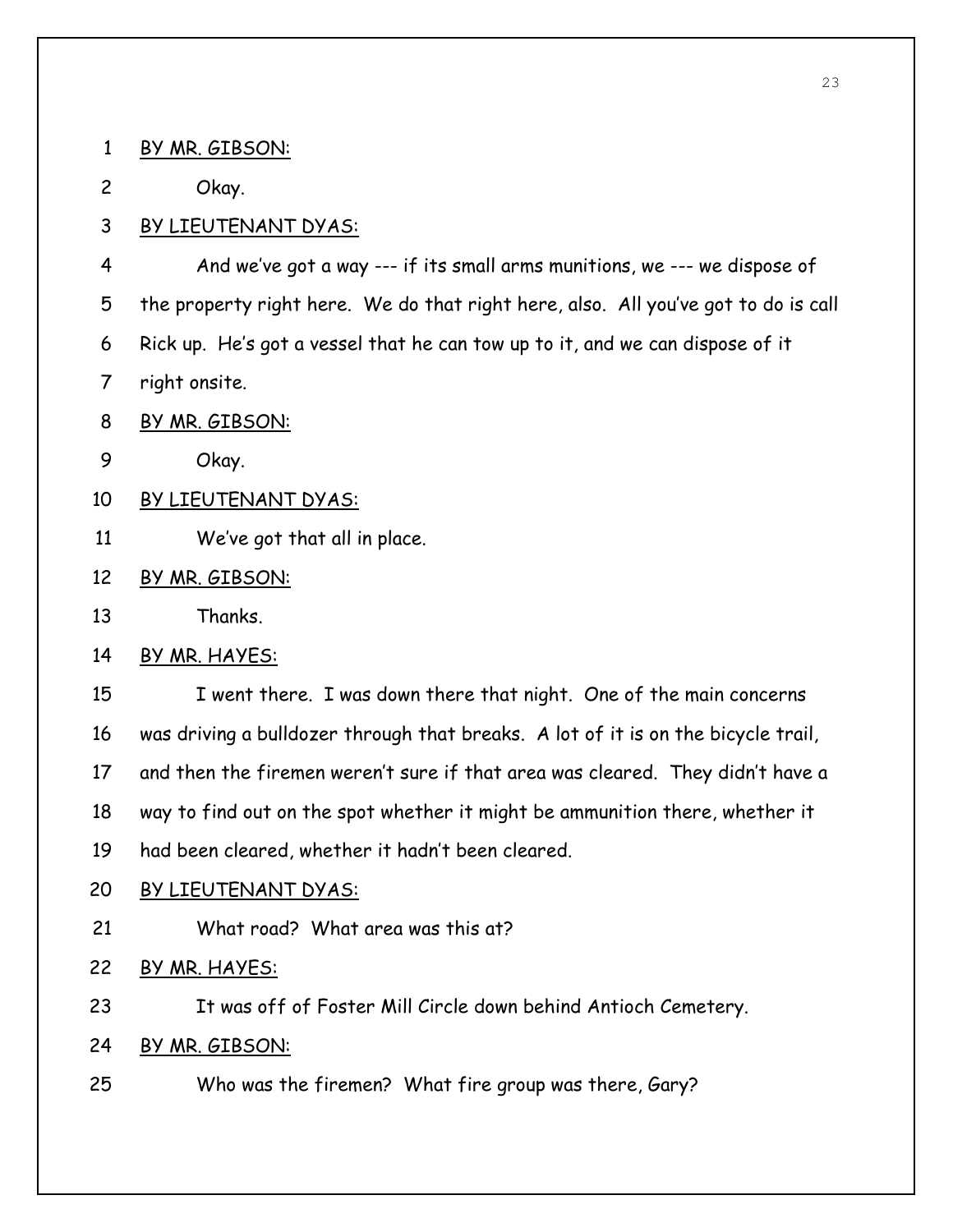BY MR. GIBSON:

Okay.

BY LIEUTENANT DYAS:

And we've got a way --- if its small arms munitions, we --- we dispose of the property right here. We do that right here, also. All you've got to do is call Rick up. He's got a vessel that he can tow up to it, and we can dispose of it right onsite.

BY MR. GIBSON:

Okay.

BY LIEUTENANT DYAS:

We've got that all in place.

BY MR. GIBSON:

Thanks.

BY MR. HAYES:

I went there. I was down there that night. One of the main concerns was driving a bulldozer through that breaks. A lot of it is on the bicycle trail, and then the firemen weren't sure if that area was cleared. They didn't have a way to find out on the spot whether it might be ammunition there, whether it had been cleared, whether it hadn't been cleared.

BY LIEUTENANT DYAS:

What road? What area was this at?

BY MR. HAYES:

It was off of Foster Mill Circle down behind Antioch Cemetery.

BY MR. GIBSON:

Who was the firemen? What fire group was there, Gary?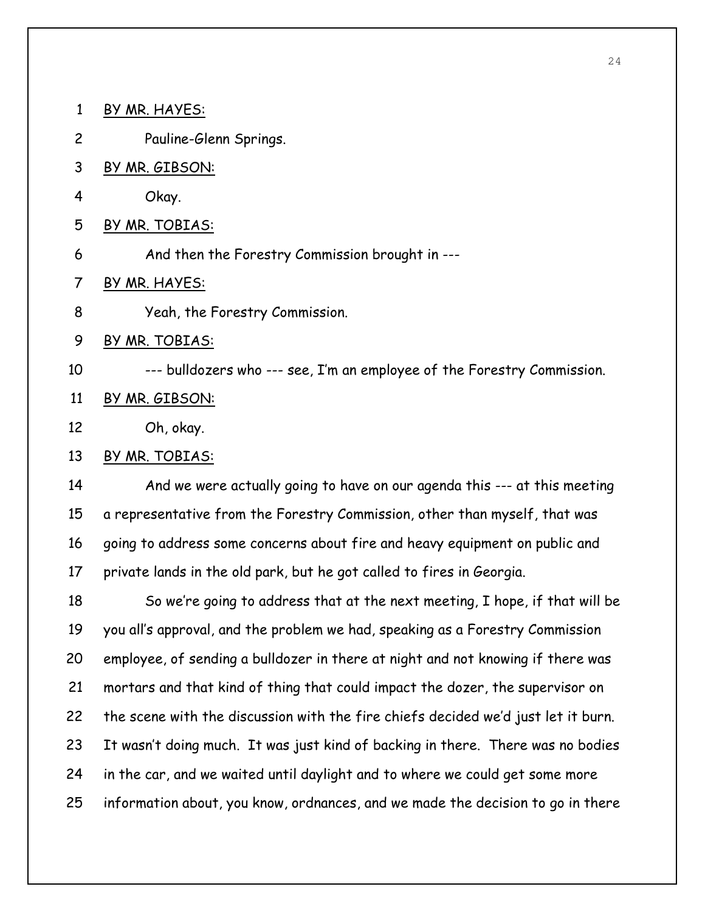BY MR. HAYES:

Pauline-Glenn Springs.

BY MR. GIBSON:

Okay.

BY MR. TOBIAS:

And then the Forestry Commission brought in ---

BY MR. HAYES:

Yeah, the Forestry Commission.

BY MR. TOBIAS:

--- bulldozers who --- see, I'm an employee of the Forestry Commission.

BY MR. GIBSON:

Oh, okay.

BY MR. TOBIAS:

And we were actually going to have on our agenda this --- at this meeting a representative from the Forestry Commission, other than myself, that was going to address some concerns about fire and heavy equipment on public and private lands in the old park, but he got called to fires in Georgia.

So we're going to address that at the next meeting, I hope, if that will be you all's approval, and the problem we had, speaking as a Forestry Commission employee, of sending a bulldozer in there at night and not knowing if there was mortars and that kind of thing that could impact the dozer, the supervisor on the scene with the discussion with the fire chiefs decided we'd just let it burn. It wasn't doing much. It was just kind of backing in there. There was no bodies in the car, and we waited until daylight and to where we could get some more information about, you know, ordnances, and we made the decision to go in there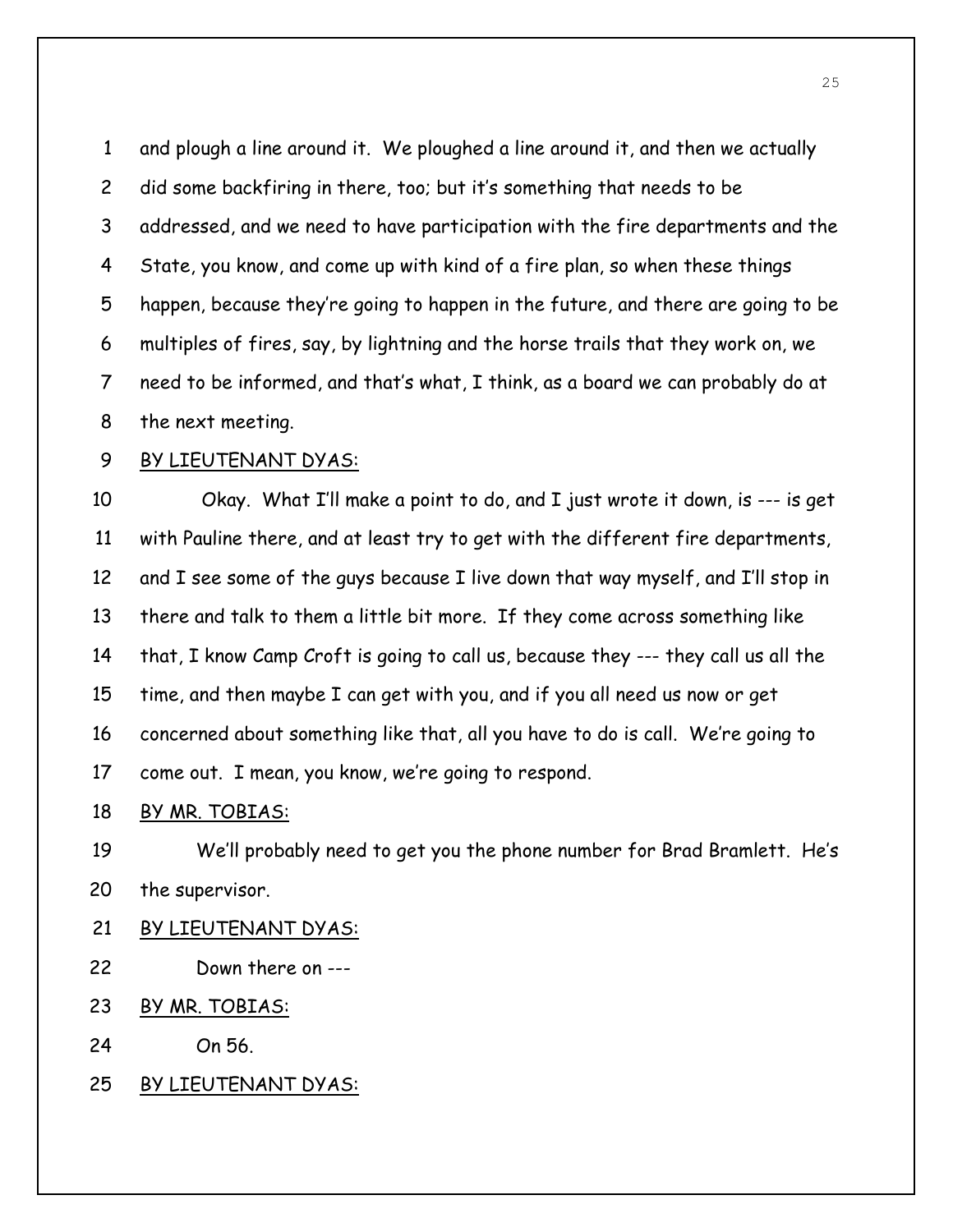and plough a line around it. We ploughed a line around it, and then we actually did some backfiring in there, too; but it's something that needs to be addressed, and we need to have participation with the fire departments and the State, you know, and come up with kind of a fire plan, so when these things happen, because they're going to happen in the future, and there are going to be multiples of fires, say, by lightning and the horse trails that they work on, we need to be informed, and that's what, I think, as a board we can probably do at the next meeting.

<u>BY LIEUTENANT DYAS:</u>

Okay. What I'll make a point to do, and I just wrote it down, is --- is get with Pauline there, and at least try to get with the different fire departments, and I see some of the guys because I live down that way myself, and I'll stop in there and talk to them a little bit more. If they come across something like that, I know Camp Croft is going to call us, because they --- they call us all the time, and then maybe I can get with you, and if you all need us now or get concerned about something like that, all you have to do is call. We're going to come out. I mean, you know, we're going to respond.

<u>BY MR. TOBIAS:</u>

We'll probably need to get you the phone number for Brad Bramlett. He's the supervisor.

<u>BY LIEUTENANT DYAS:</u>

Down there on ---

<u>BY MR. TOBIAS:</u>

On 56.

<u>BY LIEUTENANT DYAS:</u>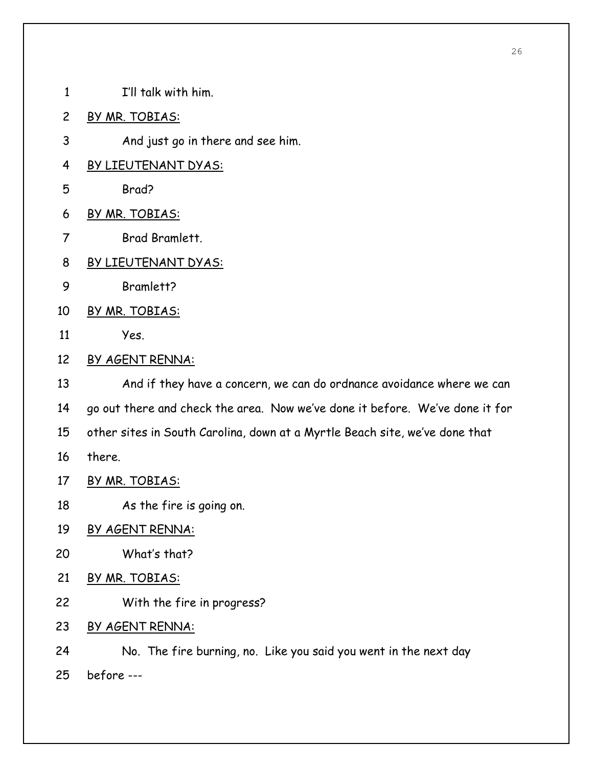1 I'll talk with him.

2 <u>BY MR. TOBIAS:</u>

3 And just go in there and see him.

4 <u>BY LIEUTENANT DYAS:</u>

5 Brad?

6 <u>BY MR. TOBIAS:</u>

7 Brad Bramlett.

8 <u>BY LIEUTENANT DYAS:</u>

9 Bramlett?

10 <u>BY MR. TOBIAS:</u>

11 Yes.

12 <u>BY AGENT RENNA:</u>

13 And if they have a concern, we can do ordnance avoidance where we can

14 go out there and check the area. Now we've done it before. We've done it for

15 other sites in South Carolina, down at a Myrtle Beach site, we've done that

16 there.

17 <u>BY MR. TOBIAS:</u>

18 As the fire is going on.

19 <u>BY AGENT RENNA:</u>

20 What's that?

21 <u>BY MR. TOBIAS:</u>

22 With the fire in progress?

23 <u>BY AGENT RENNA:</u>

24 No. The fire burning, no. Like you said you went in the next day

25 before ---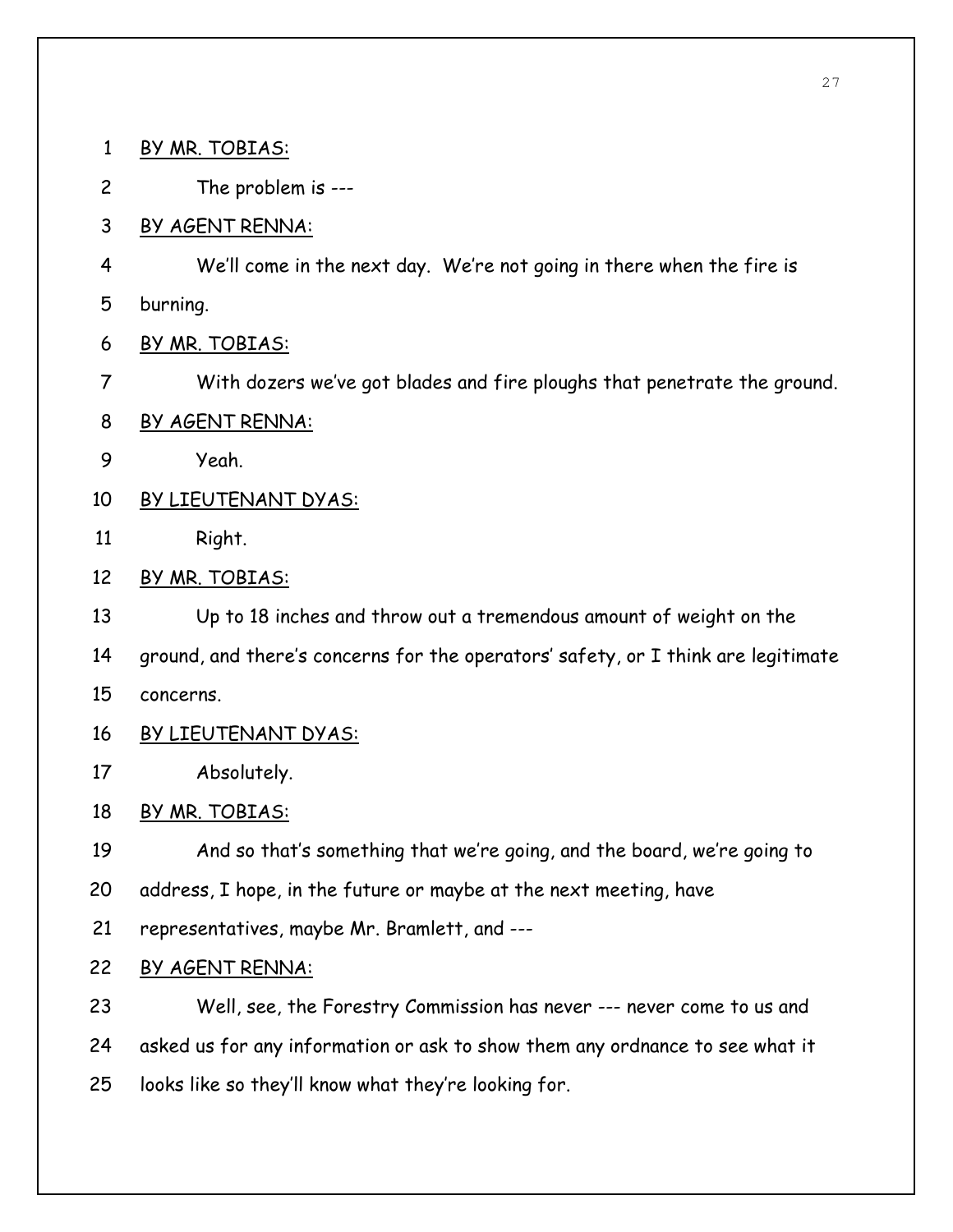BY MR. TOBIAS:

The problem is ---

BY AGENT RENNA:

We'll come in the next day. We're not going in there when the fire is burning.

BY MR. TOBIAS:

With dozers we've got blades and fire ploughs that penetrate the ground.

BY AGENT RENNA:

Yeah.

BY LIEUTENANT DYAS:

Right.

BY MR. TOBIAS:

Up to 18 inches and throw out a tremendous amount of weight on the ground, and there's concerns for the operators' safety, or I think are legitimate concerns.

BY LIEUTENANT DYAS:

Absolutely.

BY MR. TOBIAS:

And so that's something that we're going, and the board, we're going to address, I hope, in the future or maybe at the next meeting, have representatives, maybe Mr. Bramlett, and ---

BY AGENT RENNA:

Well, see, the Forestry Commission has never --- never come to us and asked us for any information or ask to show them any ordnance to see what it looks like so they'll know what they're looking for.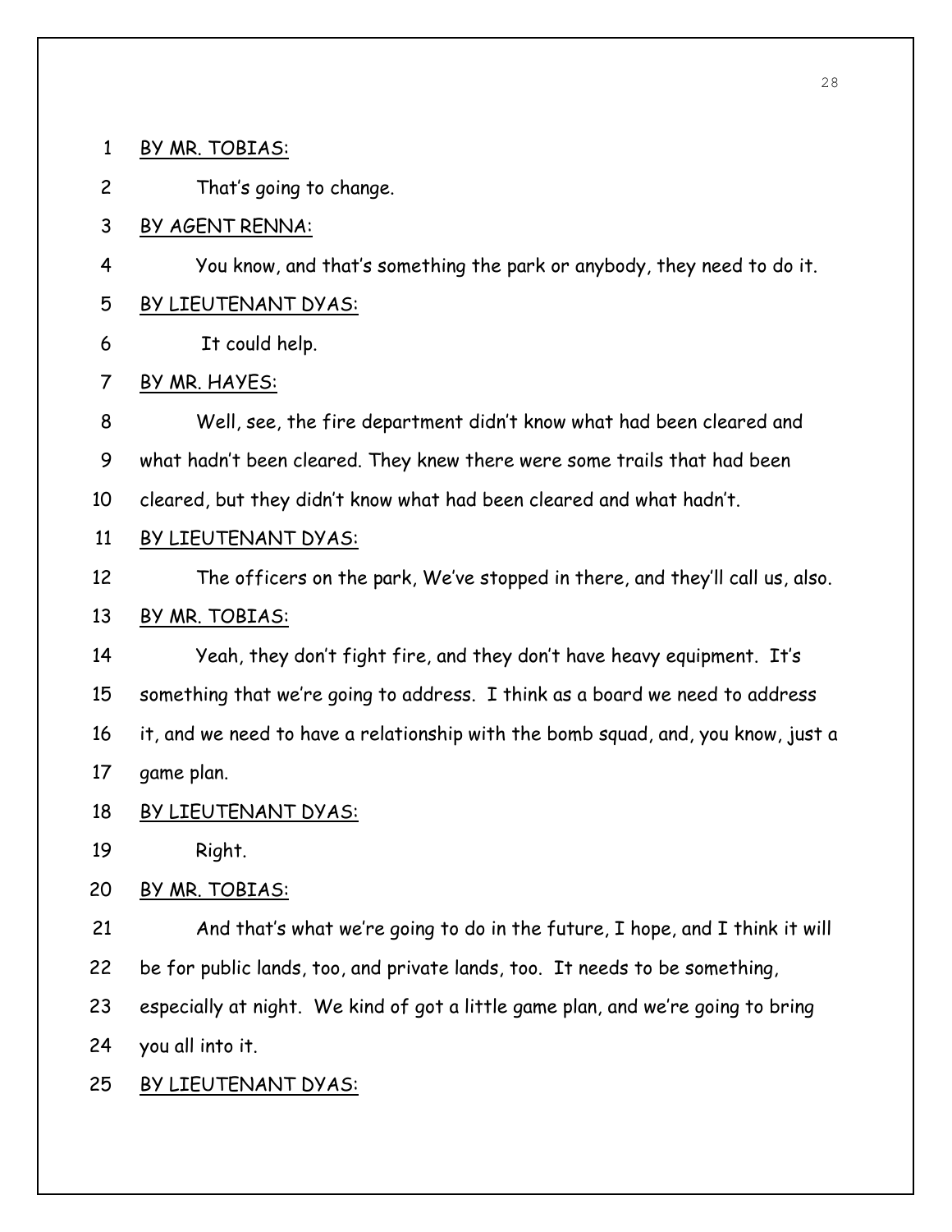BY MR. TOBIAS:

That's going to change.

BY AGENT RENNA:

You know, and that's something the park or anybody, they need to do it.

BY LIEUTENANT DYAS:

It could help.

BY MR. HAYES:

Well, see, the fire department didn't know what had been cleared and what hadn't been cleared. They knew there were some trails that had been cleared, but they didn't know what had been cleared and what hadn't.

BY LIEUTENANT DYAS:

The officers on the park, We've stopped in there, and they'll call us, also.

BY MR. TOBIAS:

Yeah, they don't fight fire, and they don't have heavy equipment. It's something that we're going to address. I think as a board we need to address it, and we need to have a relationship with the bomb squad, and, you know, just a game plan.

BY LIEUTENANT DYAS:

Right.

BY MR. TOBIAS:

And that's what we're going to do in the future, I hope, and I think it will be for public lands, too, and private lands, too. It needs to be something, especially at night. We kind of got a little game plan, and we're going to bring you all into it.

BY LIEUTENANT DYAS: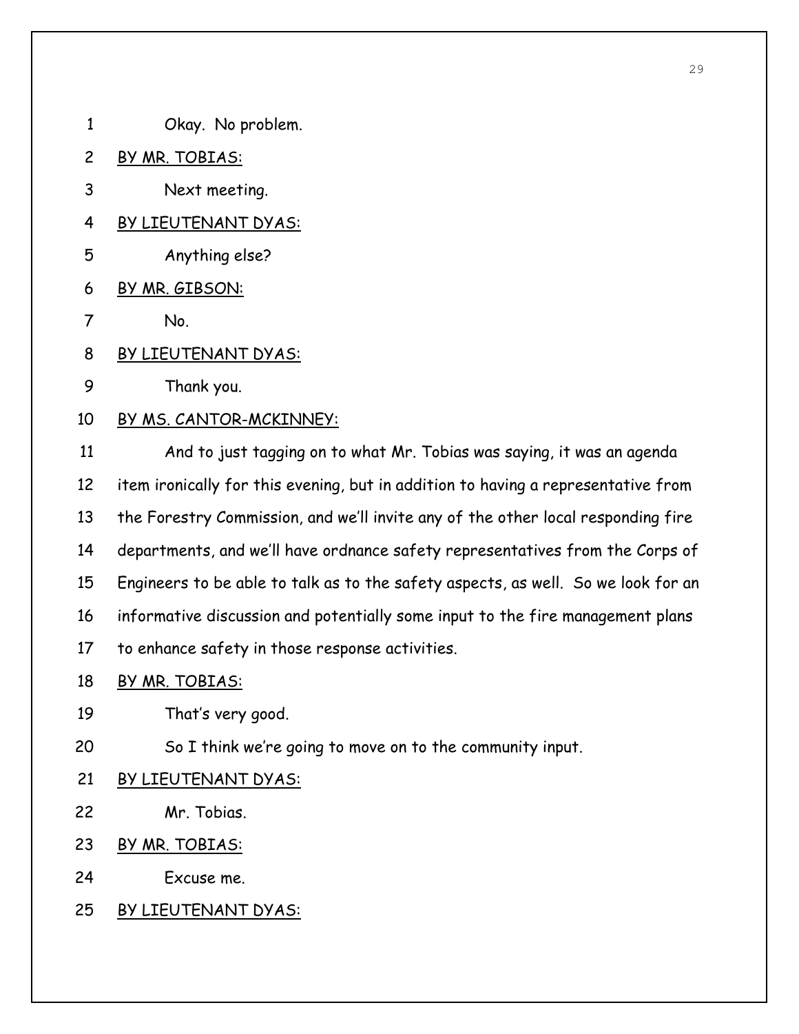1 Okay. No problem.

2 BY MR. TOBIAS:

3 Next meeting.

4 BY LIEUTENANT DYAS:

5 Anything else?

6 BY MR. GIBSON:

7 No.

8 BY LIEUTENANT DYAS:

9 Thank you.

10 BY MS. CANTOR-MCKINNEY:

11 And to just tagging on to what Mr. Tobias was saying, it was an agenda
12 item ironically for this evening, but in addition to having a representative from
13 the Forestry Commission, and we'll invite any of the other local responding fire
14 departments, and we'll have ordnance safety representatives from the Corps of
15 Engineers to be able to talk as to the safety aspects, as well. So we look for an
16 informative discussion and potentially some input to the fire management plans
17 to enhance safety in those response activities.

18 BY MR. TOBIAS:

19 That's very good.

20 So I think we're going to move on to the community input.

21 BY LIEUTENANT DYAS:

22 Mr. Tobias.

23 BY MR. TOBIAS:

24 Excuse me.

25 BY LIEUTENANT DYAS: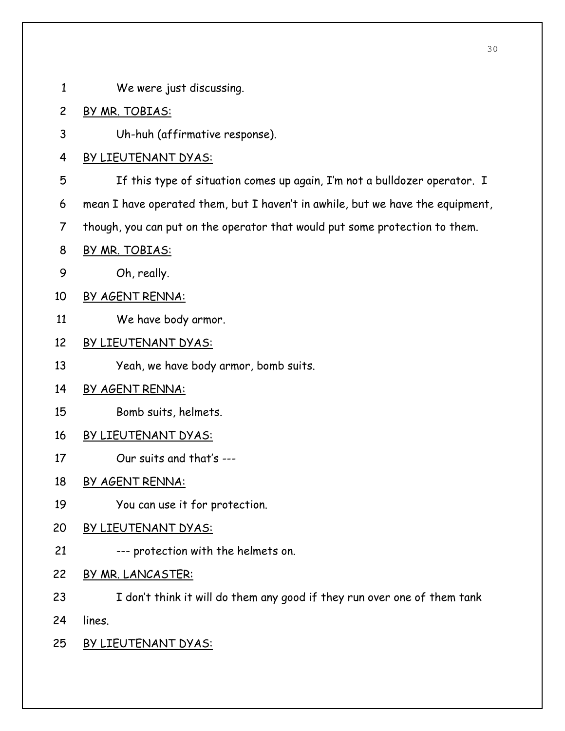We were just discussing.

BY MR. TOBIAS:

Uh-huh (affirmative response).

BY LIEUTENANT DYAS:

If this type of situation comes up again, I'm not a bulldozer operator. I mean I have operated them, but I haven't in awhile, but we have the equipment, though, you can put on the operator that would put some protection to them.

BY MR. TOBIAS:

Oh, really.

BY AGENT RENNA:

We have body armor.

BY LIEUTENANT DYAS:

Yeah, we have body armor, bomb suits.

BY AGENT RENNA:

Bomb suits, helmets.

BY LIEUTENANT DYAS:

Our suits and that's ---

BY AGENT RENNA:

You can use it for protection.

BY LIEUTENANT DYAS:

--- protection with the helmets on.

BY MR. LANCASTER:

I don't think it will do them any good if they run over one of them tank lines.

BY LIEUTENANT DYAS: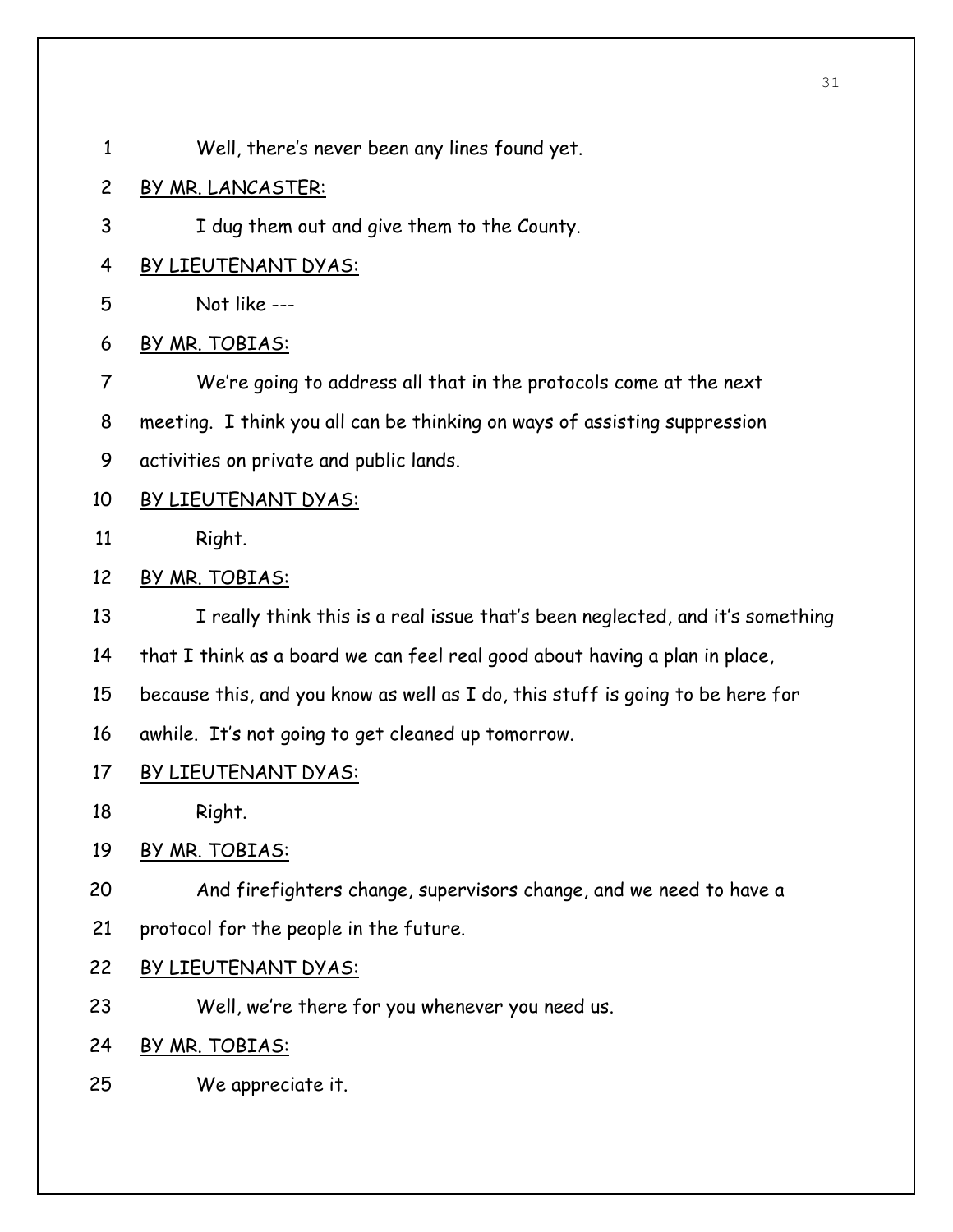Well, there's never been any lines found yet.

BY MR. LANCASTER:

I dug them out and give them to the County.

BY LIEUTENANT DYAS:

Not like ---

BY MR. TOBIAS:

We're going to address all that in the protocols come at the next meeting. I think you all can be thinking on ways of assisting suppression activities on private and public lands.

BY LIEUTENANT DYAS:

Right.

BY MR. TOBIAS:

I really think this is a real issue that's been neglected, and it's something that I think as a board we can feel real good about having a plan in place, because this, and you know as well as I do, this stuff is going to be here for awhile. It's not going to get cleaned up tomorrow.

BY LIEUTENANT DYAS:

Right.

BY MR. TOBIAS:

And firefighters change, supervisors change, and we need to have a protocol for the people in the future.

BY LIEUTENANT DYAS:

Well, we're there for you whenever you need us.

BY MR. TOBIAS:

We appreciate it.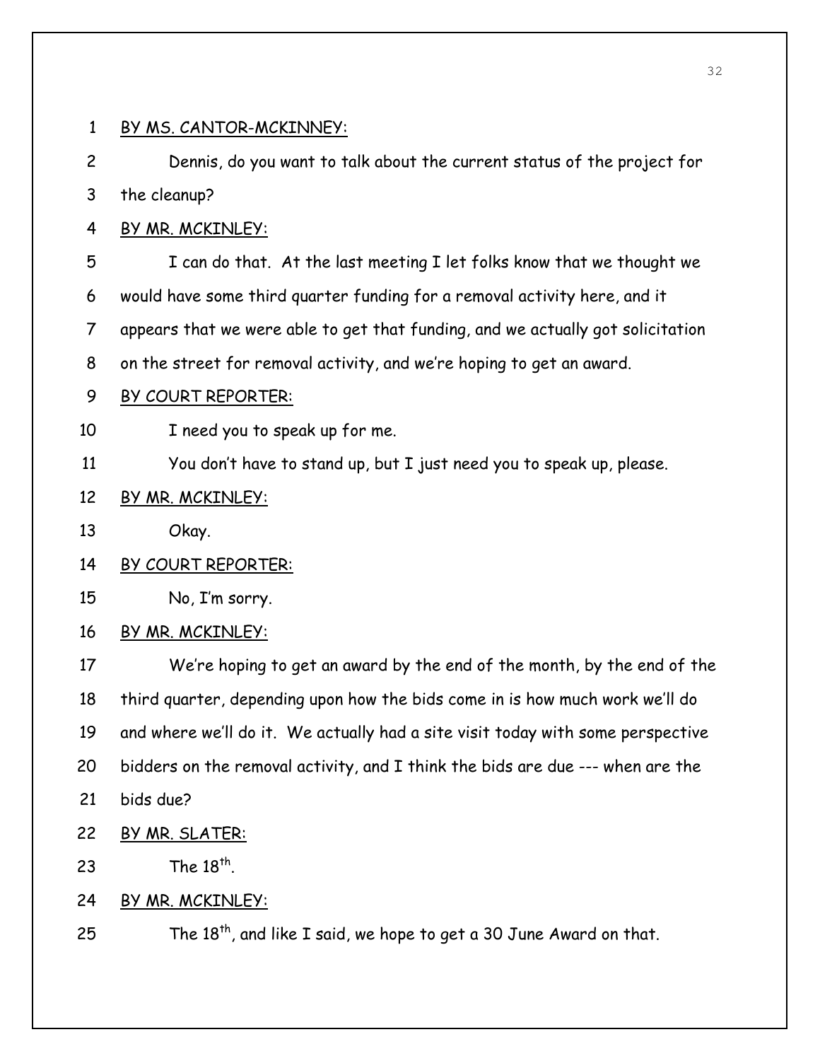BY MS. CANTOR-MCKINNEY:

Dennis, do you want to talk about the current status of the project for the cleanup?

BY MR. MCKINLEY:

I can do that. At the last meeting I let folks know that we thought we would have some third quarter funding for a removal activity here, and it appears that we were able to get that funding, and we actually got solicitation on the street for removal activity, and we're hoping to get an award.

BY COURT REPORTER:

I need you to speak up for me.

You don't have to stand up, but I just need you to speak up, please.

BY MR. MCKINLEY:

Okay.

BY COURT REPORTER:

No, I'm sorry.

BY MR. MCKINLEY:

We're hoping to get an award by the end of the month, by the end of the third quarter, depending upon how the bids come in is how much work we'll do and where we'll do it. We actually had a site visit today with some perspective bidders on the removal activity, and I think the bids are due --- when are the bids due?

BY MR. SLATER:

The 18th.

BY MR. MCKINLEY:

The 18th, and like I said, we hope to get a 30 June Award on that.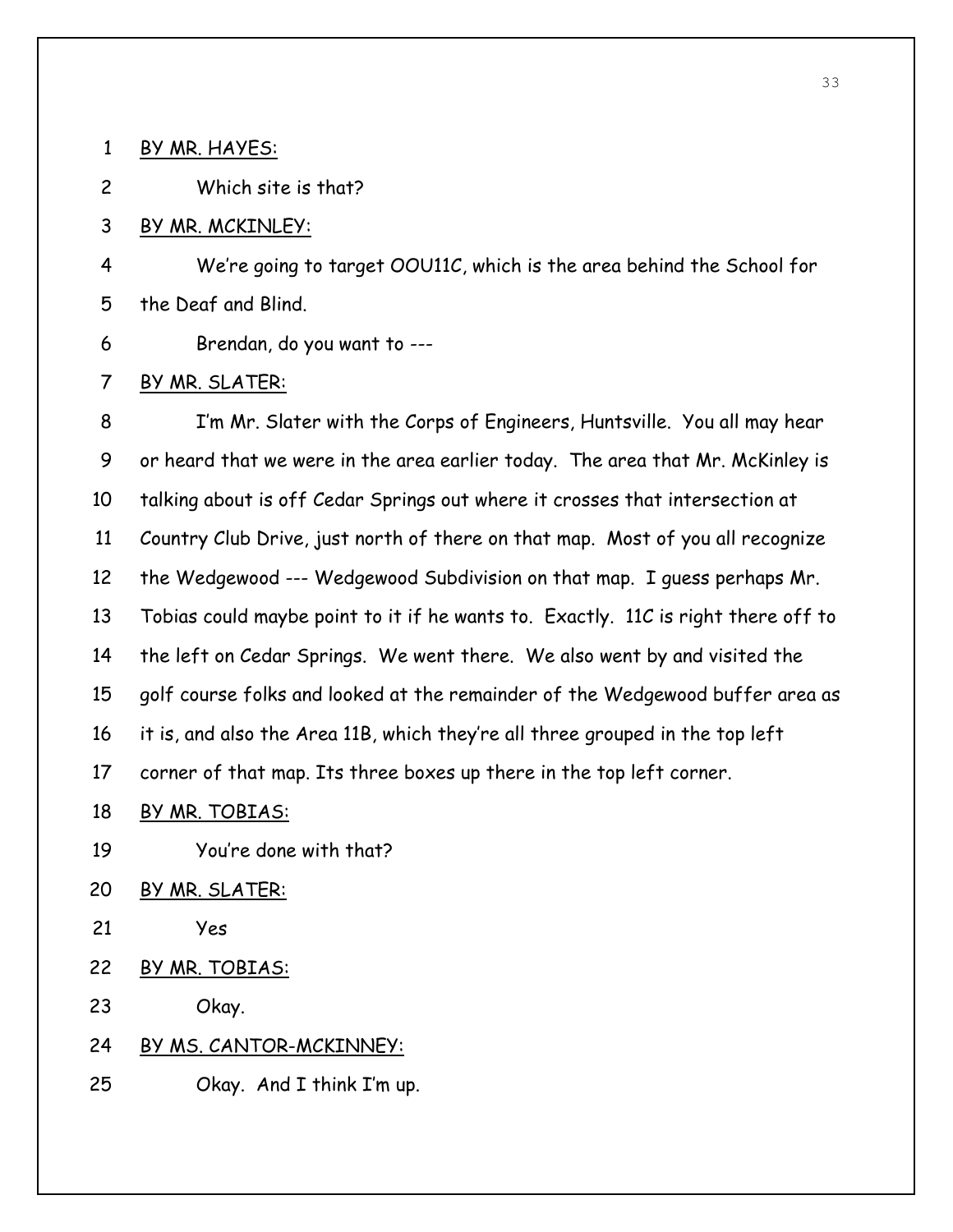BY MR. HAYES:

Which site is that?

BY MR. MCKINLEY:

We're going to target OOU11C, which is the area behind the School for the Deaf and Blind.

Brendan, do you want to ---

BY MR. SLATER:

I'm Mr. Slater with the Corps of Engineers, Huntsville. You all may hear or heard that we were in the area earlier today. The area that Mr. McKinley is talking about is off Cedar Springs out where it crosses that intersection at Country Club Drive, just north of there on that map. Most of you all recognize the Wedgewood --- Wedgewood Subdivision on that map. I guess perhaps Mr. Tobias could maybe point to it if he wants to. Exactly. 11C is right there off to the left on Cedar Springs. We went there. We also went by and visited the golf course folks and looked at the remainder of the Wedgewood buffer area as it is, and also the Area 11B, which they're all three grouped in the top left corner of that map. Its three boxes up there in the top left corner.

BY MR. TOBIAS:

You're done with that?

BY MR. SLATER:

Yes

BY MR. TOBIAS:

Okay.

BY MS. CANTOR-MCKINNEY:

Okay. And I think I'm up.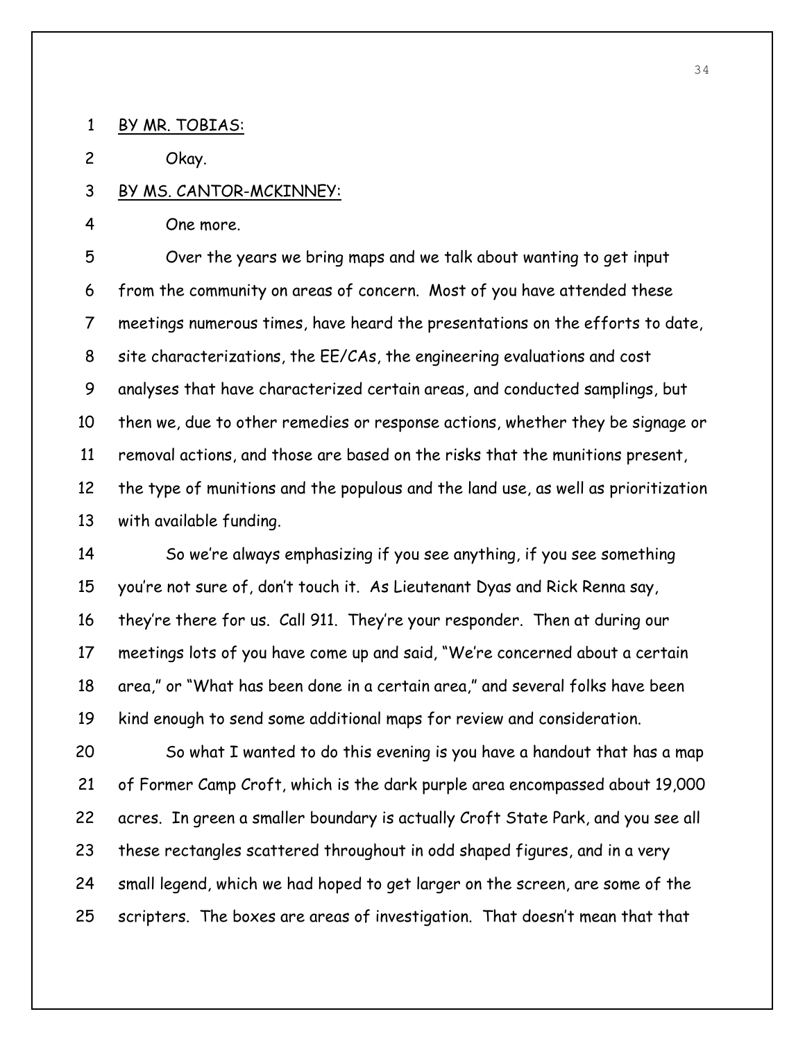BY MR. TOBIAS:

Okay.

BY MS. CANTOR-MCKINNEY:

One more.

Over the years we bring maps and we talk about wanting to get input from the community on areas of concern. Most of you have attended these meetings numerous times, have heard the presentations on the efforts to date, site characterizations, the EE/CAs, the engineering evaluations and cost analyses that have characterized certain areas, and conducted samplings, but then we, due to other remedies or response actions, whether they be signage or removal actions, and those are based on the risks that the munitions present, the type of munitions and the populous and the land use, as well as prioritization with available funding.

So we're always emphasizing if you see anything, if you see something you're not sure of, don't touch it. As Lieutenant Dyas and Rick Renna say, they're there for us. Call 911. They're your responder. Then at during our meetings lots of you have come up and said, "We're concerned about a certain area," or "What has been done in a certain area," and several folks have been kind enough to send some additional maps for review and consideration.

So what I wanted to do this evening is you have a handout that has a map of Former Camp Croft, which is the dark purple area encompassed about 19,000 acres. In green a smaller boundary is actually Croft State Park, and you see all these rectangles scattered throughout in odd shaped figures, and in a very small legend, which we had hoped to get larger on the screen, are some of the scripters. The boxes are areas of investigation. That doesn't mean that that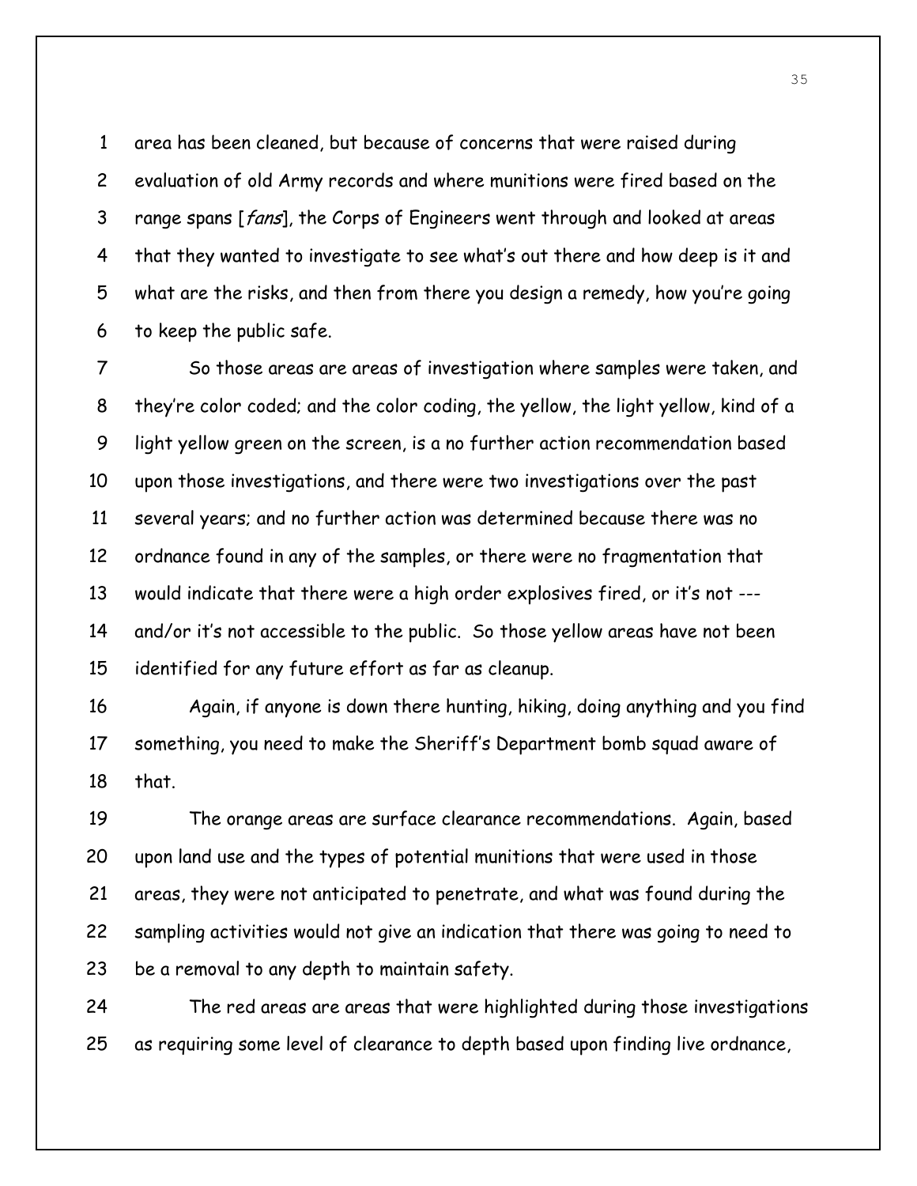area has been cleaned, but because of concerns that were raised during evaluation of old Army records and where munitions were fired based on the range spans [*fans*], the Corps of Engineers went through and looked at areas that they wanted to investigate to see what's out there and how deep is it and what are the risks, and then from there you design a remedy, how you're going to keep the public safe.

So those areas are areas of investigation where samples were taken, and they're color coded; and the color coding, the yellow, the light yellow, kind of a light yellow green on the screen, is a no further action recommendation based upon those investigations, and there were two investigations over the past several years; and no further action was determined because there was no ordnance found in any of the samples, or there were no fragmentation that would indicate that there were a high order explosives fired, or it's not --- and/or it's not accessible to the public. So those yellow areas have not been identified for any future effort as far as cleanup.

Again, if anyone is down there hunting, hiking, doing anything and you find something, you need to make the Sheriff's Department bomb squad aware of that.

The orange areas are surface clearance recommendations. Again, based upon land use and the types of potential munitions that were used in those areas, they were not anticipated to penetrate, and what was found during the sampling activities would not give an indication that there was going to need to be a removal to any depth to maintain safety.

The red areas are areas that were highlighted during those investigations as requiring some level of clearance to depth based upon finding live ordnance,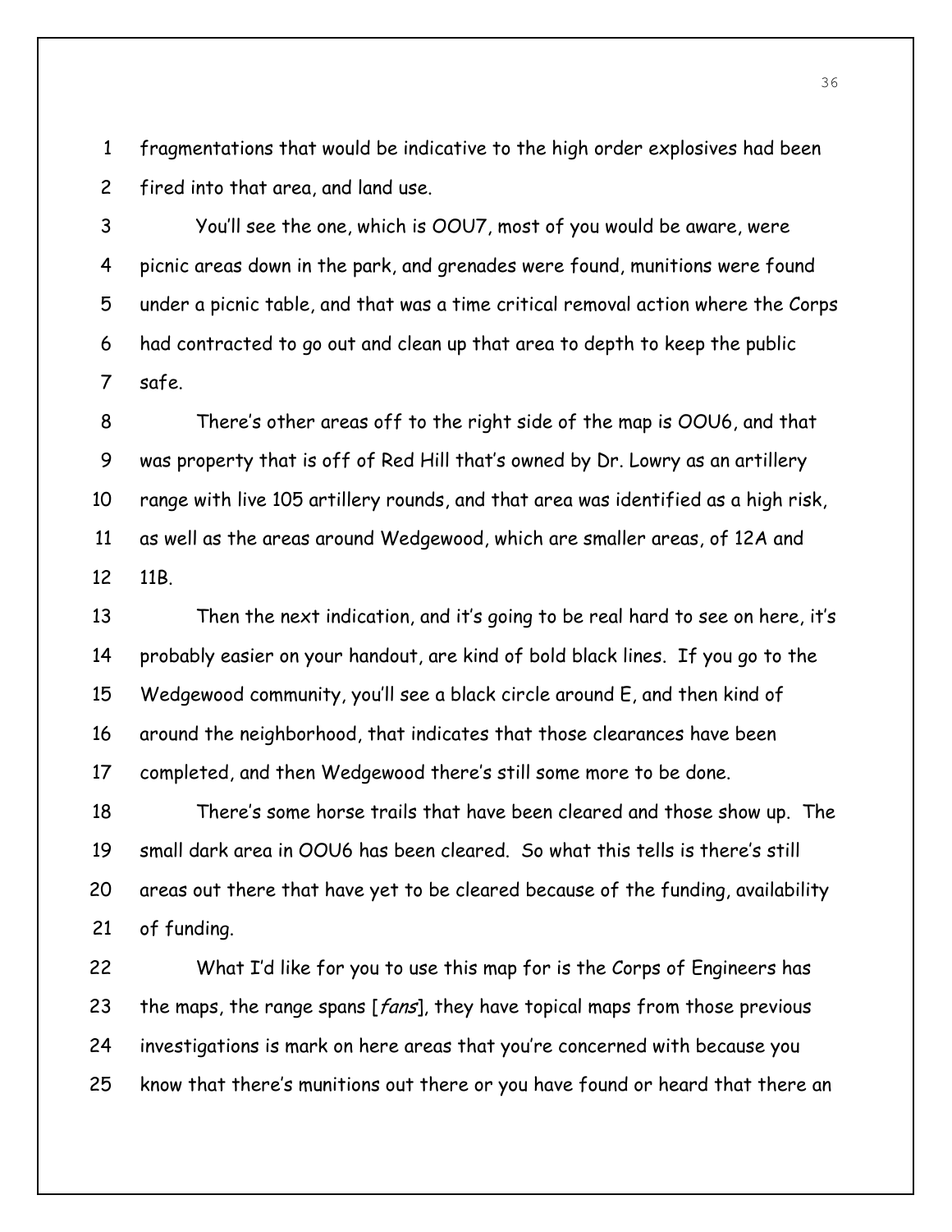fragmentations that would be indicative to the high order explosives had been fired into that area, and land use.

You'll see the one, which is OOU7, most of you would be aware, were picnic areas down in the park, and grenades were found, munitions were found under a picnic table, and that was a time critical removal action where the Corps had contracted to go out and clean up that area to depth to keep the public safe.

There's other areas off to the right side of the map is OOU6, and that was property that is off of Red Hill that's owned by Dr. Lowry as an artillery range with live 105 artillery rounds, and that area was identified as a high risk, as well as the areas around Wedgewood, which are smaller areas, of 12A and 11B.

Then the next indication, and it's going to be real hard to see on here, it's probably easier on your handout, are kind of bold black lines. If you go to the Wedgewood community, you'll see a black circle around E, and then kind of around the neighborhood, that indicates that those clearances have been completed, and then Wedgewood there's still some more to be done.

There's some horse trails that have been cleared and those show up. The small dark area in OOU6 has been cleared. So what this tells is there's still areas out there that have yet to be cleared because of the funding, availability of funding.

What I'd like for you to use this map for is the Corps of Engineers has the maps, the range spans [*fans*], they have topical maps from those previous investigations is mark on here areas that you're concerned with because you know that there's munitions out there or you have found or heard that there an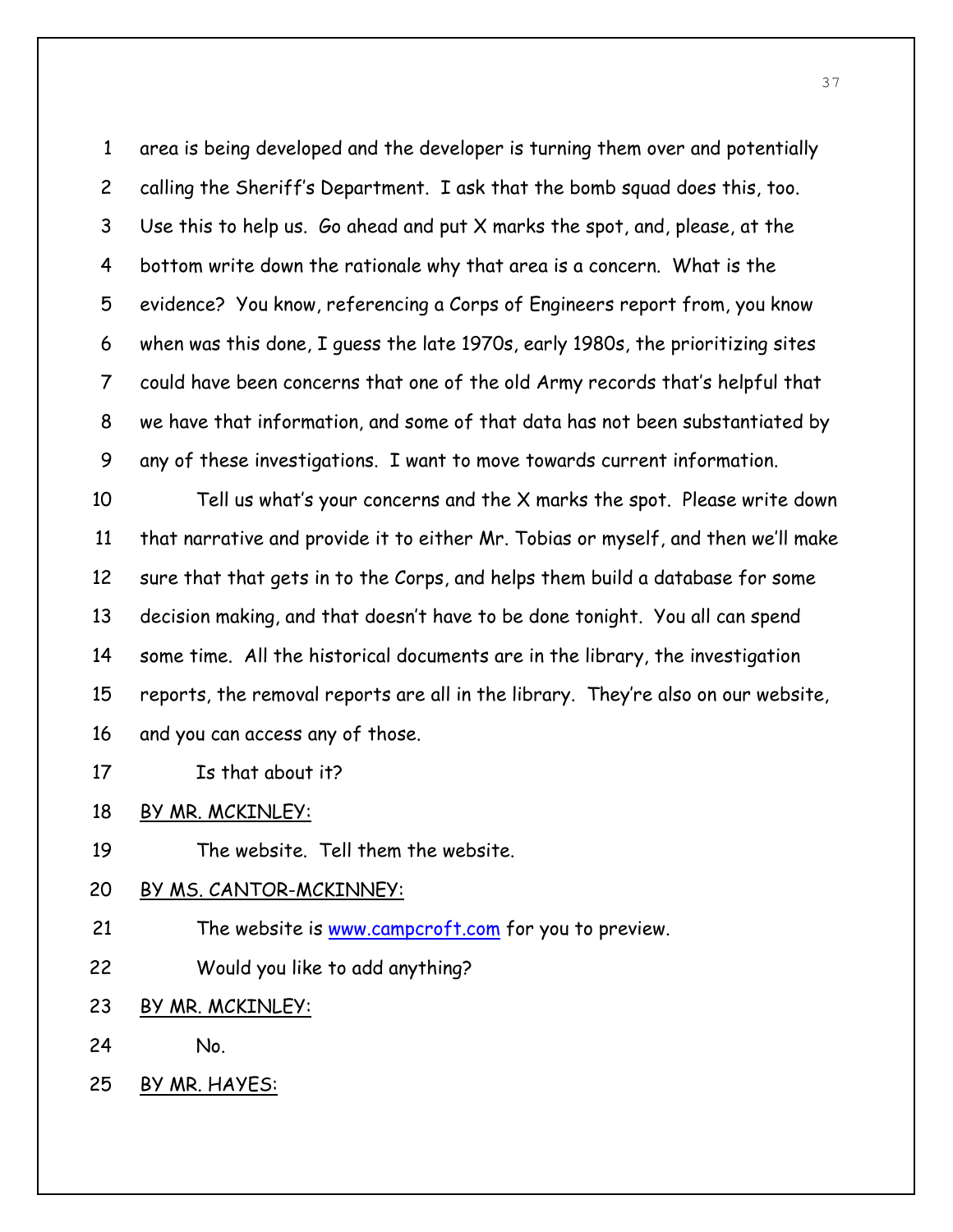1 area is being developed and the developer is turning them over and potentially
2 calling the Sheriff's Department. I ask that the bomb squad does this, too.
3 Use this to help us. Go ahead and put X marks the spot, and, please, at the
4 bottom write down the rationale why that area is a concern. What is the
5 evidence? You know, referencing a Corps of Engineers report from, you know
6 when was this done, I guess the late 1970s, early 1980s, the prioritizing sites
7 could have been concerns that one of the old Army records that's helpful that
8 we have that information, and some of that data has not been substantiated by
9 any of these investigations. I want to move towards current information.
10 Tell us what's your concerns and the X marks the spot. Please write down
11 that narrative and provide it to either Mr. Tobias or myself, and then we'll make
12 sure that that gets in to the Corps, and helps them build a database for some
13 decision making, and that doesn't have to be done tonight. You all can spend
14 some time. All the historical documents are in the library, the investigation
15 reports, the removal reports are all in the library. They're also on our website,
16 and you can access any of those.
17 Is that about it?
18 BY MR. MCKINLEY:
19 The website. Tell them the website.
20 BY MS. CANTOR-MCKINNEY:
21 The website is www.campcroft.com for you to preview.
22 Would you like to add anything?
23 BY MR. MCKINLEY:
24 No.
25 BY MR. HAYES: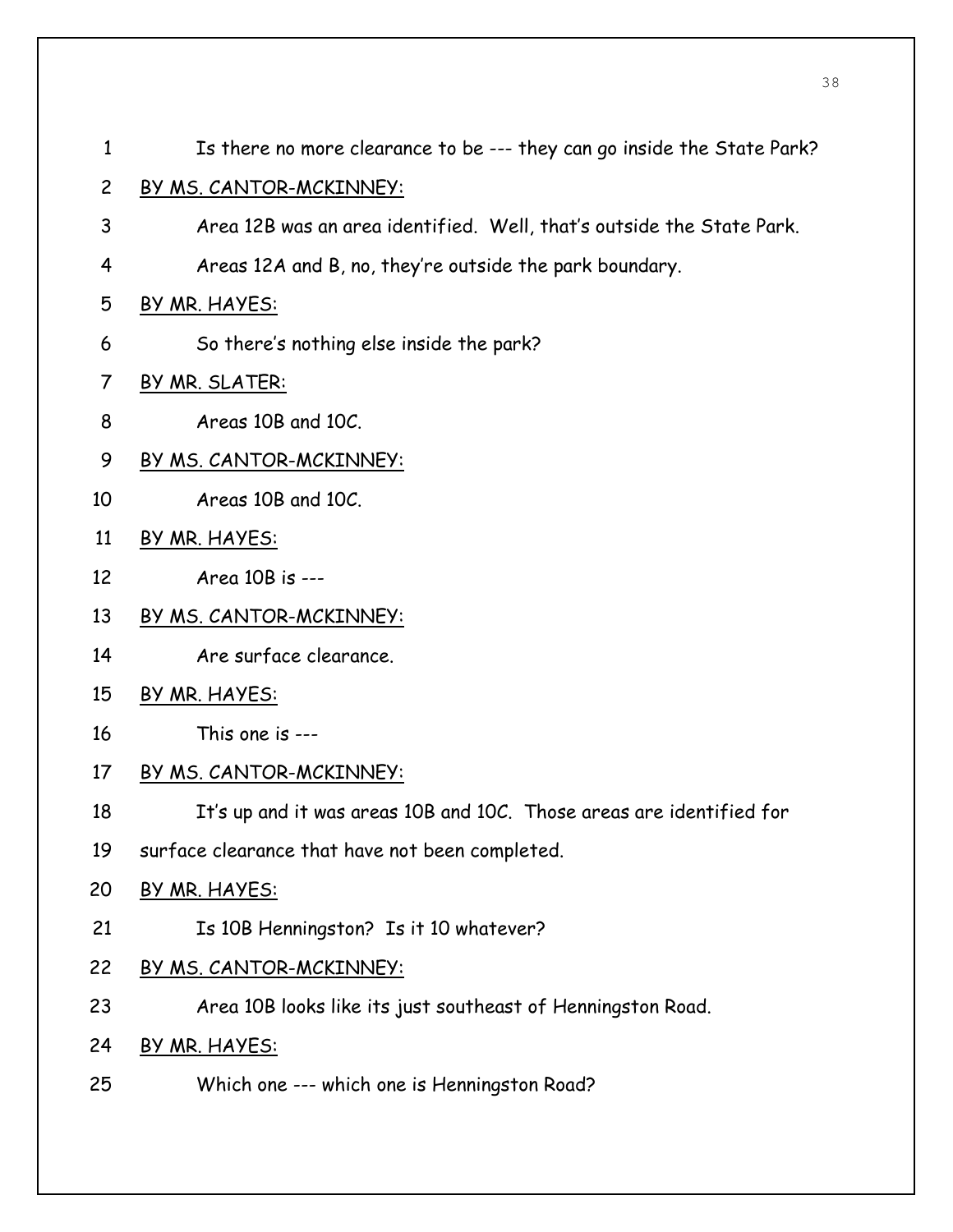1 Is there no more clearance to be --- they can go inside the State Park?

2 BY MS. CANTOR-MCKINNEY:

3 Area 12B was an area identified. Well, that's outside the State Park.

4 Areas 12A and B, no, they're outside the park boundary.

5 BY MR. HAYES:

6 So there's nothing else inside the park?

7 BY MR. SLATER:

8 Areas 10B and 10C.

9 BY MS. CANTOR-MCKINNEY:

10 Areas 10B and 10C.

11 BY MR. HAYES:

12 Area 10B is ---

13 BY MS. CANTOR-MCKINNEY:

14 Are surface clearance.

15 BY MR. HAYES:

16 This one is ---

17 BY MS. CANTOR-MCKINNEY:

18 It's up and it was areas 10B and 10C. Those areas are identified for

19 surface clearance that have not been completed.

20 BY MR. HAYES:

21 Is 10B Henningston? Is it 10 whatever?

22 BY MS. CANTOR-MCKINNEY:

23 Area 10B looks like its just southeast of Henningston Road.

24 BY MR. HAYES:

25 Which one --- which one is Henningston Road?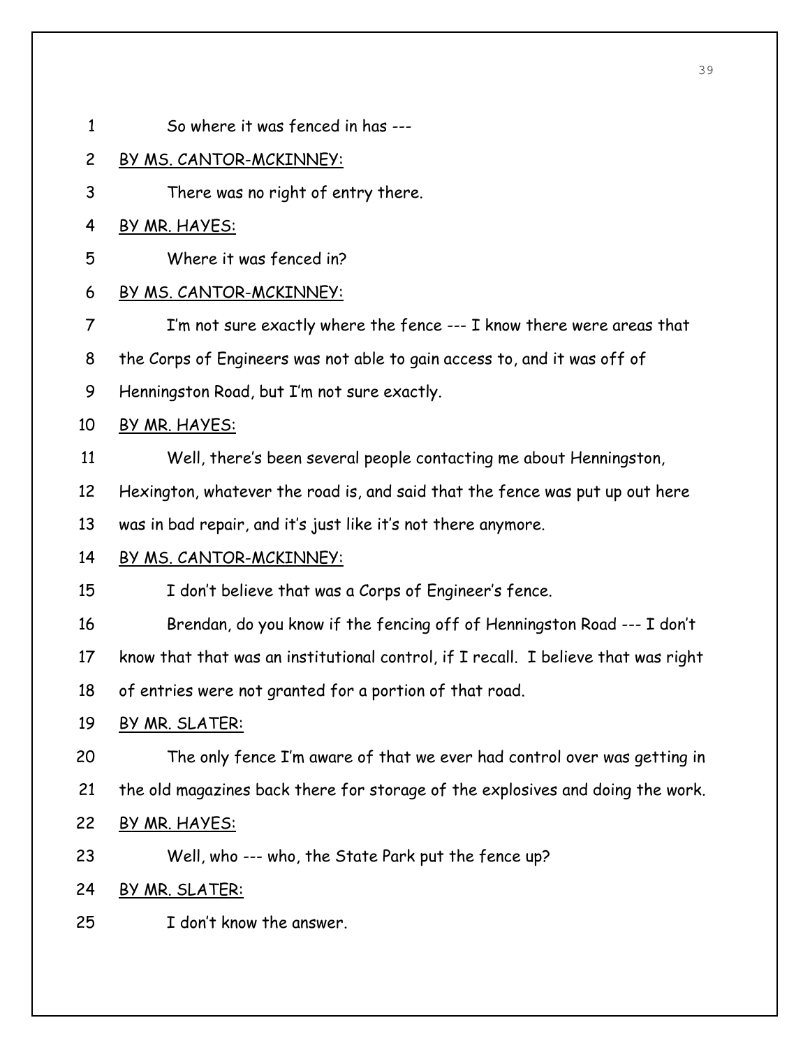So where it was fenced in has ---

BY MS. CANTOR-MCKINNEY:

There was no right of entry there.

BY MR. HAYES:

Where it was fenced in?

BY MS. CANTOR-MCKINNEY:

I'm not sure exactly where the fence --- I know there were areas that the Corps of Engineers was not able to gain access to, and it was off of Henningston Road, but I'm not sure exactly.

BY MR. HAYES:

Well, there's been several people contacting me about Henningston, Hexington, whatever the road is, and said that the fence was put up out here was in bad repair, and it's just like it's not there anymore.

BY MS. CANTOR-MCKINNEY:

I don't believe that was a Corps of Engineer's fence.

Brendan, do you know if the fencing off of Henningston Road --- I don't know that that was an institutional control, if I recall. I believe that was right of entries were not granted for a portion of that road.

BY MR. SLATER:

The only fence I'm aware of that we ever had control over was getting in the old magazines back there for storage of the explosives and doing the work.

BY MR. HAYES:

Well, who --- who, the State Park put the fence up?

BY MR. SLATER:

I don't know the answer.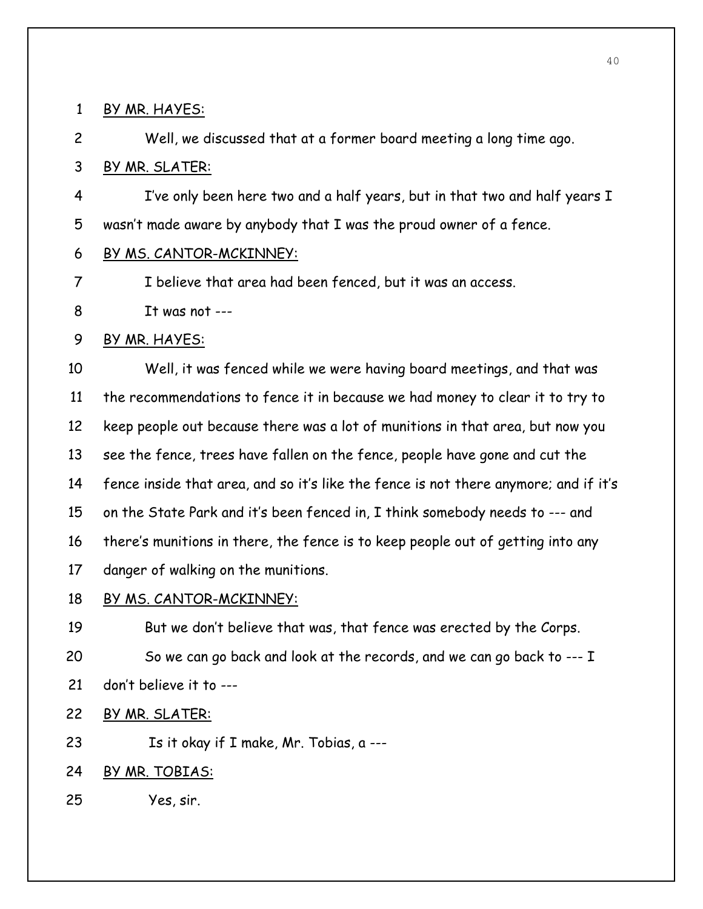BY MR. HAYES:

Well, we discussed that at a former board meeting a long time ago.

BY MR. SLATER:

I've only been here two and a half years, but in that two and half years I wasn't made aware by anybody that I was the proud owner of a fence.

BY MS. CANTOR-MCKINNEY:

I believe that area had been fenced, but it was an access.

It was not ---

BY MR. HAYES:

Well, it was fenced while we were having board meetings, and that was the recommendations to fence it in because we had money to clear it to try to keep people out because there was a lot of munitions in that area, but now you see the fence, trees have fallen on the fence, people have gone and cut the fence inside that area, and so it's like the fence is not there anymore; and if it's on the State Park and it's been fenced in, I think somebody needs to --- and there's munitions in there, the fence is to keep people out of getting into any danger of walking on the munitions.

BY MS. CANTOR-MCKINNEY:

But we don't believe that was, that fence was erected by the Corps.

So we can go back and look at the records, and we can go back to --- I don't believe it to ---

BY MR. SLATER:

Is it okay if I make, Mr. Tobias, a ---

BY MR. TOBIAS:

Yes, sir.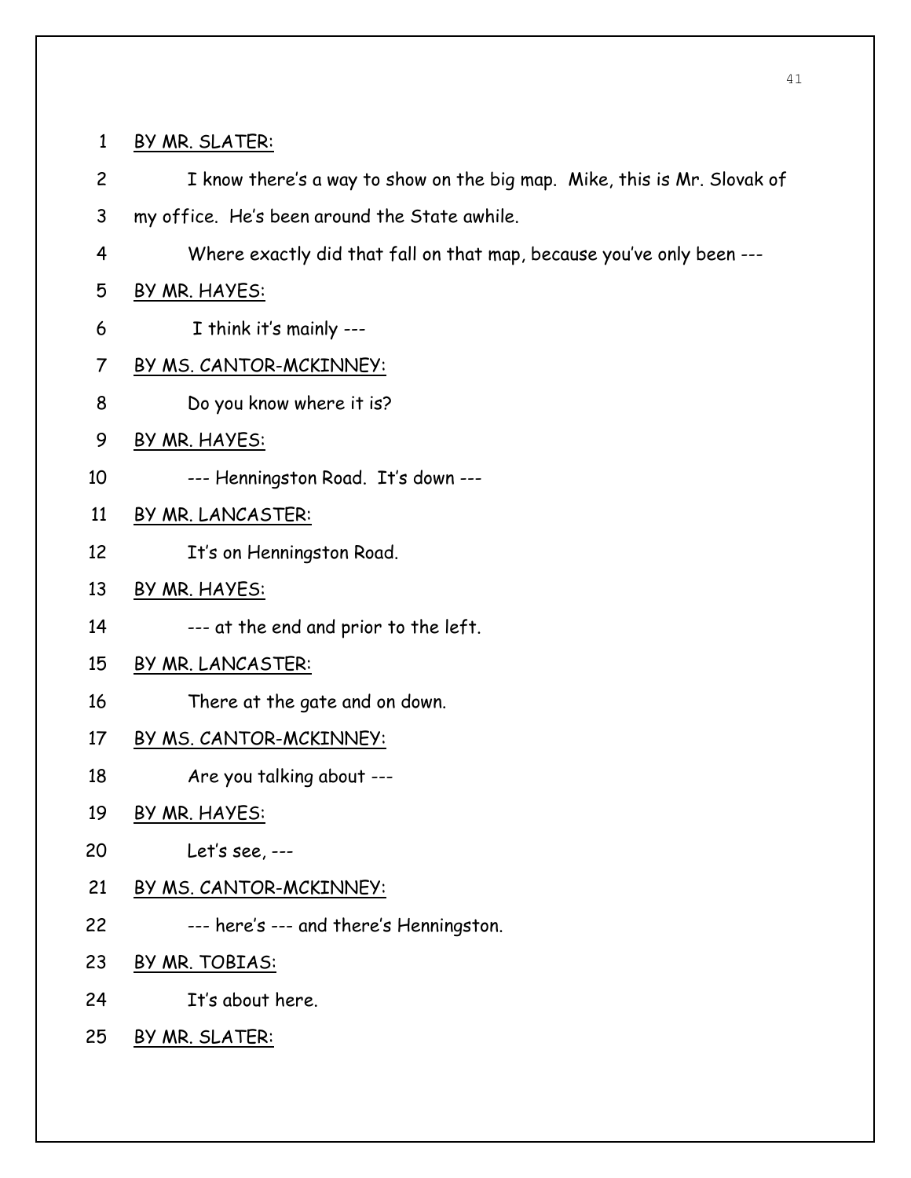1 BY MR. SLATER:

2 I know there's a way to show on the big map. Mike, this is Mr. Slovak of

3 my office. He's been around the State awhile.

4 Where exactly did that fall on that map, because you've only been ---

5 BY MR. HAYES:

6 I think it's mainly ---

7 BY MS. CANTOR-MCKINNEY:

8 Do you know where it is?

9 BY MR. HAYES:

10 --- Henningston Road. It's down ---

11 BY MR. LANCASTER:

12 It's on Henningston Road.

13 BY MR. HAYES:

14 --- at the end and prior to the left.

15 BY MR. LANCASTER:

16 There at the gate and on down.

17 BY MS. CANTOR-MCKINNEY:

18 Are you talking about ---

19 BY MR. HAYES:

20 Let's see, ---

21 BY MS. CANTOR-MCKINNEY:

22 --- here's --- and there's Henningston.

23 BY MR. TOBIAS:

24 It's about here.

25 BY MR. SLATER: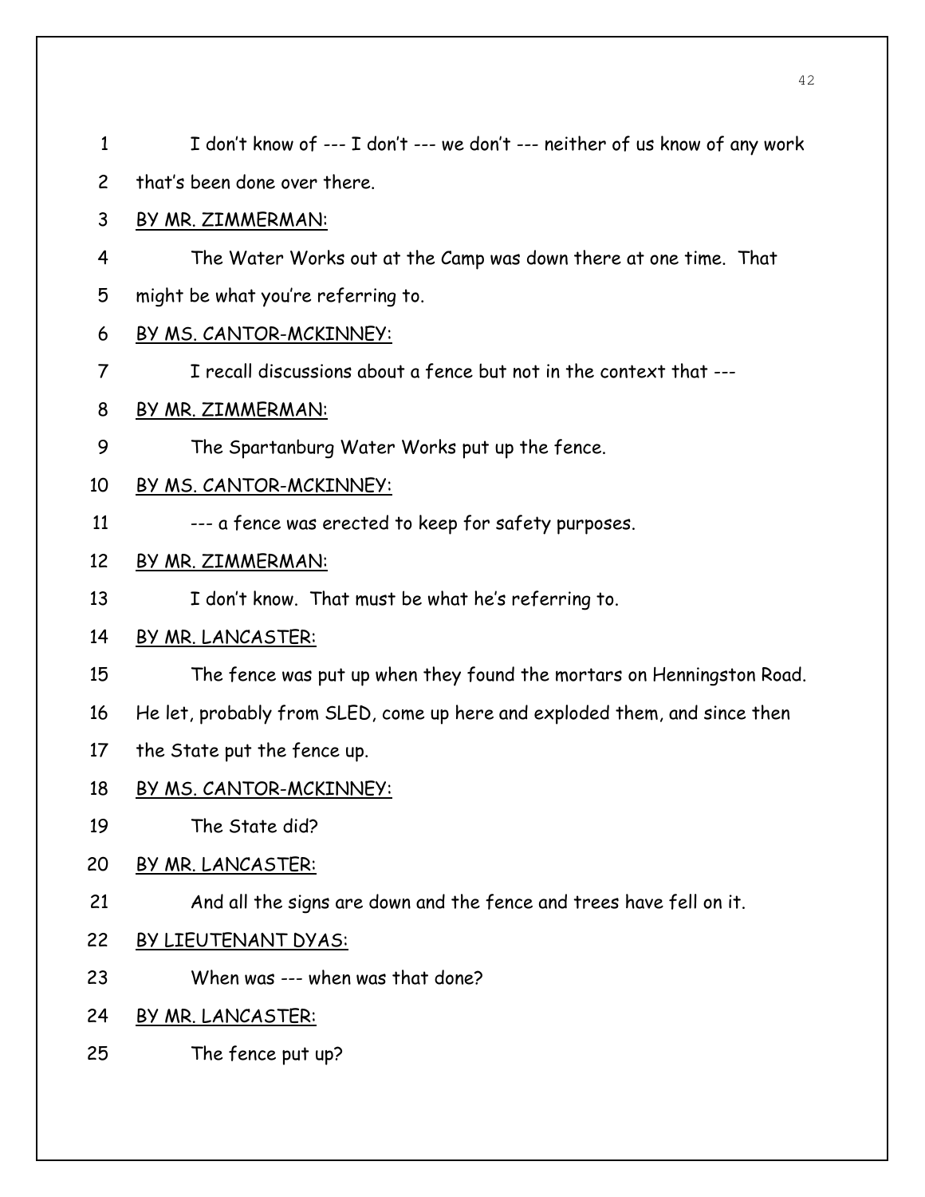I don't know of --- I don't --- we don't --- neither of us know of any work that's been done over there.

BY MR. ZIMMERMAN:

The Water Works out at the Camp was down there at one time. That might be what you're referring to.

BY MS. CANTOR-MCKINNEY:

I recall discussions about a fence but not in the context that ---

BY MR. ZIMMERMAN:

The Spartanburg Water Works put up the fence.

BY MS. CANTOR-MCKINNEY:

--- a fence was erected to keep for safety purposes.

BY MR. ZIMMERMAN:

I don't know. That must be what he's referring to.

BY MR. LANCASTER:

The fence was put up when they found the mortars on Henningston Road. He let, probably from SLED, come up here and exploded them, and since then the State put the fence up.

BY MS. CANTOR-MCKINNEY:

The State did?

BY MR. LANCASTER:

And all the signs are down and the fence and trees have fell on it.

BY LIEUTENANT DYAS:

When was --- when was that done?

BY MR. LANCASTER:

The fence put up?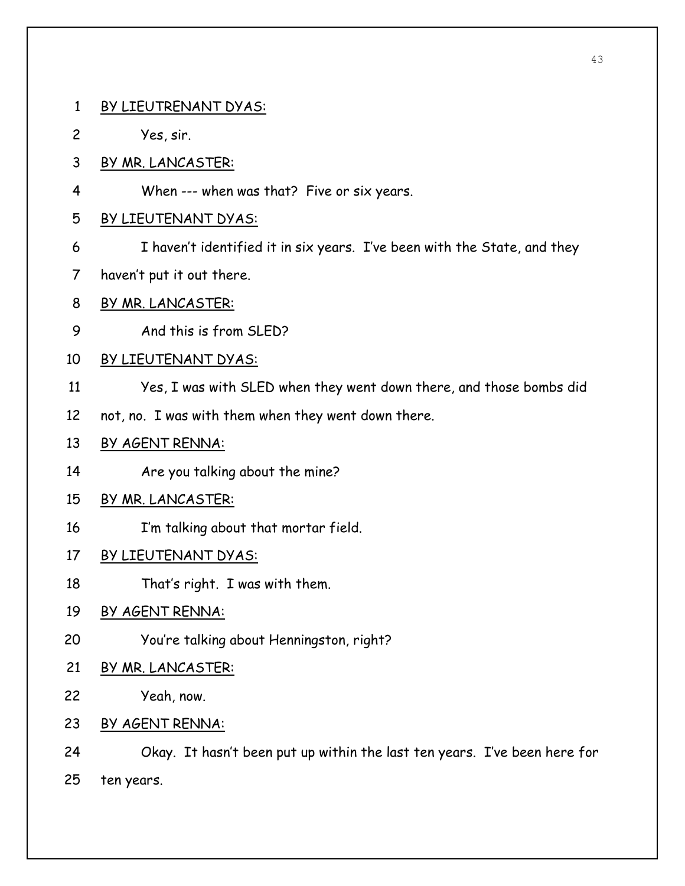1 <u>BY LIEUTRENANT DYAS:</u>

2 Yes, sir.

3 <u>BY MR. LANCASTER:</u>

4 When --- when was that? Five or six years.

5 <u>BY LIEUTENANT DYAS:</u>

6 I haven't identified it in six years. I've been with the State, and they

7 haven't put it out there.

8 <u>BY MR. LANCASTER:</u>

9 And this is from SLED?

10 <u>BY LIEUTENANT DYAS:</u>

11 Yes, I was with SLED when they went down there, and those bombs did

12 not, no. I was with them when they went down there.

13 <u>BY AGENT RENNA:</u>

14 Are you talking about the mine?

15 <u>BY MR. LANCASTER:</u>

16 I'm talking about that mortar field.

17 <u>BY LIEUTENANT DYAS:</u>

18 That's right. I was with them.

19 <u>BY AGENT RENNA:</u>

20 You're talking about Henningston, right?

21 <u>BY MR. LANCASTER:</u>

22 Yeah, now.

23 <u>BY AGENT RENNA:</u>

24 Okay. It hasn't been put up within the last ten years. I've been here for

25 ten years.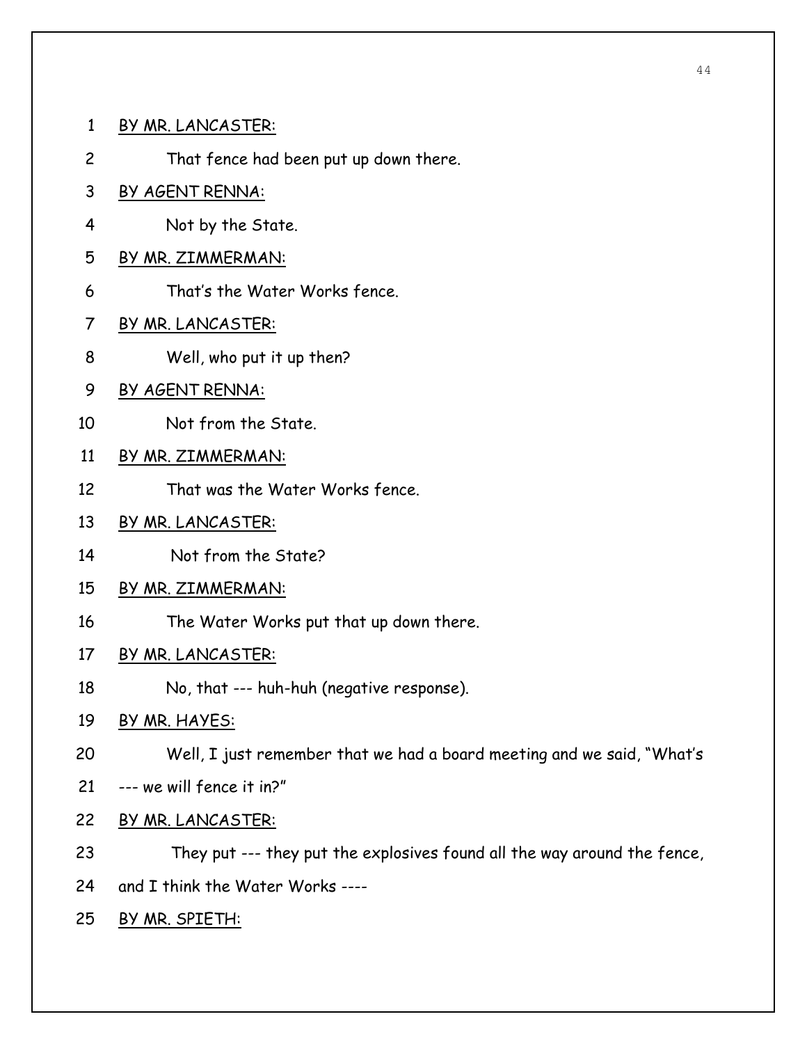1 BY MR. LANCASTER:

2 That fence had been put up down there.

3 BY AGENT RENNA:

4 Not by the State.

5 BY MR. ZIMMERMAN:

6 That's the Water Works fence.

7 BY MR. LANCASTER:

8 Well, who put it up then?

9 BY AGENT RENNA:

10 Not from the State.

11 BY MR. ZIMMERMAN:

12 That was the Water Works fence.

13 BY MR. LANCASTER:

14 Not from the State?

15 BY MR. ZIMMERMAN:

16 The Water Works put that up down there.

17 BY MR. LANCASTER:

18 No, that --- huh-huh (negative response).

19 BY MR. HAYES:

20 Well, I just remember that we had a board meeting and we said, "What's

21 --- we will fence it in?"

22 BY MR. LANCASTER:

23 They put --- they put the explosives found all the way around the fence,

24 and I think the Water Works ----

25 BY MR. SPIETH: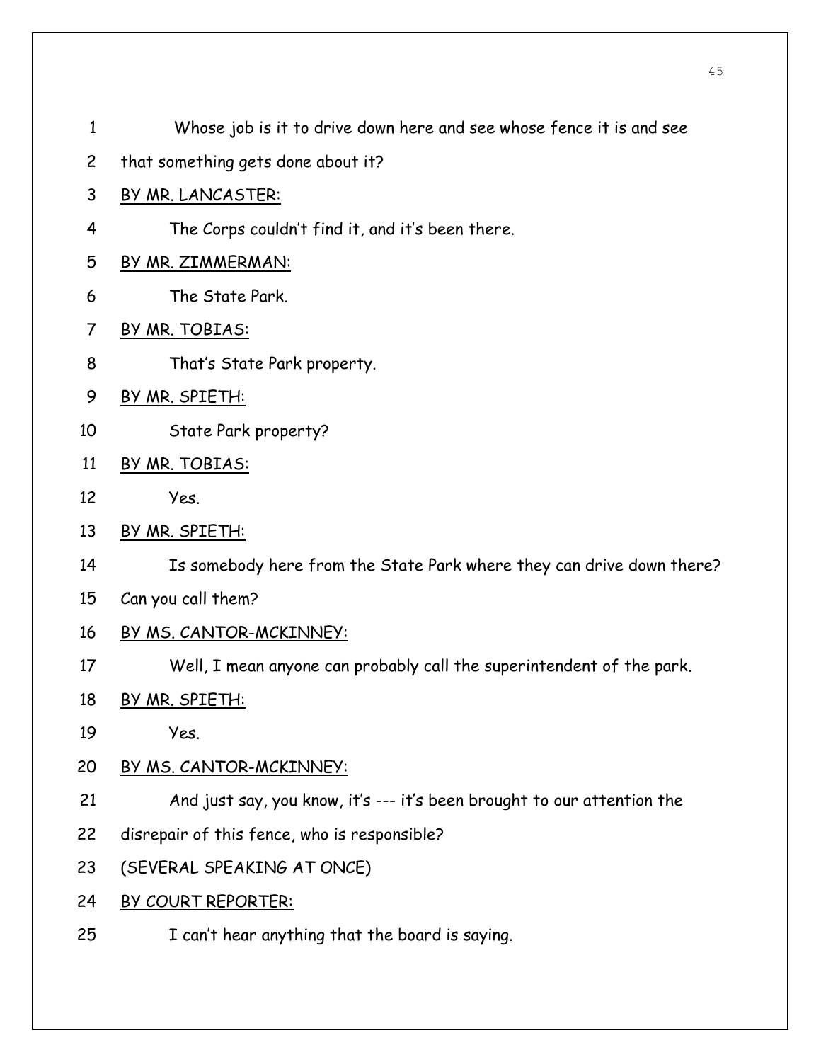Whose job is it to drive down here and see whose fence it is and see that something gets done about it?

<u>BY MR. LANCASTER:</u>

The Corps couldn't find it, and it's been there.

<u>BY MR. ZIMMERMAN:</u>

The State Park.

<u>BY MR. TOBIAS:</u>

That's State Park property.

<u>BY MR. SPIETH:</u>

State Park property?

<u>BY MR. TOBIAS:</u>

Yes.

<u>BY MR. SPIETH:</u>

Is somebody here from the State Park where they can drive down there? Can you call them?

<u>BY MS. CANTOR-MCKINNEY:</u>

Well, I mean anyone can probably call the superintendent of the park.

<u>BY MR. SPIETH:</u>

Yes.

<u>BY MS. CANTOR-MCKINNEY:</u>

And just say, you know, it's --- it's been brought to our attention the disrepair of this fence, who is responsible?

(SEVERAL SPEAKING AT ONCE)

<u>BY COURT REPORTER:</u>

I can't hear anything that the board is saying.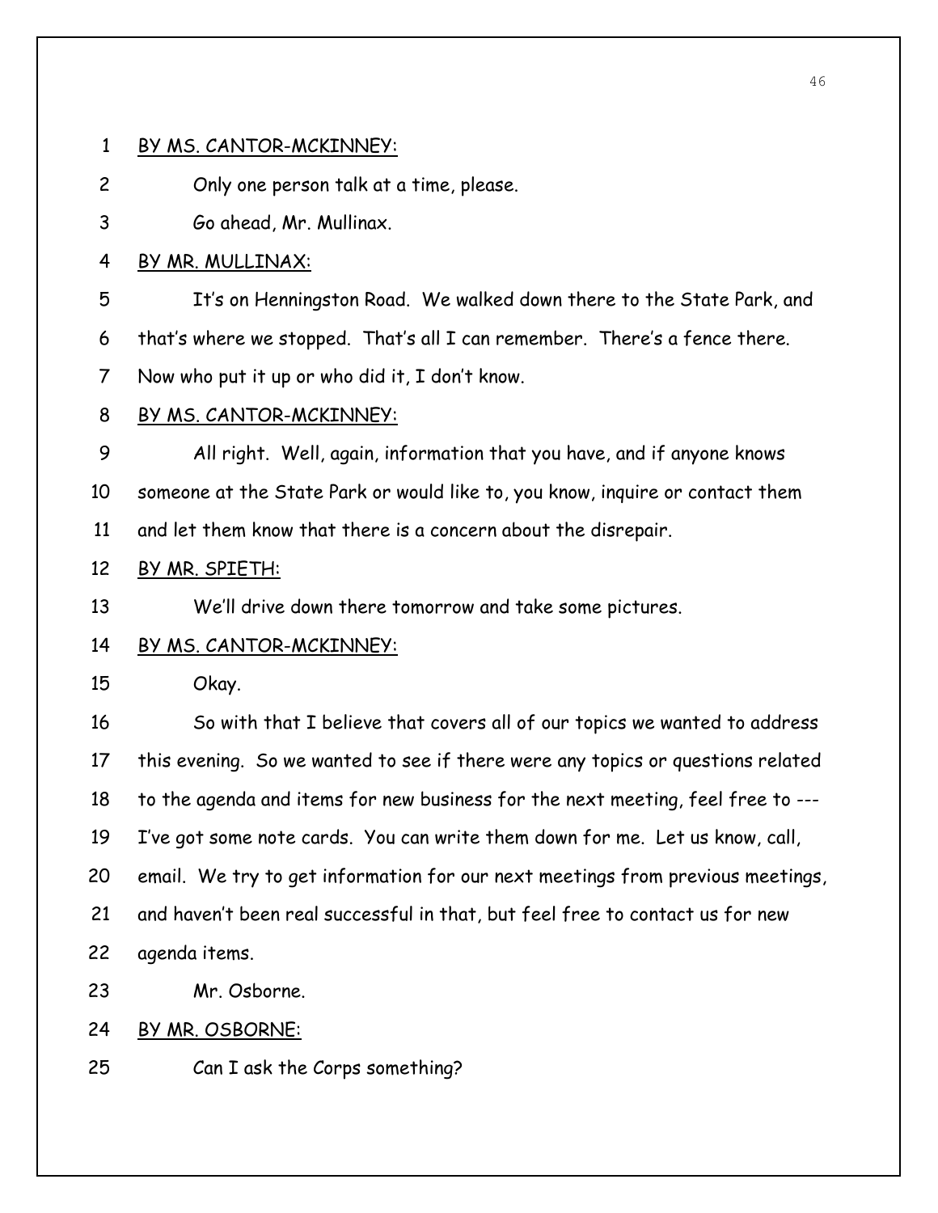BY MS. CANTOR-MCKINNEY:

Only one person talk at a time, please.

Go ahead, Mr. Mullinax.

BY MR. MULLINAX:

It's on Henningston Road. We walked down there to the State Park, and that's where we stopped. That's all I can remember. There's a fence there. Now who put it up or who did it, I don't know.

BY MS. CANTOR-MCKINNEY:

All right. Well, again, information that you have, and if anyone knows someone at the State Park or would like to, you know, inquire or contact them and let them know that there is a concern about the disrepair.

BY MR. SPIETH:

We'll drive down there tomorrow and take some pictures.

BY MS. CANTOR-MCKINNEY:

Okay.

So with that I believe that covers all of our topics we wanted to address this evening. So we wanted to see if there were any topics or questions related to the agenda and items for new business for the next meeting, feel free to --- I've got some note cards. You can write them down for me. Let us know, call, email. We try to get information for our next meetings from previous meetings, and haven't been real successful in that, but feel free to contact us for new agenda items.

Mr. Osborne.

BY MR. OSBORNE:

Can I ask the Corps something?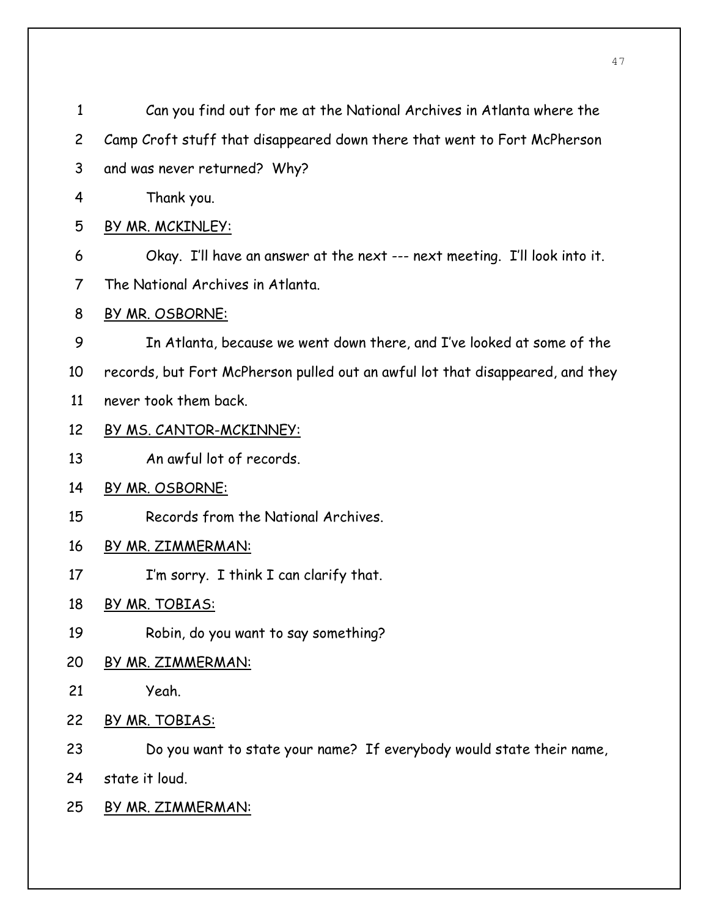1 Can you find out for me at the National Archives in Atlanta where the

2 Camp Croft stuff that disappeared down there that went to Fort McPherson

3 and was never returned? Why?

4 Thank you.

5 <u>BY MR. MCKINLEY:</u>

6 Okay. I'll have an answer at the next --- next meeting. I'll look into it.

7 The National Archives in Atlanta.

8 <u>BY MR. OSBORNE:</u>

9 In Atlanta, because we went down there, and I've looked at some of the

10 records, but Fort McPherson pulled out an awful lot that disappeared, and they

11 never took them back.

12 <u>BY MS. CANTOR-MCKINNEY:</u>

13 An awful lot of records.

14 <u>BY MR. OSBORNE:</u>

15 Records from the National Archives.

16 <u>BY MR. ZIMMERMAN:</u>

17 I'm sorry. I think I can clarify that.

18 <u>BY MR. TOBIAS:</u>

19 Robin, do you want to say something?

20 <u>BY MR. ZIMMERMAN:</u>

21 Yeah.

22 <u>BY MR. TOBIAS:</u>

23 Do you want to state your name? If everybody would state their name,

24 state it loud.

25 <u>BY MR. ZIMMERMAN:</u>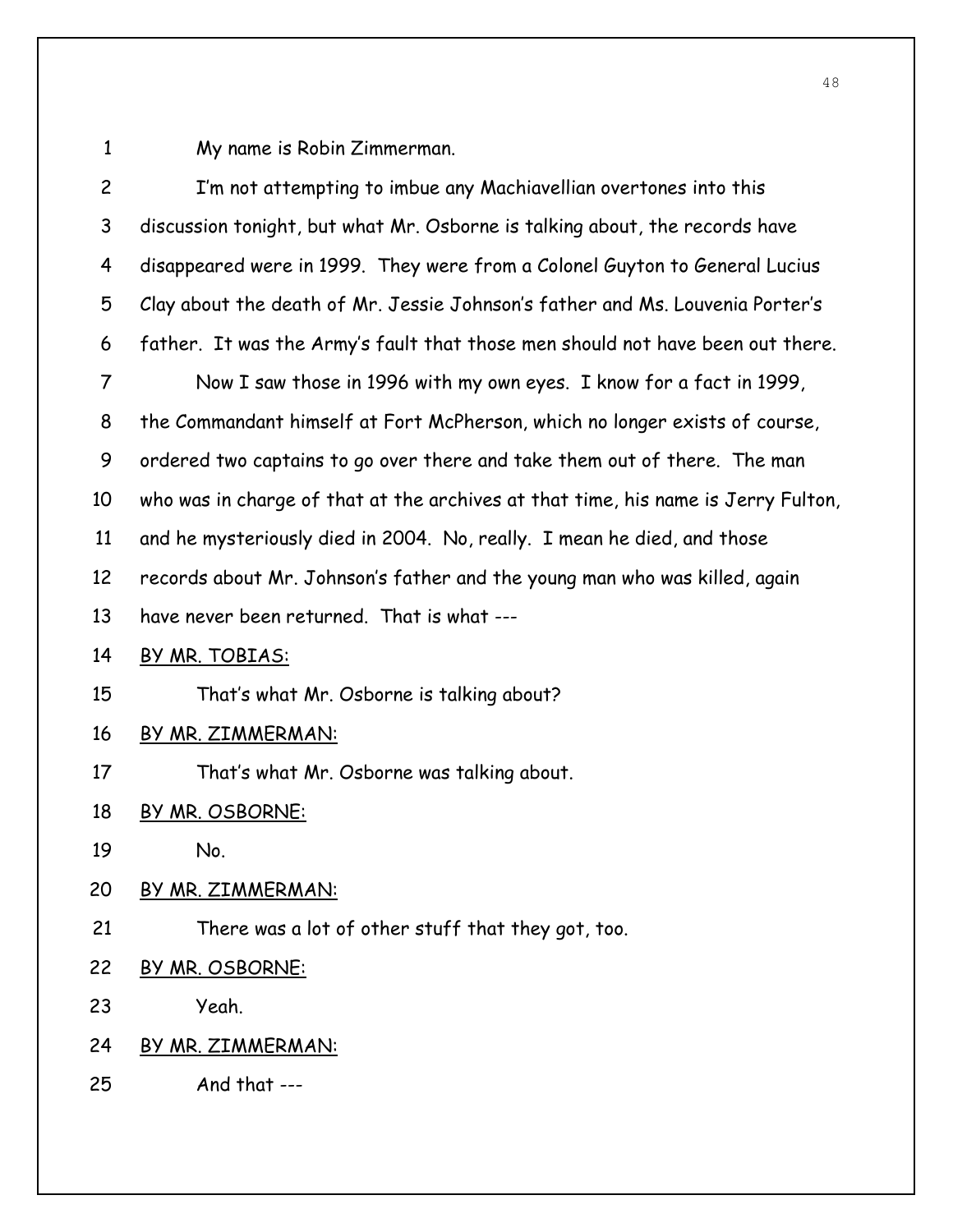My name is Robin Zimmerman.

I'm not attempting to imbue any Machiavellian overtones into this discussion tonight, but what Mr. Osborne is talking about, the records have disappeared were in 1999. They were from a Colonel Guyton to General Lucius Clay about the death of Mr. Jessie Johnson's father and Ms. Louvenia Porter's father. It was the Army's fault that those men should not have been out there.

Now I saw those in 1996 with my own eyes. I know for a fact in 1999, the Commandant himself at Fort McPherson, which no longer exists of course, ordered two captains to go over there and take them out of there. The man who was in charge of that at the archives at that time, his name is Jerry Fulton, and he mysteriously died in 2004. No, really. I mean he died, and those records about Mr. Johnson's father and the young man who was killed, again have never been returned. That is what ---

BY MR. TOBIAS:

That's what Mr. Osborne is talking about?

BY MR. ZIMMERMAN:

That's what Mr. Osborne was talking about.

BY MR. OSBORNE:

No.

BY MR. ZIMMERMAN:

There was a lot of other stuff that they got, too.

BY MR. OSBORNE:

Yeah.

BY MR. ZIMMERMAN:

And that ---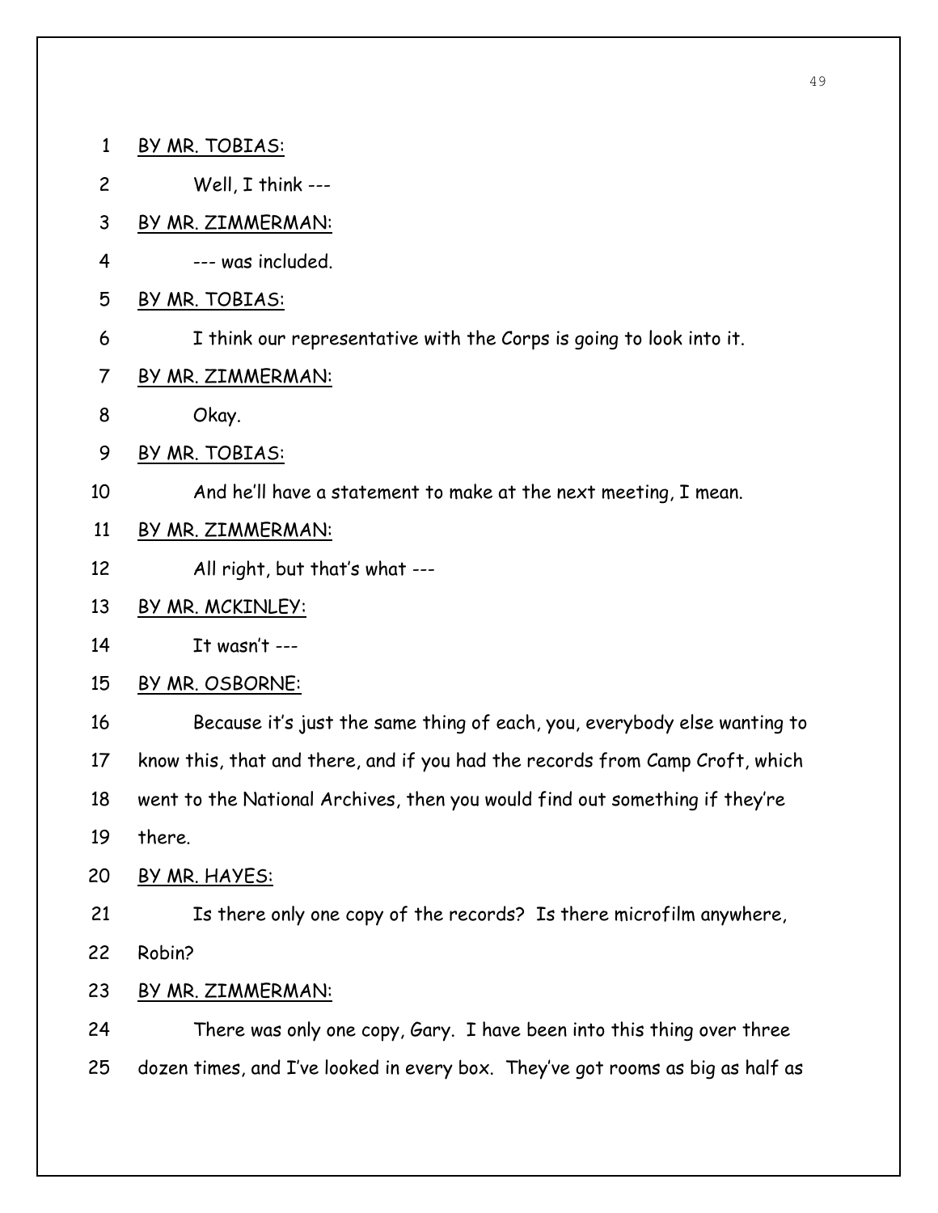BY MR. TOBIAS:

Well, I think ---

BY MR. ZIMMERMAN:

--- was included.

BY MR. TOBIAS:

I think our representative with the Corps is going to look into it.

BY MR. ZIMMERMAN:

Okay.

BY MR. TOBIAS:

And he'll have a statement to make at the next meeting, I mean.

BY MR. ZIMMERMAN:

All right, but that's what ---

BY MR. MCKINLEY:

It wasn't ---

BY MR. OSBORNE:

Because it's just the same thing of each, you, everybody else wanting to know this, that and there, and if you had the records from Camp Croft, which went to the National Archives, then you would find out something if they're there.

BY MR. HAYES:

Is there only one copy of the records? Is there microfilm anywhere, Robin?

BY MR. ZIMMERMAN:

There was only one copy, Gary. I have been into this thing over three dozen times, and I've looked in every box. They've got rooms as big as half as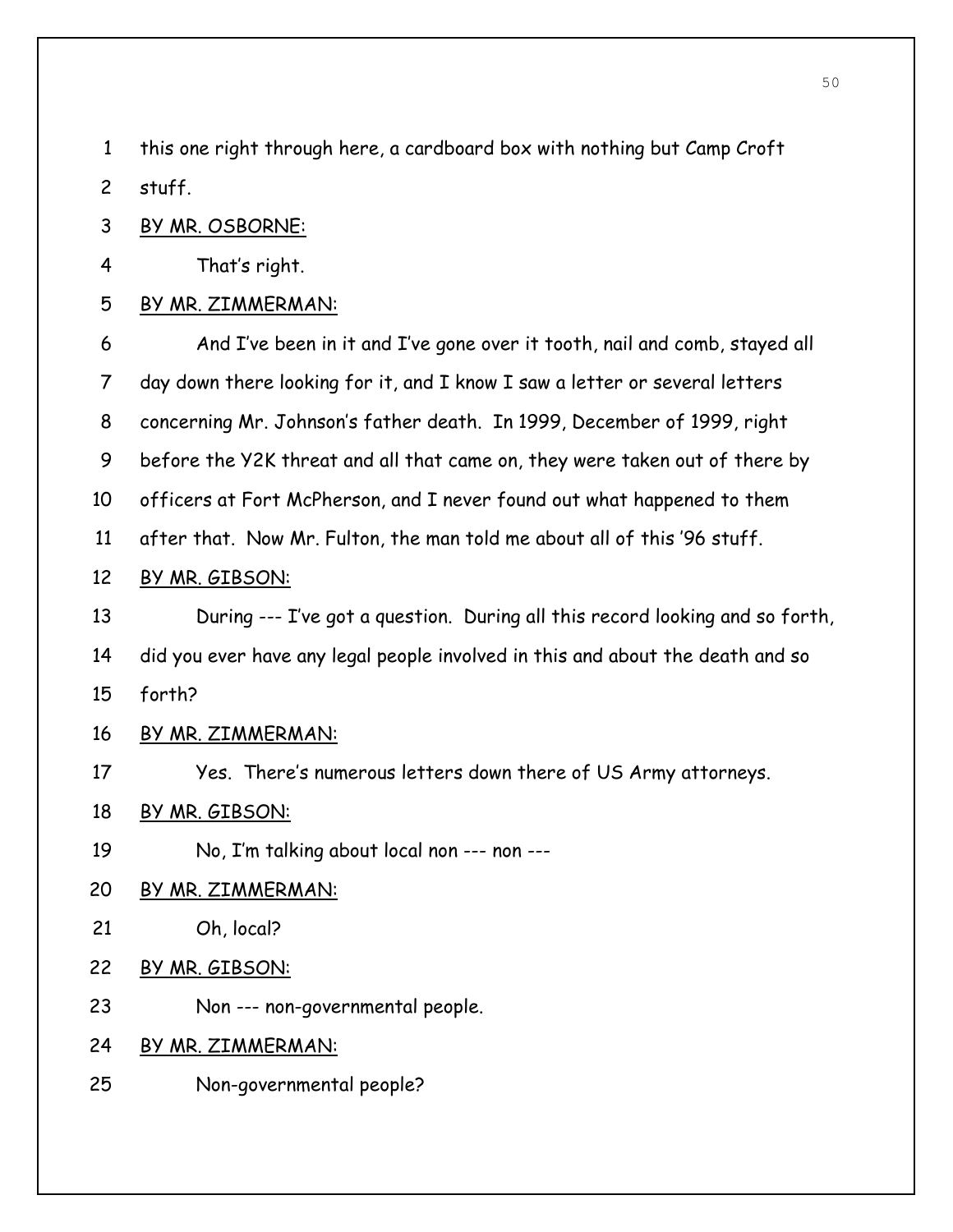this one right through here, a cardboard box with nothing but Camp Croft stuff.

BY MR. OSBORNE:

That's right.

BY MR. ZIMMERMAN:

And I've been in it and I've gone over it tooth, nail and comb, stayed all day down there looking for it, and I know I saw a letter or several letters concerning Mr. Johnson's father death. In 1999, December of 1999, right before the Y2K threat and all that came on, they were taken out of there by officers at Fort McPherson, and I never found out what happened to them after that. Now Mr. Fulton, the man told me about all of this '96 stuff.

BY MR. GIBSON:

During --- I've got a question. During all this record looking and so forth, did you ever have any legal people involved in this and about the death and so forth?

BY MR. ZIMMERMAN:

Yes. There's numerous letters down there of US Army attorneys.

BY MR. GIBSON:

No, I'm talking about local non --- non ---

BY MR. ZIMMERMAN:

Oh, local?

BY MR. GIBSON:

Non --- non-governmental people.

BY MR. ZIMMERMAN:

Non-governmental people?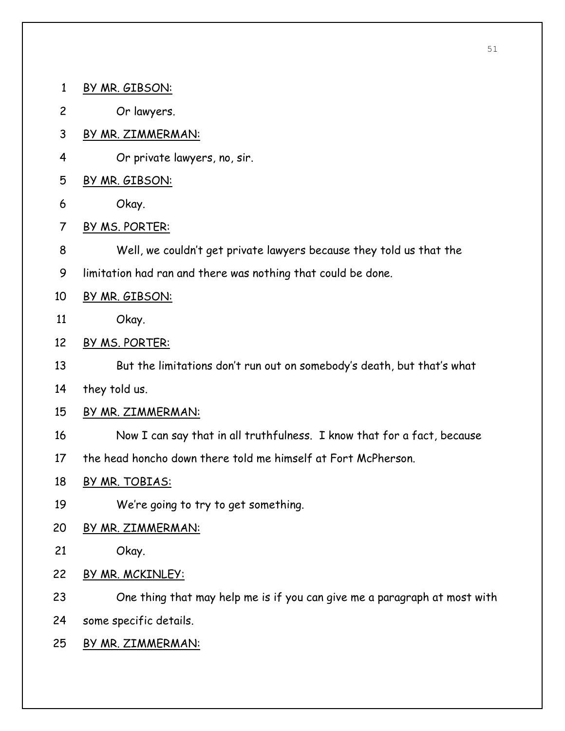BY MR. GIBSON:

Or lawyers.

BY MR. ZIMMERMAN:

Or private lawyers, no, sir.

BY MR. GIBSON:

Okay.

BY MS. PORTER:

Well, we couldn't get private lawyers because they told us that the limitation had ran and there was nothing that could be done.

BY MR. GIBSON:

Okay.

BY MS. PORTER:

But the limitations don't run out on somebody's death, but that's what they told us.

BY MR. ZIMMERMAN:

Now I can say that in all truthfulness. I know that for a fact, because the head honcho down there told me himself at Fort McPherson.

BY MR. TOBIAS:

We're going to try to get something.

BY MR. ZIMMERMAN:

Okay.

BY MR. MCKINLEY:

One thing that may help me is if you can give me a paragraph at most with some specific details.

BY MR. ZIMMERMAN: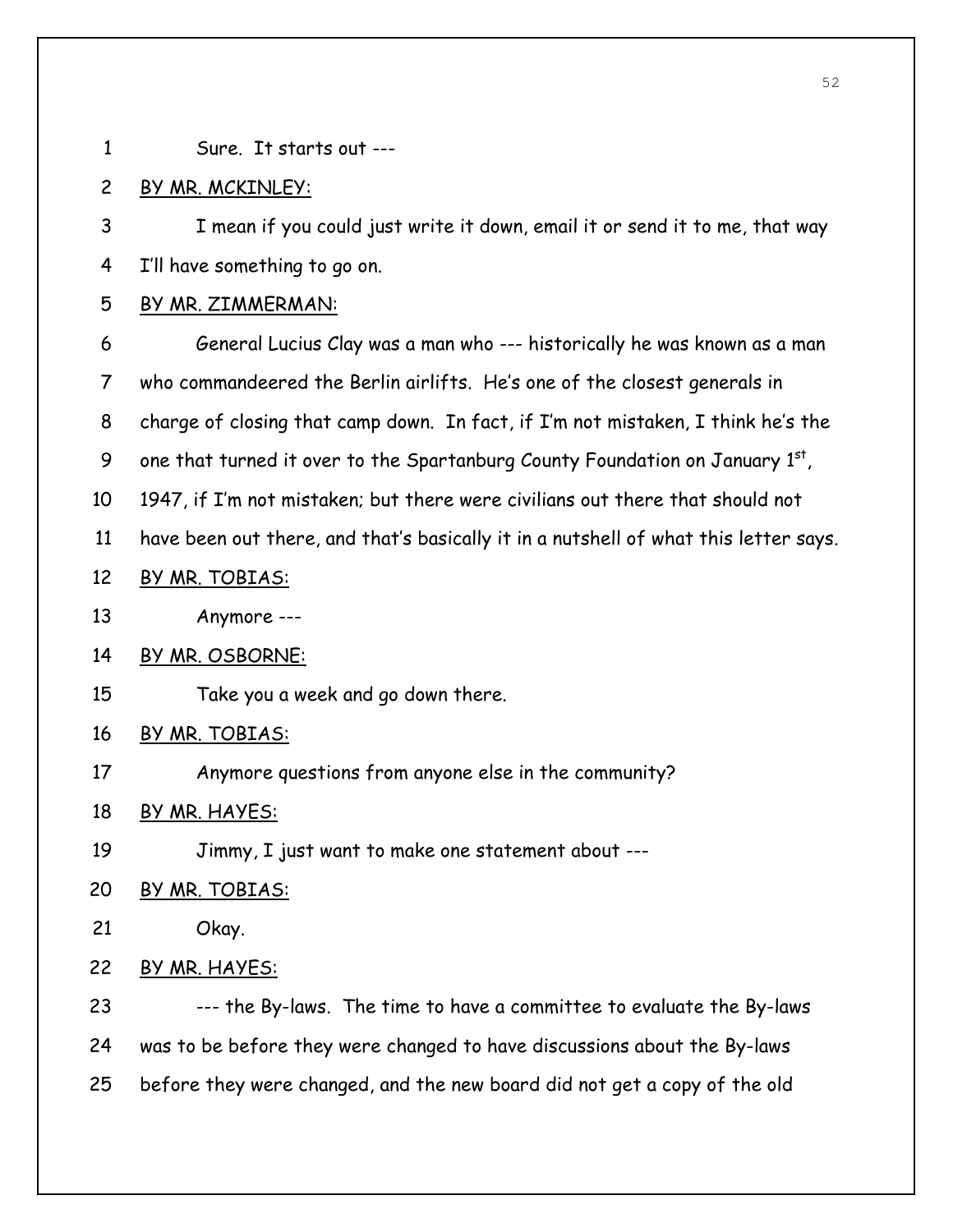Sure. It starts out ---

BY MR. MCKINLEY:

I mean if you could just write it down, email it or send it to me, that way I'll have something to go on.

BY MR. ZIMMERMAN:

General Lucius Clay was a man who --- historically he was known as a man who commandeered the Berlin airlifts. He's one of the closest generals in charge of closing that camp down. In fact, if I'm not mistaken, I think he's the one that turned it over to the Spartanburg County Foundation on January 1st, 1947, if I'm not mistaken; but there were civilians out there that should not have been out there, and that's basically it in a nutshell of what this letter says.

BY MR. TOBIAS:

Anymore ---

BY MR. OSBORNE:

Take you a week and go down there.

BY MR. TOBIAS:

Anymore questions from anyone else in the community?

BY MR. HAYES:

Jimmy, I just want to make one statement about ---

BY MR. TOBIAS:

Okay.

BY MR. HAYES:

--- the By-laws. The time to have a committee to evaluate the By-laws was to be before they were changed to have discussions about the By-laws before they were changed, and the new board did not get a copy of the old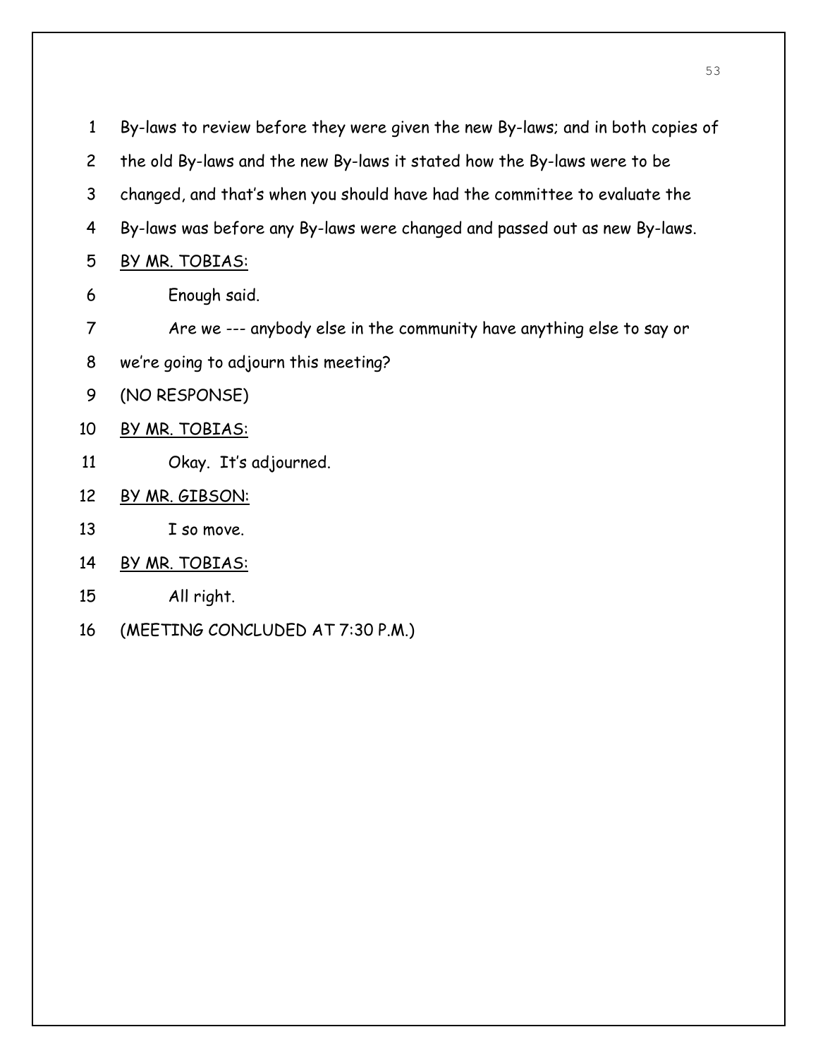By-laws to review before they were given the new By-laws; and in both copies of the old By-laws and the new By-laws it stated how the By-laws were to be changed, and that's when you should have had the committee to evaluate the By-laws was before any By-laws were changed and passed out as new By-laws.

BY MR. TOBIAS:

Enough said.

Are we --- anybody else in the community have anything else to say or we're going to adjourn this meeting?

(NO RESPONSE)

BY MR. TOBIAS:

Okay. It's adjourned.

BY MR. GIBSON:

I so move.

BY MR. TOBIAS:

All right.

(MEETING CONCLUDED AT 7:30 P.M.)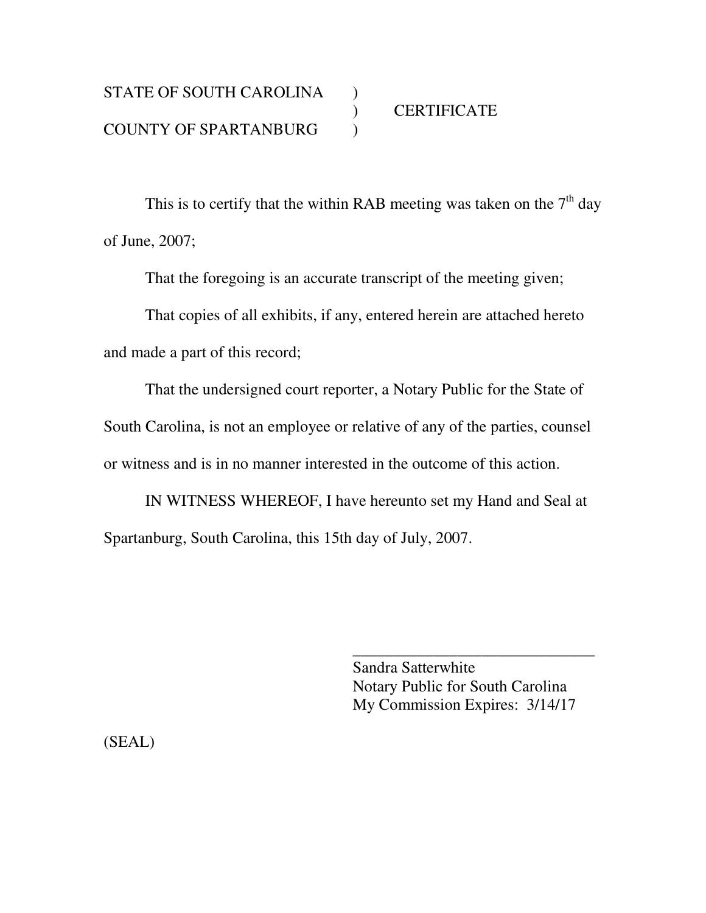STATE OF SOUTH CAROLINA )
) CERTIFICATE
COUNTY OF SPARTANBURG )

This is to certify that the within RAB meeting was taken on the 7th day of June, 2007;

That the foregoing is an accurate transcript of the meeting given;

That copies of all exhibits, if any, entered herein are attached hereto and made a part of this record;

That the undersigned court reporter, a Notary Public for the State of South Carolina, is not an employee or relative of any of the parties, counsel or witness and is in no manner interested in the outcome of this action.

IN WITNESS WHEREOF, I have hereunto set my Hand and Seal at Spartanburg, South Carolina, this 15th day of July, 2007.

\_\_\_\_\_\_\_\_\_\_\_\_\_\_\_\_\_\_\_\_\_\_\_\_\_\_\_\_\_\_\_\_

Sandra Satterwhite
Notary Public for South Carolina
My Commission Expires: 3/14/17

(SEAL)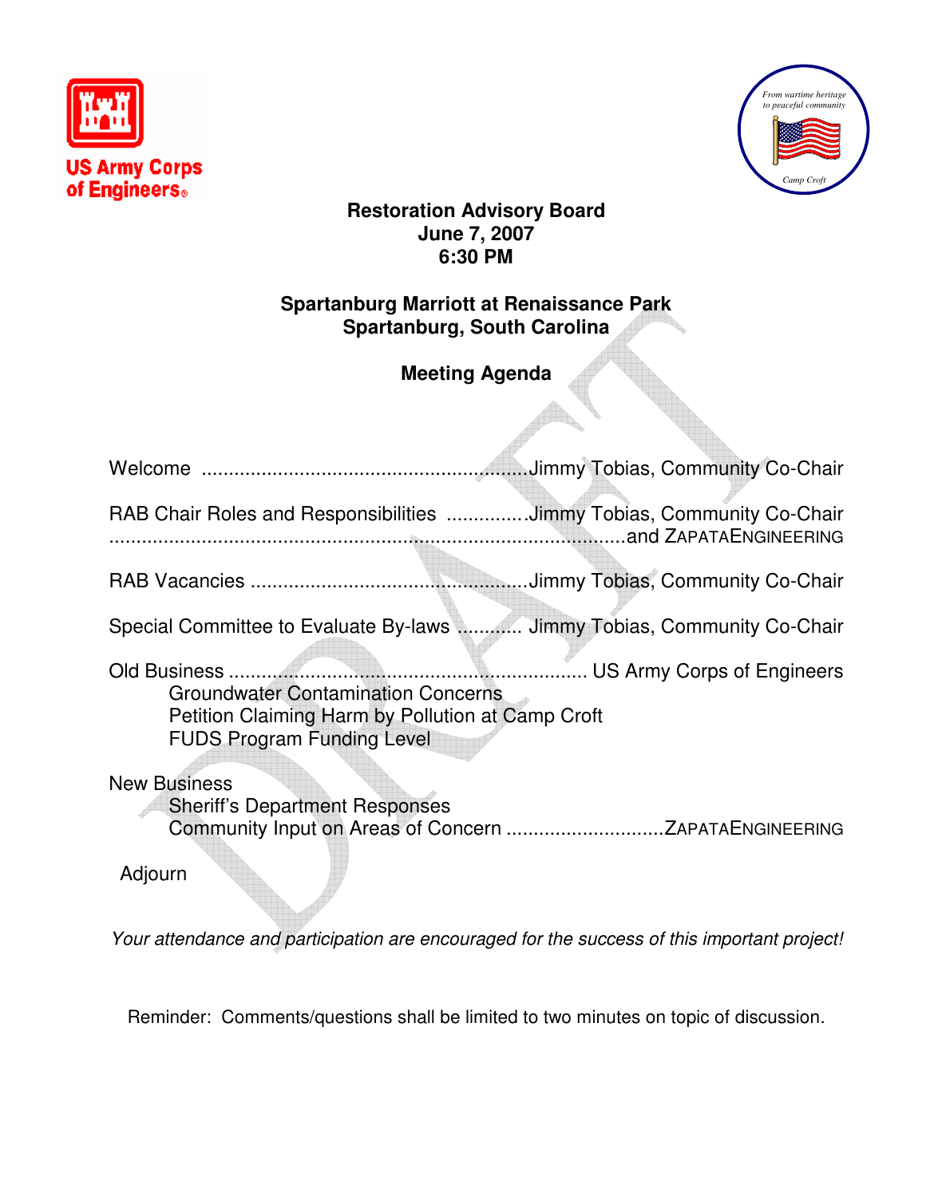US Army Corps of Engineers

From wartime heritage to peaceful community

Camp Croft

**Restoration Advisory Board**
**June 7, 2007**
**6:30 PM**

**Spartanburg Marriott at Renaissance Park**
**Spartanburg, South Carolina**

**Meeting Agenda**

Welcome ..........................................................Jimmy Tobias, Community Co-Chair

RAB Chair Roles and Responsibilities ..............Jimmy Tobias, Community Co-Chair
..........................................................................................and ZAPATAENGINEERING

RAB Vacancies ..................................................Jimmy Tobias, Community Co-Chair

Special Committee to Evaluate By-laws ............ Jimmy Tobias, Community Co-Chair

Old Business ................................................................ US Army Corps of Engineers

- Groundwater Contamination Concerns
- Petition Claiming Harm by Pollution at Camp Croft
- FUDS Program Funding Level

New Business

- Sheriff's Department Responses
- Community Input on Areas of Concern .............................ZAPATAENGINEERING

Adjourn

*Your attendance and participation are encouraged for the success of this important project!*

Reminder: Comments/questions shall be limited to two minutes on topic of discussion.

DRAFT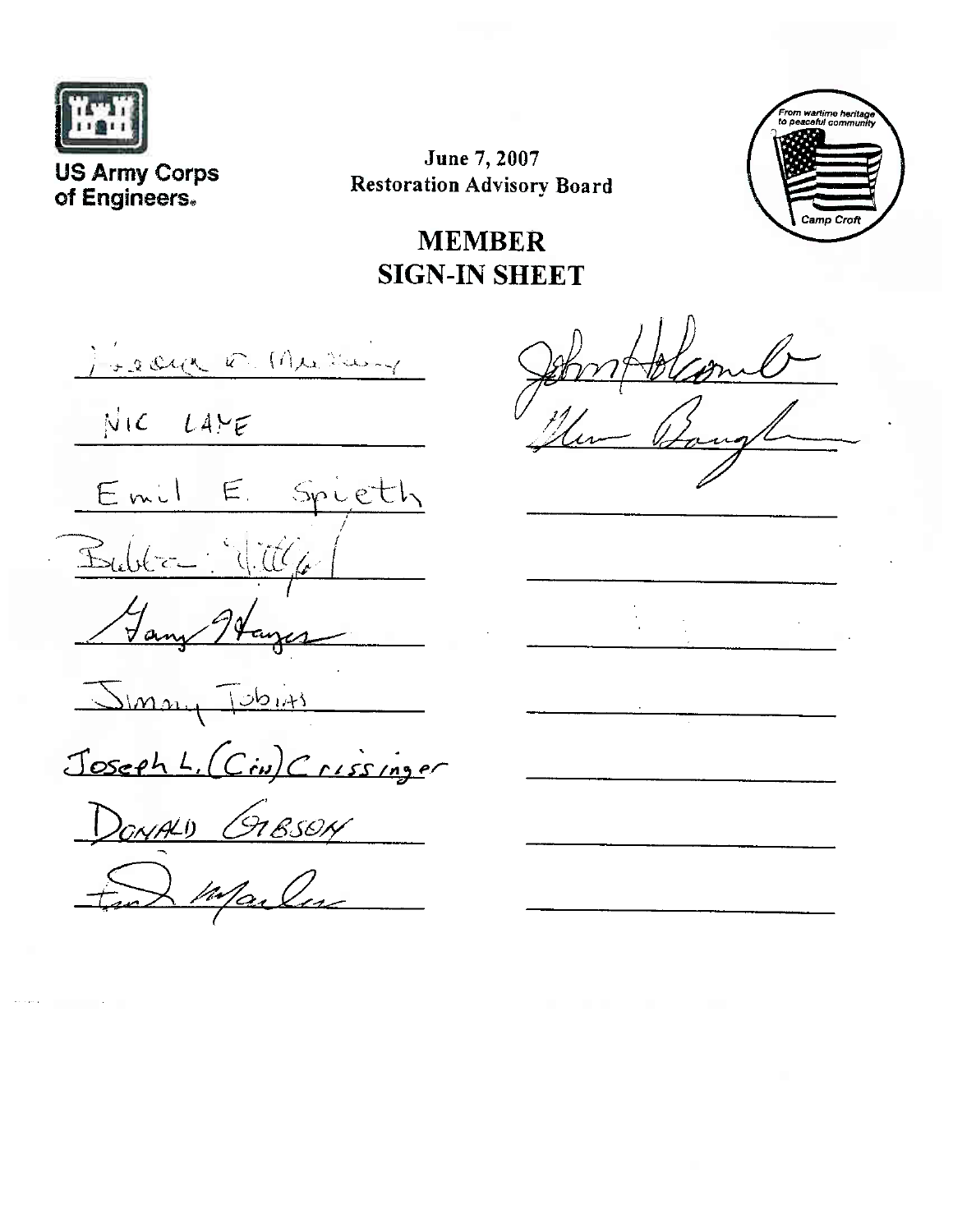US Army Corps of Engineers

June 7, 2007
Restoration Advisory Board

From wartime heritage to peaceful community
Camp Croft

# MEMBER SIGN-IN SHEET

| | |
|---|---|
| Horace W. Murray | John Holcomb |
| NIC LANE | Glen Baugh |
| Emil E. Spieth | |
| Bubba Tillotson | |
| Gary Hayes | |
| Jimmy Tobias | |
| Joseph L. (Cin) Crissinger | |
| DONALD GIBSON | |
| Fred Marlow | |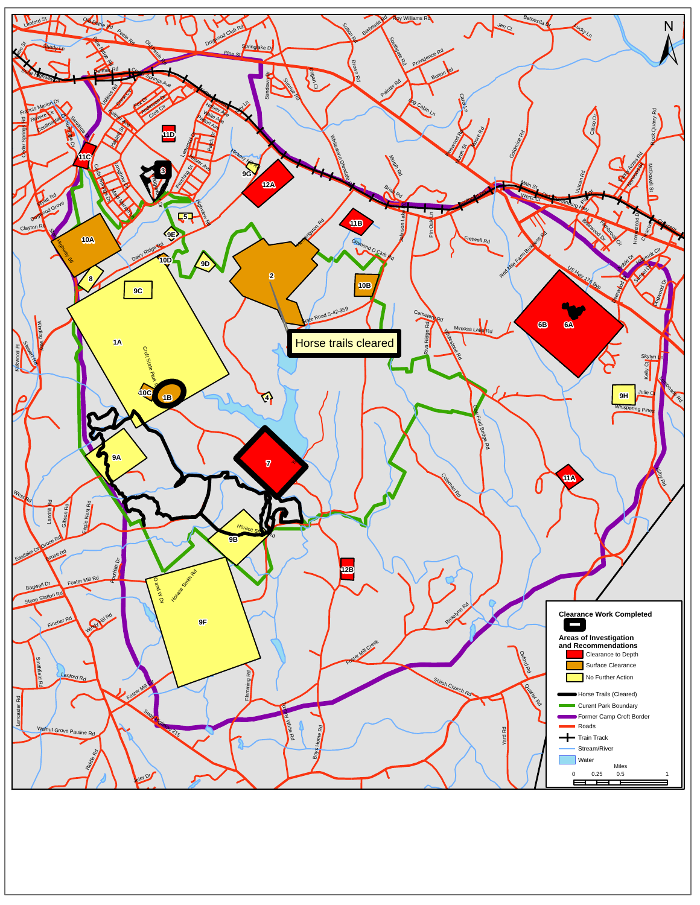N

Horse trails cleared

1A
1B
2
3
4
5
6A
6B
7
8
9A
9B
9C
9D
9E
9F
9G
9H
10A
10B
10C
10D
11A
11B
11C
11D
12A
12B

**Clearance Work Completed**

**Areas of Investigation and Recommendations**

Clearance to Depth

Surface Clearance

No Further Action

Horse Trails (Cleared)

Curent Park Boundary

Former Camp Croft Border

Roads

Train Track

Stream/River

Water

Miles

0 0.25 0.5 1